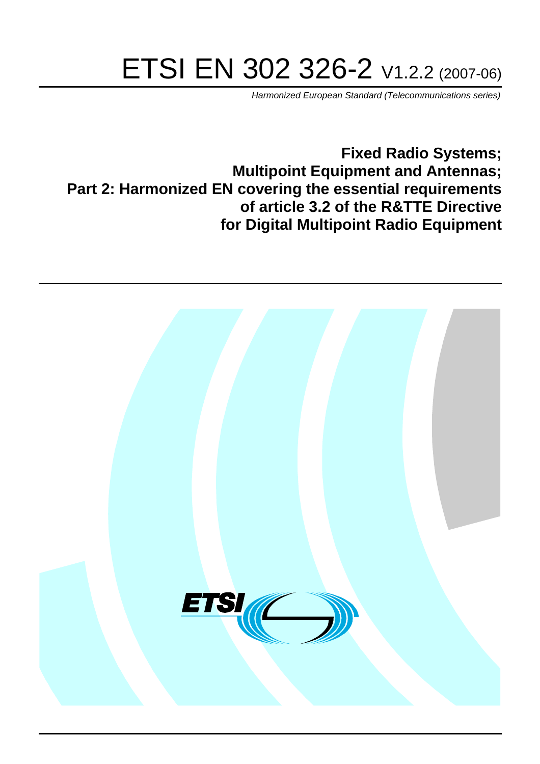# ETSI EN 302 326-2 V1.2.2 (2007-06)

*Harmonized European Standard (Telecommunications series)*

**Fixed Radio Systems;**
**Multipoint Equipment and Antennas;**
**Part 2: Harmonized EN covering the essential requirements of article 3.2 of the R&TTE Directive for Digital Multipoint Radio Equipment**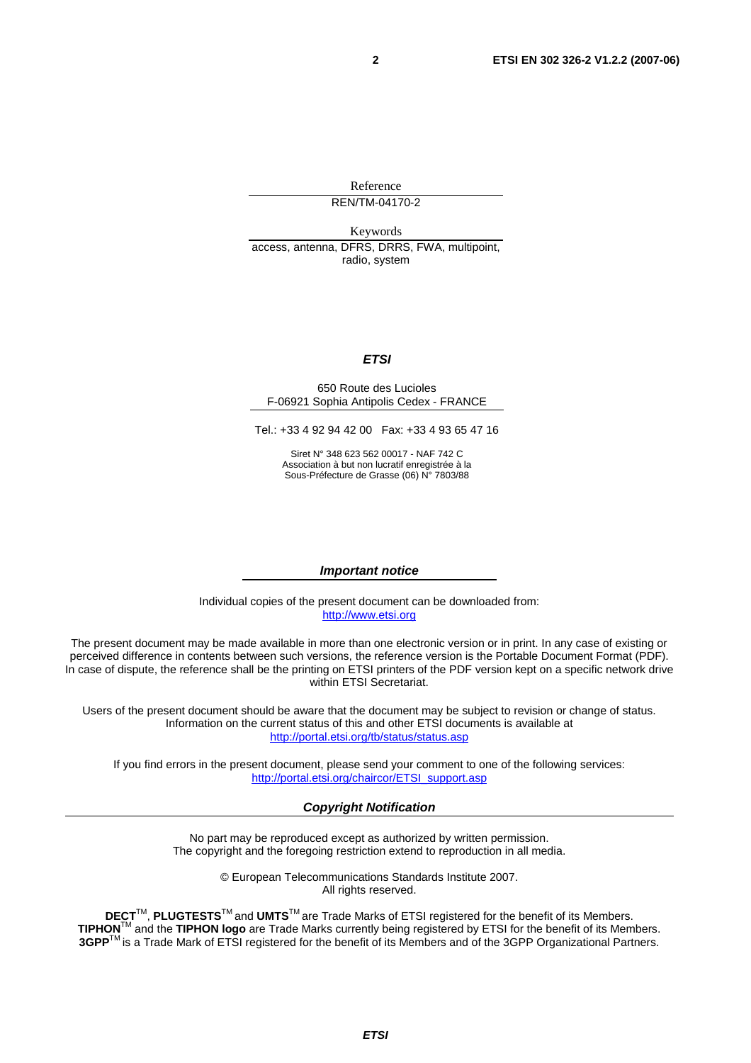Reference

REN/TM-04170-2

Keywords

access, antenna, DFRS, DRRS, FWA, multipoint, radio, system

***ETSI***

650 Route des Lucioles
F-06921 Sophia Antipolis Cedex - FRANCE

Tel.: +33 4 92 94 42 00 Fax: +33 4 93 65 47 16

Siret N° 348 623 562 00017 - NAF 742 C
Association à but non lucratif enregistrée à la
Sous-Préfecture de Grasse (06) N° 7803/88

***Important notice***

Individual copies of the present document can be downloaded from:
http://www.etsi.org

The present document may be made available in more than one electronic version or in print. In any case of existing or perceived difference in contents between such versions, the reference version is the Portable Document Format (PDF). In case of dispute, the reference shall be the printing on ETSI printers of the PDF version kept on a specific network drive within ETSI Secretariat.

Users of the present document should be aware that the document may be subject to revision or change of status. Information on the current status of this and other ETSI documents is available at
http://portal.etsi.org/tb/status/status.asp

If you find errors in the present document, please send your comment to one of the following services:
http://portal.etsi.org/chaircor/ETSI_support.asp

***Copyright Notification***

No part may be reproduced except as authorized by written permission.
The copyright and the foregoing restriction extend to reproduction in all media.

© European Telecommunications Standards Institute 2007.
All rights reserved.

**DECT**TM, **PLUGTESTS**TM and **UMTS**TM are Trade Marks of ETSI registered for the benefit of its Members.
**TIPHON**TM and the **TIPHON logo** are Trade Marks currently being registered by ETSI for the benefit of its Members.
**3GPP**TM is a Trade Mark of ETSI registered for the benefit of its Members and of the 3GPP Organizational Partners.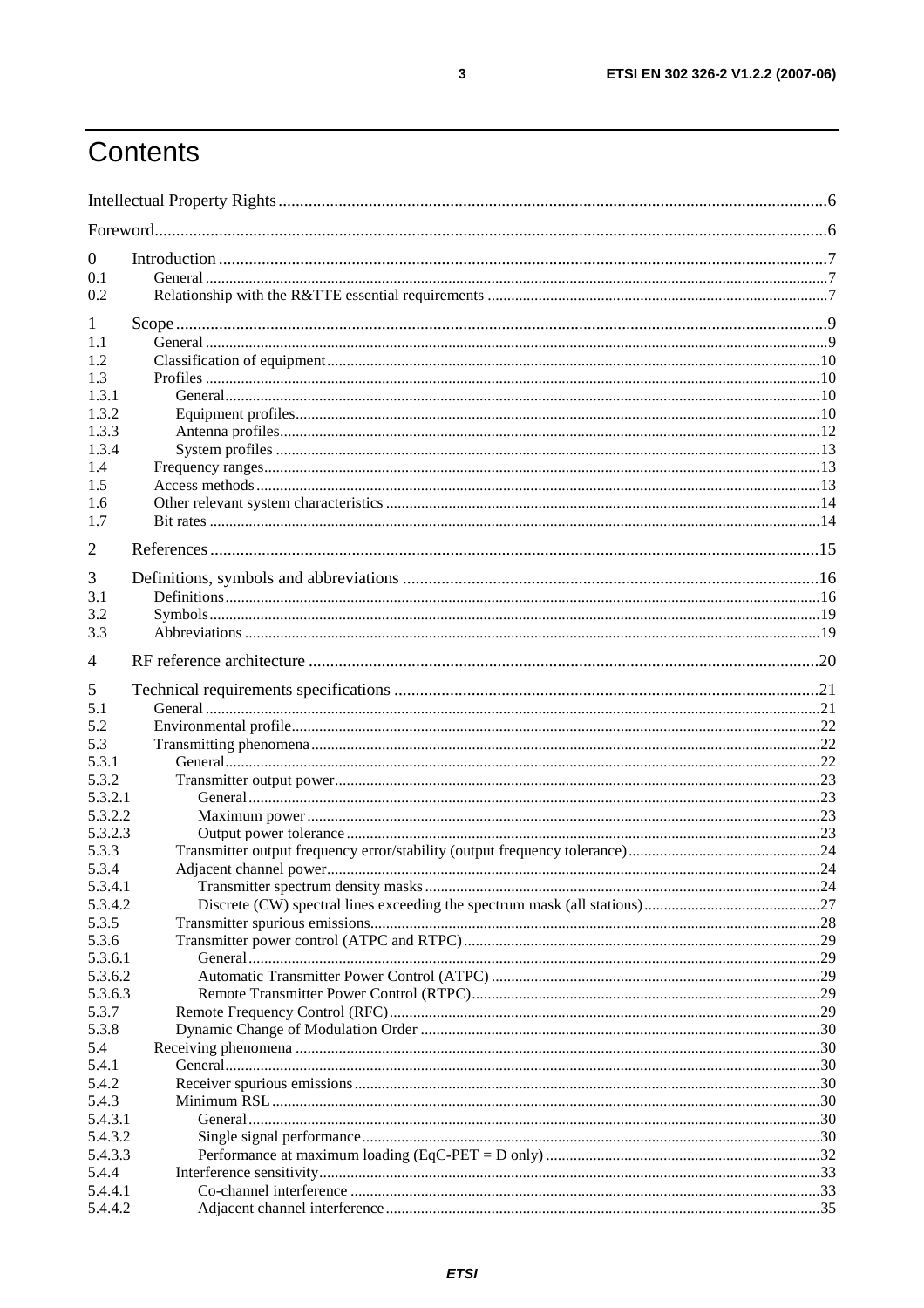# Contents

Intellectual Property Rights ........ 6
Foreword ........ 6

0 Introduction ........ 7
0.1 General ........ 7
0.2 Relationship with the R&TTE essential requirements ........ 7

1 Scope ........ 9
1.1 General ........ 9
1.2 Classification of equipment ........ 10
1.3 Profiles ........ 10
1.3.1 General ........ 10
1.3.2 Equipment profiles ........ 10
1.3.3 Antenna profiles ........ 12
1.3.4 System profiles ........ 13
1.4 Frequency ranges ........ 13
1.5 Access methods ........ 13
1.6 Other relevant system characteristics ........ 14
1.7 Bit rates ........ 14

2 References ........ 15

3 Definitions, symbols and abbreviations ........ 16
3.1 Definitions ........ 16
3.2 Symbols ........ 19
3.3 Abbreviations ........ 19

4 RF reference architecture ........ 20

5 Technical requirements specifications ........ 21
5.1 General ........ 21
5.2 Environmental profile ........ 22
5.3 Transmitting phenomena ........ 22
5.3.1 General ........ 22
5.3.2 Transmitter output power ........ 23
5.3.2.1 General ........ 23
5.3.2.2 Maximum power ........ 23
5.3.2.3 Output power tolerance ........ 23
5.3.3 Transmitter output frequency error/stability (output frequency tolerance) ........ 24
5.3.4 Adjacent channel power ........ 24
5.3.4.1 Transmitter spectrum density masks ........ 24
5.3.4.2 Discrete (CW) spectral lines exceeding the spectrum mask (all stations) ........ 27
5.3.5 Transmitter spurious emissions ........ 28
5.3.6 Transmitter power control (ATPC and RTPC) ........ 29
5.3.6.1 General ........ 29
5.3.6.2 Automatic Transmitter Power Control (ATPC) ........ 29
5.3.6.3 Remote Transmitter Power Control (RTPC) ........ 29
5.3.7 Remote Frequency Control (RFC) ........ 29
5.3.8 Dynamic Change of Modulation Order ........ 30
5.4 Receiving phenomena ........ 30
5.4.1 General ........ 30
5.4.2 Receiver spurious emissions ........ 30
5.4.3 Minimum RSL ........ 30
5.4.3.1 General ........ 30
5.4.3.2 Single signal performance ........ 30
5.4.3.3 Performance at maximum loading (EqC-PET = D only) ........ 32
5.4.4 Interference sensitivity ........ 33
5.4.4.1 Co-channel interference ........ 33
5.4.4.2 Adjacent channel interference ........ 35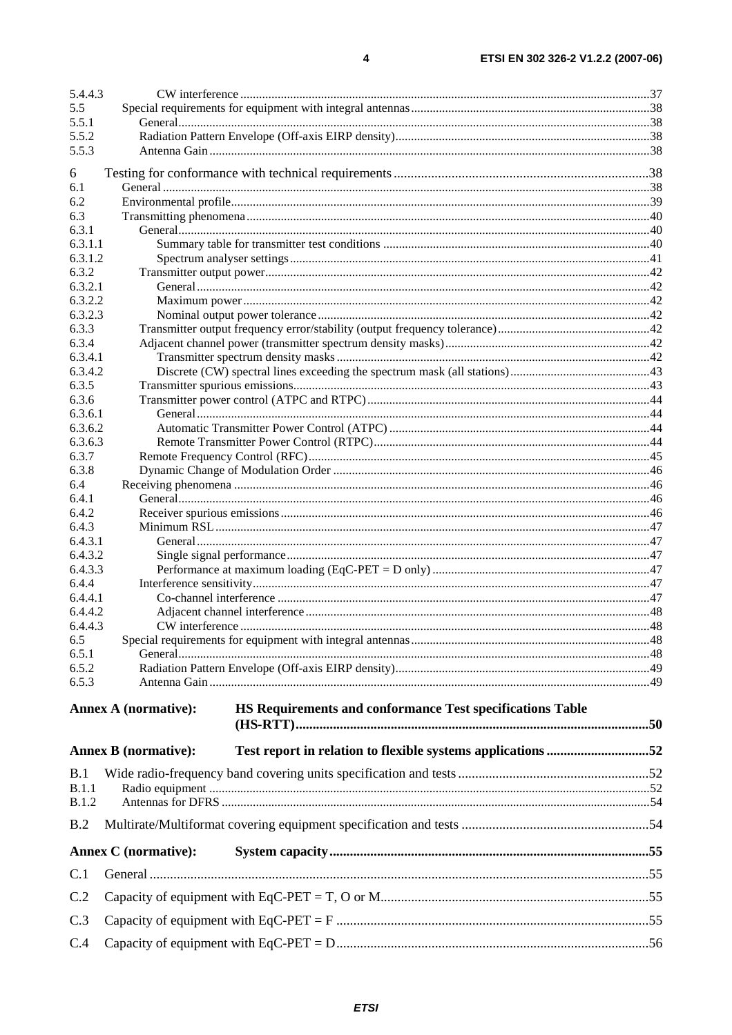5.4.4.3 CW interference ... 37
5.5 Special requirements for equipment with integral antennas ... 38
5.5.1 General ... 38
5.5.2 Radiation Pattern Envelope (Off-axis EIRP density) ... 38
5.5.3 Antenna Gain ... 38

6 Testing for conformance with technical requirements ... 38
6.1 General ... 38
6.2 Environmental profile ... 39
6.3 Transmitting phenomena ... 40
6.3.1 General ... 40
6.3.1.1 Summary table for transmitter test conditions ... 40
6.3.1.2 Spectrum analyser settings ... 41
6.3.2 Transmitter output power ... 42
6.3.2.1 General ... 42
6.3.2.2 Maximum power ... 42
6.3.2.3 Nominal output power tolerance ... 42
6.3.3 Transmitter output frequency error/stability (output frequency tolerance) ... 42
6.3.4 Adjacent channel power (transmitter spectrum density masks) ... 42
6.3.4.1 Transmitter spectrum density masks ... 42
6.3.4.2 Discrete (CW) spectral lines exceeding the spectrum mask (all stations) ... 43
6.3.5 Transmitter spurious emissions ... 43
6.3.6 Transmitter power control (ATPC and RTPC) ... 44
6.3.6.1 General ... 44
6.3.6.2 Automatic Transmitter Power Control (ATPC) ... 44
6.3.6.3 Remote Transmitter Power Control (RTPC) ... 44
6.3.7 Remote Frequency Control (RFC) ... 45
6.3.8 Dynamic Change of Modulation Order ... 46
6.4 Receiving phenomena ... 46
6.4.1 General ... 46
6.4.2 Receiver spurious emissions ... 46
6.4.3 Minimum RSL ... 47
6.4.3.1 General ... 47
6.4.3.2 Single signal performance ... 47
6.4.3.3 Performance at maximum loading (EqC-PET = D only) ... 47
6.4.4 Interference sensitivity ... 47
6.4.4.1 Co-channel interference ... 47
6.4.4.2 Adjacent channel interference ... 48
6.4.4.3 CW interference ... 48
6.5 Special requirements for equipment with integral antennas ... 48
6.5.1 General ... 48
6.5.2 Radiation Pattern Envelope (Off-axis EIRP density) ... 49
6.5.3 Antenna Gain ... 49

**Annex A (normative): HS Requirements and conformance Test specifications Table (HS-RTT) ... 50**

**Annex B (normative): Test report in relation to flexible systems applications ... 52**

B.1 Wide radio-frequency band covering units specification and tests ... 52
B.1.1 Radio equipment ... 52
B.1.2 Antennas for DFRS ... 54

B.2 Multirate/Multiformat covering equipment specification and tests ... 54

**Annex C (normative): System capacity ... 55**

C.1 General ... 55

C.2 Capacity of equipment with EqC-PET = T, O or M ... 55

C.3 Capacity of equipment with EqC-PET = F ... 55

C.4 Capacity of equipment with EqC-PET = D ... 56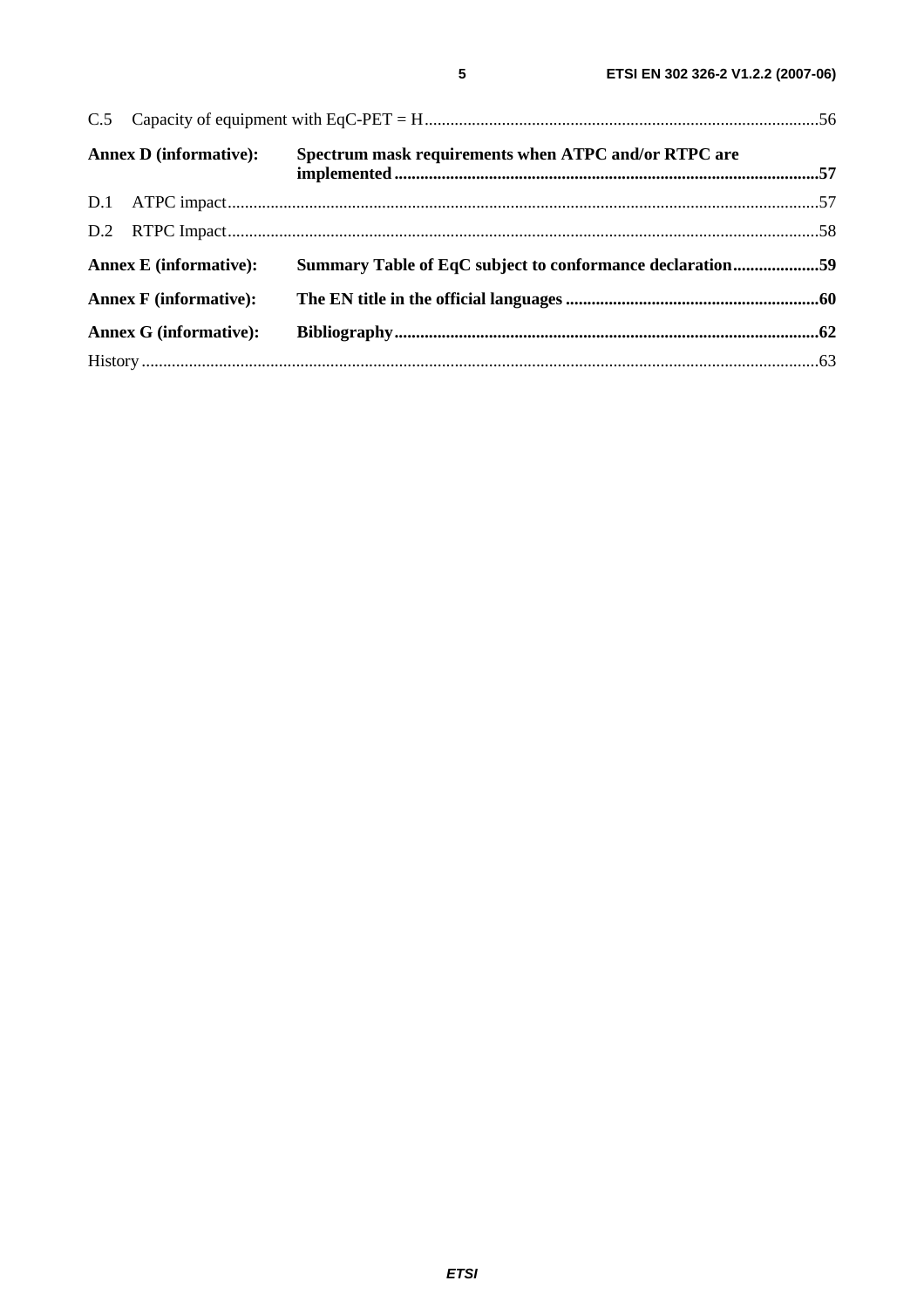C.5 Capacity of equipment with EqC-PET = H ........................................................................................... 56

**Annex D (informative): Spectrum mask requirements when ATPC and/or RTPC are implemented ................................................................................................. 57**

D.1 ATPC impact ............................................................................................................................................ 57

D.2 RTPC Impact ............................................................................................................................................ 58

**Annex E (informative): Summary Table of EqC subject to conformance declaration .................... 59**

**Annex F (informative): The EN title in the official languages ........................................................... 60**

**Annex G (informative): Bibliography .................................................................................................. 62**

History ............................................................................................................................................................... 63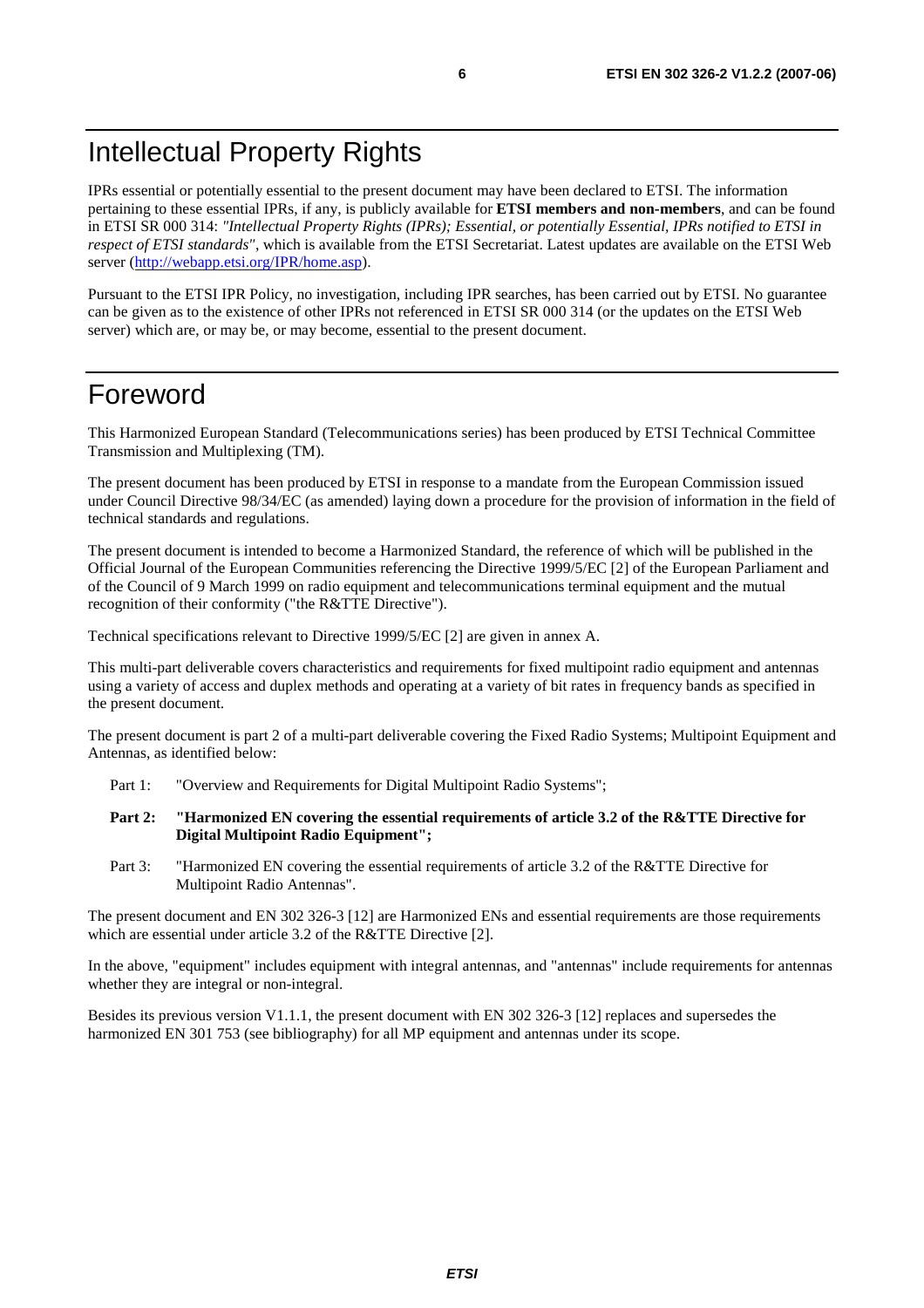# Intellectual Property Rights

IPRs essential or potentially essential to the present document may have been declared to ETSI. The information pertaining to these essential IPRs, if any, is publicly available for **ETSI members and non-members**, and can be found in ETSI SR 000 314: *"Intellectual Property Rights (IPRs); Essential, or potentially Essential, IPRs notified to ETSI in respect of ETSI standards"*, which is available from the ETSI Secretariat. Latest updates are available on the ETSI Web server (http://webapp.etsi.org/IPR/home.asp).

Pursuant to the ETSI IPR Policy, no investigation, including IPR searches, has been carried out by ETSI. No guarantee can be given as to the existence of other IPRs not referenced in ETSI SR 000 314 (or the updates on the ETSI Web server) which are, or may be, or may become, essential to the present document.

# Foreword

This Harmonized European Standard (Telecommunications series) has been produced by ETSI Technical Committee Transmission and Multiplexing (TM).

The present document has been produced by ETSI in response to a mandate from the European Commission issued under Council Directive 98/34/EC (as amended) laying down a procedure for the provision of information in the field of technical standards and regulations.

The present document is intended to become a Harmonized Standard, the reference of which will be published in the Official Journal of the European Communities referencing the Directive 1999/5/EC [2] of the European Parliament and of the Council of 9 March 1999 on radio equipment and telecommunications terminal equipment and the mutual recognition of their conformity ("the R&TTE Directive").

Technical specifications relevant to Directive 1999/5/EC [2] are given in annex A.

This multi-part deliverable covers characteristics and requirements for fixed multipoint radio equipment and antennas using a variety of access and duplex methods and operating at a variety of bit rates in frequency bands as specified in the present document.

The present document is part 2 of a multi-part deliverable covering the Fixed Radio Systems; Multipoint Equipment and Antennas, as identified below:

Part 1: "Overview and Requirements for Digital Multipoint Radio Systems";

**Part 2: "Harmonized EN covering the essential requirements of article 3.2 of the R&TTE Directive for Digital Multipoint Radio Equipment";**

Part 3: "Harmonized EN covering the essential requirements of article 3.2 of the R&TTE Directive for Multipoint Radio Antennas".

The present document and EN 302 326-3 [12] are Harmonized ENs and essential requirements are those requirements which are essential under article 3.2 of the R&TTE Directive [2].

In the above, "equipment" includes equipment with integral antennas, and "antennas" include requirements for antennas whether they are integral or non-integral.

Besides its previous version V1.1.1, the present document with EN 302 326-3 [12] replaces and supersedes the harmonized EN 301 753 (see bibliography) for all MP equipment and antennas under its scope.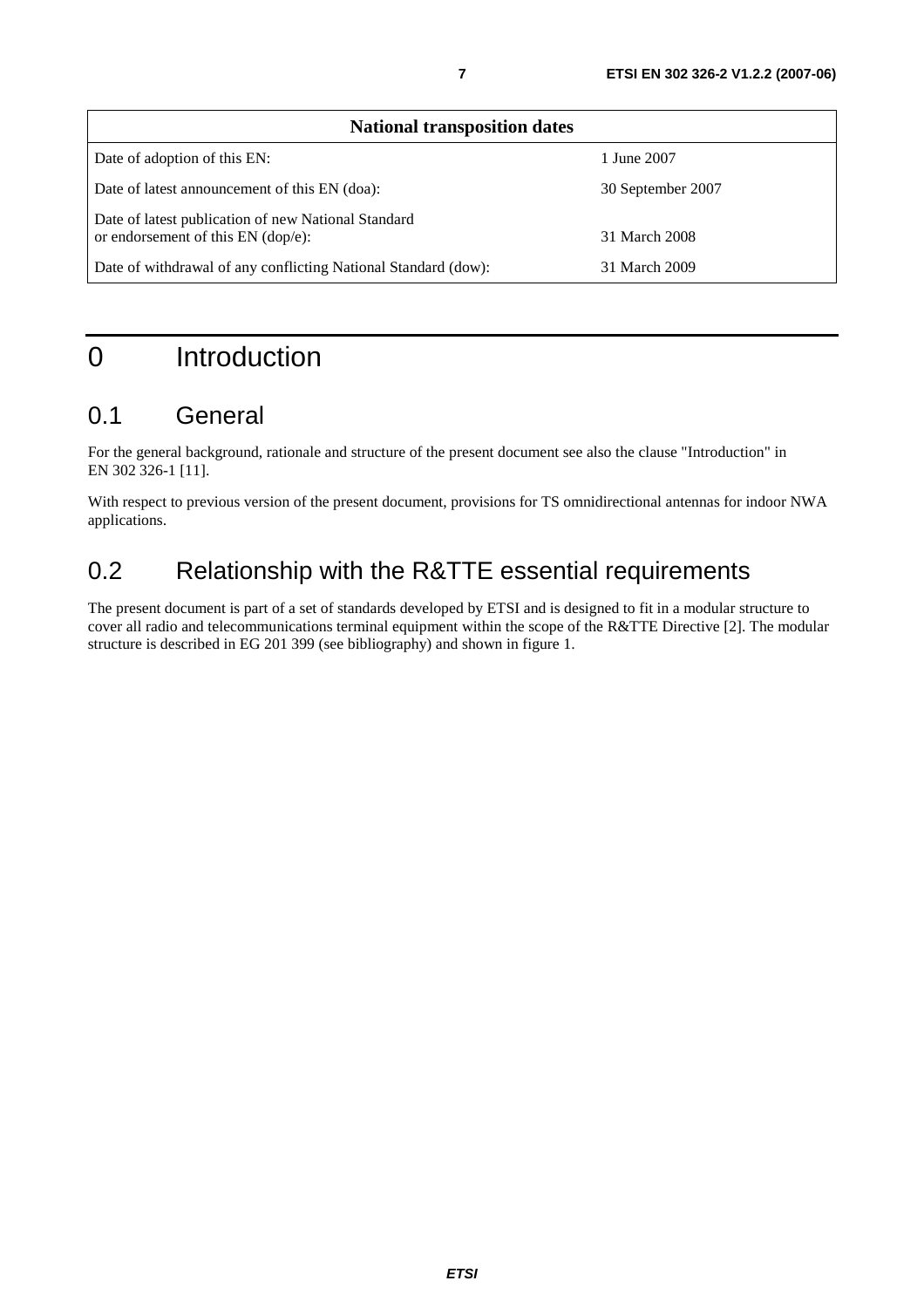| National transposition dates | |
|---|---|
| Date of adoption of this EN: | 1 June 2007 |
| Date of latest announcement of this EN (doa): | 30 September 2007 |
| Date of latest publication of new National Standard or endorsement of this EN (dop/e): | 31 March 2008 |
| Date of withdrawal of any conflicting National Standard (dow): | 31 March 2009 |

# 0 Introduction

## 0.1 General

For the general background, rationale and structure of the present document see also the clause "Introduction" in EN 302 326-1 [11].

With respect to previous version of the present document, provisions for TS omnidirectional antennas for indoor NWA applications.

## 0.2 Relationship with the R&TTE essential requirements

The present document is part of a set of standards developed by ETSI and is designed to fit in a modular structure to cover all radio and telecommunications terminal equipment within the scope of the R&TTE Directive [2]. The modular structure is described in EG 201 399 (see bibliography) and shown in figure 1.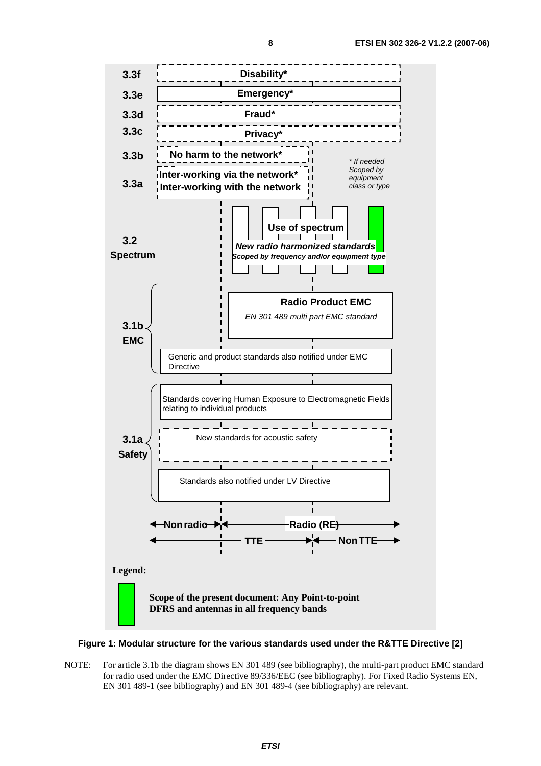**3.3f** Disability*

**3.3e** Emergency*

**3.3d** Fraud*

**3.3c** Privacy*

**3.3b** No harm to the network*

**3.3a** Inter-working via the network* / Inter-working with the network

*\* If needed Scoped by equipment class or type*

**3.2 Spectrum** — **Use of spectrum** — ***New radio harmonized standards*** — ***Scoped by frequency and/or equipment type***

**3.1b EMC** — **Radio Product EMC** — *EN 301 489 multi part EMC standard*; Generic and product standards also notified under EMC Directive

**3.1a Safety** — Standards covering Human Exposure to Electromagnetic Fields relating to individual products; New standards for acoustic safety; Standards also notified under LV Directive

Non radio | Radio (RE)

TTE | Non TTE

**Legend:**

**Scope of the present document: Any Point-to-point DFRS and antennas in all frequency bands**

**Figure 1: Modular structure for the various standards used under the R&TTE Directive [2]**

NOTE: For article 3.1b the diagram shows EN 301 489 (see bibliography), the multi-part product EMC standard for radio used under the EMC Directive 89/336/EEC (see bibliography). For Fixed Radio Systems EN, EN 301 489-1 (see bibliography) and EN 301 489-4 (see bibliography) are relevant.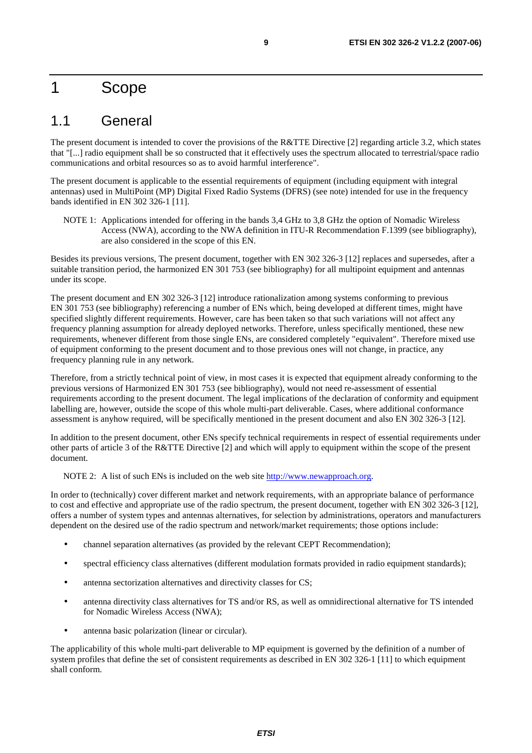# 1 Scope

## 1.1 General

The present document is intended to cover the provisions of the R&TTE Directive [2] regarding article 3.2, which states that "[...] radio equipment shall be so constructed that it effectively uses the spectrum allocated to terrestrial/space radio communications and orbital resources so as to avoid harmful interference".

The present document is applicable to the essential requirements of equipment (including equipment with integral antennas) used in MultiPoint (MP) Digital Fixed Radio Systems (DFRS) (see note) intended for use in the frequency bands identified in EN 302 326-1 [11].

NOTE 1: Applications intended for offering in the bands 3,4 GHz to 3,8 GHz the option of Nomadic Wireless Access (NWA), according to the NWA definition in ITU-R Recommendation F.1399 (see bibliography), are also considered in the scope of this EN.

Besides its previous versions, The present document, together with EN 302 326-3 [12] replaces and supersedes, after a suitable transition period, the harmonized EN 301 753 (see bibliography) for all multipoint equipment and antennas under its scope.

The present document and EN 302 326-3 [12] introduce rationalization among systems conforming to previous EN 301 753 (see bibliography) referencing a number of ENs which, being developed at different times, might have specified slightly different requirements. However, care has been taken so that such variations will not affect any frequency planning assumption for already deployed networks. Therefore, unless specifically mentioned, these new requirements, whenever different from those single ENs, are considered completely "equivalent". Therefore mixed use of equipment conforming to the present document and to those previous ones will not change, in practice, any frequency planning rule in any network.

Therefore, from a strictly technical point of view, in most cases it is expected that equipment already conforming to the previous versions of Harmonized EN 301 753 (see bibliography), would not need re-assessment of essential requirements according to the present document. The legal implications of the declaration of conformity and equipment labelling are, however, outside the scope of this whole multi-part deliverable. Cases, where additional conformance assessment is anyhow required, will be specifically mentioned in the present document and also EN 302 326-3 [12].

In addition to the present document, other ENs specify technical requirements in respect of essential requirements under other parts of article 3 of the R&TTE Directive [2] and which will apply to equipment within the scope of the present document.

NOTE 2: A list of such ENs is included on the web site http://www.newapproach.org.

In order to (technically) cover different market and network requirements, with an appropriate balance of performance to cost and effective and appropriate use of the radio spectrum, the present document, together with EN 302 326-3 [12], offers a number of system types and antennas alternatives, for selection by administrations, operators and manufacturers dependent on the desired use of the radio spectrum and network/market requirements; those options include:

- channel separation alternatives (as provided by the relevant CEPT Recommendation);
- spectral efficiency class alternatives (different modulation formats provided in radio equipment standards);
- antenna sectorization alternatives and directivity classes for CS;
- antenna directivity class alternatives for TS and/or RS, as well as omnidirectional alternative for TS intended for Nomadic Wireless Access (NWA);
- antenna basic polarization (linear or circular).

The applicability of this whole multi-part deliverable to MP equipment is governed by the definition of a number of system profiles that define the set of consistent requirements as described in EN 302 326-1 [11] to which equipment shall conform.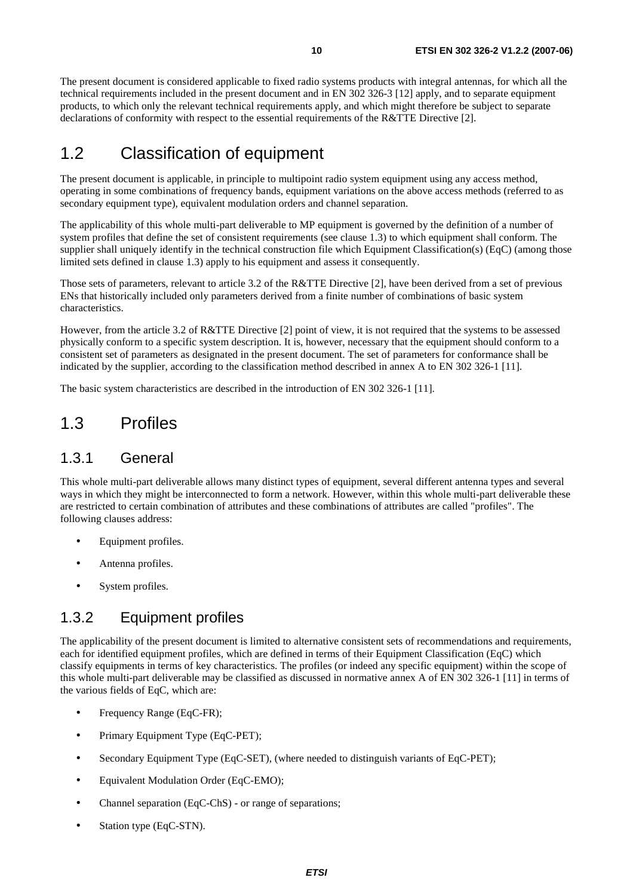The present document is considered applicable to fixed radio systems products with integral antennas, for which all the technical requirements included in the present document and in EN 302 326-3 [12] apply, and to separate equipment products, to which only the relevant technical requirements apply, and which might therefore be subject to separate declarations of conformity with respect to the essential requirements of the R&TTE Directive [2].

## 1.2 Classification of equipment

The present document is applicable, in principle to multipoint radio system equipment using any access method, operating in some combinations of frequency bands, equipment variations on the above access methods (referred to as secondary equipment type), equivalent modulation orders and channel separation.

The applicability of this whole multi-part deliverable to MP equipment is governed by the definition of a number of system profiles that define the set of consistent requirements (see clause 1.3) to which equipment shall conform. The supplier shall uniquely identify in the technical construction file which Equipment Classification(s) (EqC) (among those limited sets defined in clause 1.3) apply to his equipment and assess it consequently.

Those sets of parameters, relevant to article 3.2 of the R&TTE Directive [2], have been derived from a set of previous ENs that historically included only parameters derived from a finite number of combinations of basic system characteristics.

However, from the article 3.2 of R&TTE Directive [2] point of view, it is not required that the systems to be assessed physically conform to a specific system description. It is, however, necessary that the equipment should conform to a consistent set of parameters as designated in the present document. The set of parameters for conformance shall be indicated by the supplier, according to the classification method described in annex A to EN 302 326-1 [11].

The basic system characteristics are described in the introduction of EN 302 326-1 [11].

## 1.3 Profiles

### 1.3.1 General

This whole multi-part deliverable allows many distinct types of equipment, several different antenna types and several ways in which they might be interconnected to form a network. However, within this whole multi-part deliverable these are restricted to certain combination of attributes and these combinations of attributes are called "profiles". The following clauses address:

- Equipment profiles.
- Antenna profiles.
- System profiles.

### 1.3.2 Equipment profiles

The applicability of the present document is limited to alternative consistent sets of recommendations and requirements, each for identified equipment profiles, which are defined in terms of their Equipment Classification (EqC) which classify equipments in terms of key characteristics. The profiles (or indeed any specific equipment) within the scope of this whole multi-part deliverable may be classified as discussed in normative annex A of EN 302 326-1 [11] in terms of the various fields of EqC, which are:

- Frequency Range (EqC-FR);
- Primary Equipment Type (EqC-PET);
- Secondary Equipment Type (EqC-SET), (where needed to distinguish variants of EqC-PET);
- Equivalent Modulation Order (EqC-EMO);
- Channel separation (EqC-ChS) - or range of separations;
- Station type (EqC-STN).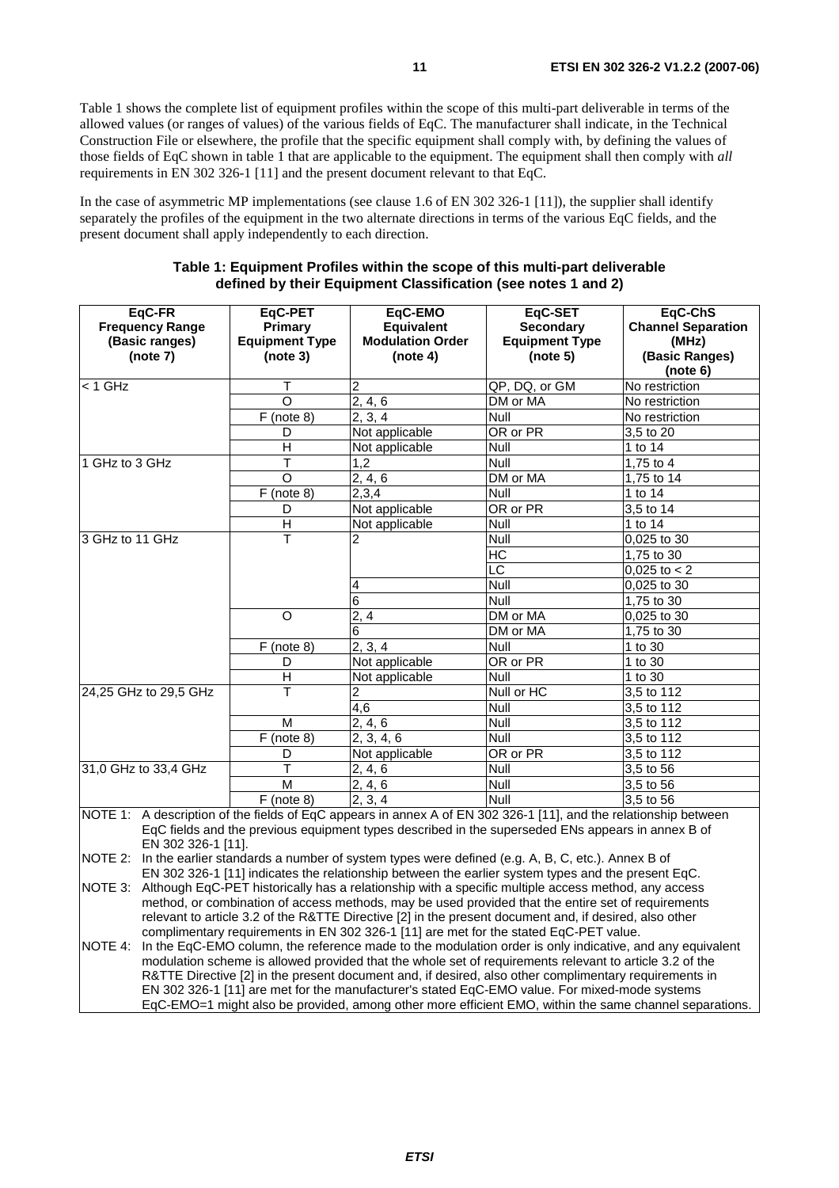Table 1 shows the complete list of equipment profiles within the scope of this multi-part deliverable in terms of the allowed values (or ranges of values) of the various fields of EqC. The manufacturer shall indicate, in the Technical Construction File or elsewhere, the profile that the specific equipment shall comply with, by defining the values of those fields of EqC shown in table 1 that are applicable to the equipment. The equipment shall then comply with *all* requirements in EN 302 326-1 [11] and the present document relevant to that EqC.

In the case of asymmetric MP implementations (see clause 1.6 of EN 302 326-1 [11]), the supplier shall identify separately the profiles of the equipment in the two alternate directions in terms of the various EqC fields, and the present document shall apply independently to each direction.

**Table 1: Equipment Profiles within the scope of this multi-part deliverable defined by their Equipment Classification (see notes 1 and 2)**

| EqC-FR Frequency Range (Basic ranges) (note 7) | EqC-PET Primary Equipment Type (note 3) | EqC-EMO Equivalent Modulation Order (note 4) | EqC-SET Secondary Equipment Type (note 5) | EqC-ChS Channel Separation (MHz) (Basic Ranges) (note 6) |
|---|---|---|---|---|
| < 1 GHz | T | 2 | QP, DQ, or GM | No restriction |
| | O | 2, 4, 6 | DM or MA | No restriction |
| | F (note 8) | 2, 3, 4 | Null | No restriction |
| | D | Not applicable | OR or PR | 3,5 to 20 |
| | H | Not applicable | Null | 1 to 14 |
| 1 GHz to 3 GHz | T | 1,2 | Null | 1,75 to 4 |
| | O | 2, 4, 6 | DM or MA | 1,75 to 14 |
| | F (note 8) | 2,3,4 | Null | 1 to 14 |
| | D | Not applicable | OR or PR | 3,5 to 14 |
| | H | Not applicable | Null | 1 to 14 |
| 3 GHz to 11 GHz | T | 2 | Null | 0,025 to 30 |
| | | | HC | 1,75 to 30 |
| | | | LC | 0,025 to < 2 |
| | | 4 | Null | 0,025 to 30 |
| | | 6 | Null | 1,75 to 30 |
| | O | 2, 4 | DM or MA | 0,025 to 30 |
| | | 6 | DM or MA | 1,75 to 30 |
| | F (note 8) | 2, 3, 4 | Null | 1 to 30 |
| | D | Not applicable | OR or PR | 1 to 30 |
| | H | Not applicable | Null | 1 to 30 |
| 24,25 GHz to 29,5 GHz | T | 2 | Null or HC | 3,5 to 112 |
| | | 4,6 | Null | 3,5 to 112 |
| | M | 2, 4, 6 | Null | 3,5 to 112 |
| | F (note 8) | 2, 3, 4, 6 | Null | 3,5 to 112 |
| | D | Not applicable | OR or PR | 3,5 to 112 |
| 31,0 GHz to 33,4 GHz | T | 2, 4, 6 | Null | 3,5 to 56 |
| | M | 2, 4, 6 | Null | 3,5 to 56 |
| | F (note 8) | 2, 3, 4 | Null | 3,5 to 56 |

NOTE 1: A description of the fields of EqC appears in annex A of EN 302 326-1 [11], and the relationship between EqC fields and the previous equipment types described in the superseded ENs appears in annex B of EN 302 326-1 [11].

NOTE 2: In the earlier standards a number of system types were defined (e.g. A, B, C, etc.). Annex B of EN 302 326-1 [11] indicates the relationship between the earlier system types and the present EqC.

NOTE 3: Although EqC-PET historically has a relationship with a specific multiple access method, any access method, or combination of access methods, may be used provided that the entire set of requirements relevant to article 3.2 of the R&TTE Directive [2] in the present document and, if desired, also other complimentary requirements in EN 302 326-1 [11] are met for the stated EqC-PET value.

NOTE 4: In the EqC-EMO column, the reference made to the modulation order is only indicative, and any equivalent modulation scheme is allowed provided that the whole set of requirements relevant to article 3.2 of the R&TTE Directive [2] in the present document and, if desired, also other complimentary requirements in EN 302 326-1 [11] are met for the manufacturer's stated EqC-EMO value. For mixed-mode systems EqC-EMO=1 might also be provided, among other more efficient EMO, within the same channel separations.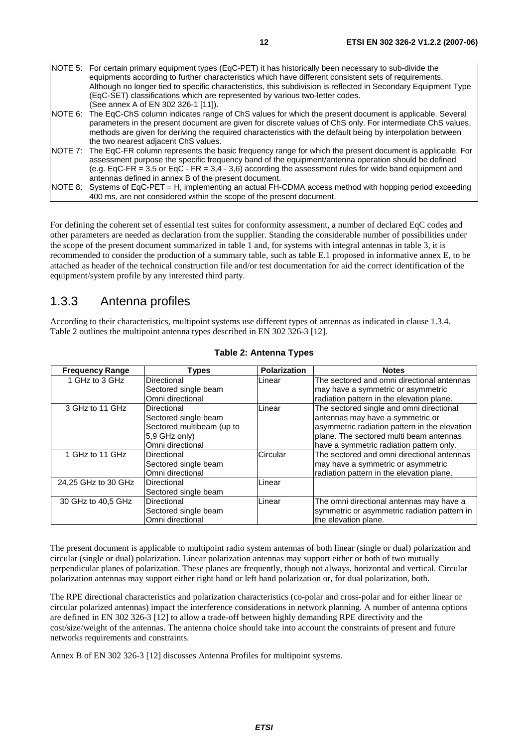NOTE 5: For certain primary equipment types (EqC-PET) it has historically been necessary to sub-divide the equipments according to further characteristics which have different consistent sets of requirements. Although no longer tied to specific characteristics, this subdivision is reflected in Secondary Equipment Type (EqC-SET) classifications which are represented by various two-letter codes. (See annex A of EN 302 326-1 [11]).

NOTE 6: The EqC-ChS column indicates range of ChS values for which the present document is applicable. Several parameters in the present document are given for discrete values of ChS only. For intermediate ChS values, methods are given for deriving the required characteristics with the default being by interpolation between the two nearest adjacent ChS values.

NOTE 7: The EqC-FR column represents the basic frequency range for which the present document is applicable. For assessment purpose the specific frequency band of the equipment/antenna operation should be defined (e.g. EqC-FR = 3,5 or EqC - FR = 3,4 - 3,6) according the assessment rules for wide band equipment and antennas defined in annex B of the present document.

NOTE 8: Systems of EqC-PET = H, implementing an actual FH-CDMA access method with hopping period exceeding 400 ms, are not considered within the scope of the present document.

For defining the coherent set of essential test suites for conformity assessment, a number of declared EqC codes and other parameters are needed as declaration from the supplier. Standing the considerable number of possibilities under the scope of the present document summarized in table 1 and, for systems with integral antennas in table 3, it is recommended to consider the production of a summary table, such as table E.1 proposed in informative annex E, to be attached as header of the technical construction file and/or test documentation for aid the correct identification of the equipment/system profile by any interested third party.

### 1.3.3 Antenna profiles

According to their characteristics, multipoint systems use different types of antennas as indicated in clause 1.3.4. Table 2 outlines the multipoint antenna types described in EN 302 326-3 [12].

**Table 2: Antenna Types**

| Frequency Range | Types | Polarization | Notes |
|---|---|---|---|
| 1 GHz to 3 GHz | Directional<br>Sectored single beam<br>Omni directional | Linear | The sectored and omni directional antennas may have a symmetric or asymmetric radiation pattern in the elevation plane. |
| 3 GHz to 11 GHz | Directional<br>Sectored single beam<br>Sectored multibeam (up to 5,9 GHz only)<br>Omni directional | Linear | The sectored single and omni directional antennas may have a symmetric or asymmetric radiation pattern in the elevation plane. The sectored multi beam antennas have a symmetric radiation pattern only. |
| 1 GHz to 11 GHz | Directional<br>Sectored single beam<br>Omni directional | Circular | The sectored and omni directional antennas may have a symmetric or asymmetric radiation pattern in the elevation plane. |
| 24,25 GHz to 30 GHz | Directional<br>Sectored single beam | Linear | |
| 30 GHz to 40,5 GHz | Directional<br>Sectored single beam<br>Omni directional | Linear | The omni directional antennas may have a symmetric or asymmetric radiation pattern in the elevation plane. |

The present document is applicable to multipoint radio system antennas of both linear (single or dual) polarization and circular (single or dual) polarization. Linear polarization antennas may support either or both of two mutually perpendicular planes of polarization. These planes are frequently, though not always, horizontal and vertical. Circular polarization antennas may support either right hand or left hand polarization or, for dual polarization, both.

The RPE directional characteristics and polarization characteristics (co-polar and cross-polar and for either linear or circular polarized antennas) impact the interference considerations in network planning. A number of antenna options are defined in EN 302 326-3 [12] to allow a trade-off between highly demanding RPE directivity and the cost/size/weight of the antennas. The antenna choice should take into account the constraints of present and future networks requirements and constraints.

Annex B of EN 302 326-3 [12] discusses Antenna Profiles for multipoint systems.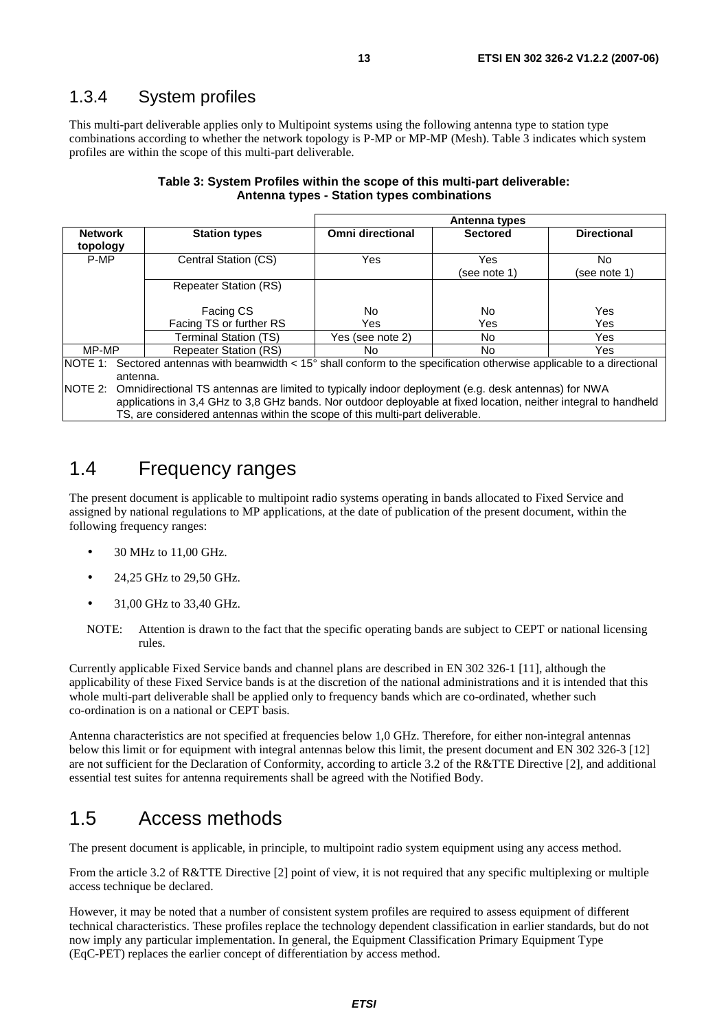## 1.3.4 System profiles

This multi-part deliverable applies only to Multipoint systems using the following antenna type to station type combinations according to whether the network topology is P-MP or MP-MP (Mesh). Table 3 indicates which system profiles are within the scope of this multi-part deliverable.

**Table 3: System Profiles within the scope of this multi-part deliverable: Antenna types - Station types combinations**

| | | Antenna types | | |
|---|---|---|---|---|
| **Network topology** | **Station types** | **Omni directional** | **Sectored** | **Directional** |
| P-MP | Central Station (CS) | Yes | Yes (see note 1) | No (see note 1) |
| | Repeater Station (RS) | | | |
| | Facing CS | No | No | Yes |
| | Facing TS or further RS | Yes | Yes | Yes |
| | Terminal Station (TS) | Yes (see note 2) | No | Yes |
| MP-MP | Repeater Station (RS) | No | No | Yes |

NOTE 1: Sectored antennas with beamwidth < 15° shall conform to the specification otherwise applicable to a directional antenna.

NOTE 2: Omnidirectional TS antennas are limited to typically indoor deployment (e.g. desk antennas) for NWA applications in 3,4 GHz to 3,8 GHz bands. Nor outdoor deployable at fixed location, neither integral to handheld TS, are considered antennas within the scope of this multi-part deliverable.

# 1.4 Frequency ranges

The present document is applicable to multipoint radio systems operating in bands allocated to Fixed Service and assigned by national regulations to MP applications, at the date of publication of the present document, within the following frequency ranges:

- 30 MHz to 11,00 GHz.
- 24,25 GHz to 29,50 GHz.
- 31,00 GHz to 33,40 GHz.

NOTE: Attention is drawn to the fact that the specific operating bands are subject to CEPT or national licensing rules.

Currently applicable Fixed Service bands and channel plans are described in EN 302 326-1 [11], although the applicability of these Fixed Service bands is at the discretion of the national administrations and it is intended that this whole multi-part deliverable shall be applied only to frequency bands which are co-ordinated, whether such co-ordination is on a national or CEPT basis.

Antenna characteristics are not specified at frequencies below 1,0 GHz. Therefore, for either non-integral antennas below this limit or for equipment with integral antennas below this limit, the present document and EN 302 326-3 [12] are not sufficient for the Declaration of Conformity, according to article 3.2 of the R&TTE Directive [2], and additional essential test suites for antenna requirements shall be agreed with the Notified Body.

# 1.5 Access methods

The present document is applicable, in principle, to multipoint radio system equipment using any access method.

From the article 3.2 of R&TTE Directive [2] point of view, it is not required that any specific multiplexing or multiple access technique be declared.

However, it may be noted that a number of consistent system profiles are required to assess equipment of different technical characteristics. These profiles replace the technology dependent classification in earlier standards, but do not now imply any particular implementation. In general, the Equipment Classification Primary Equipment Type (EqC-PET) replaces the earlier concept of differentiation by access method.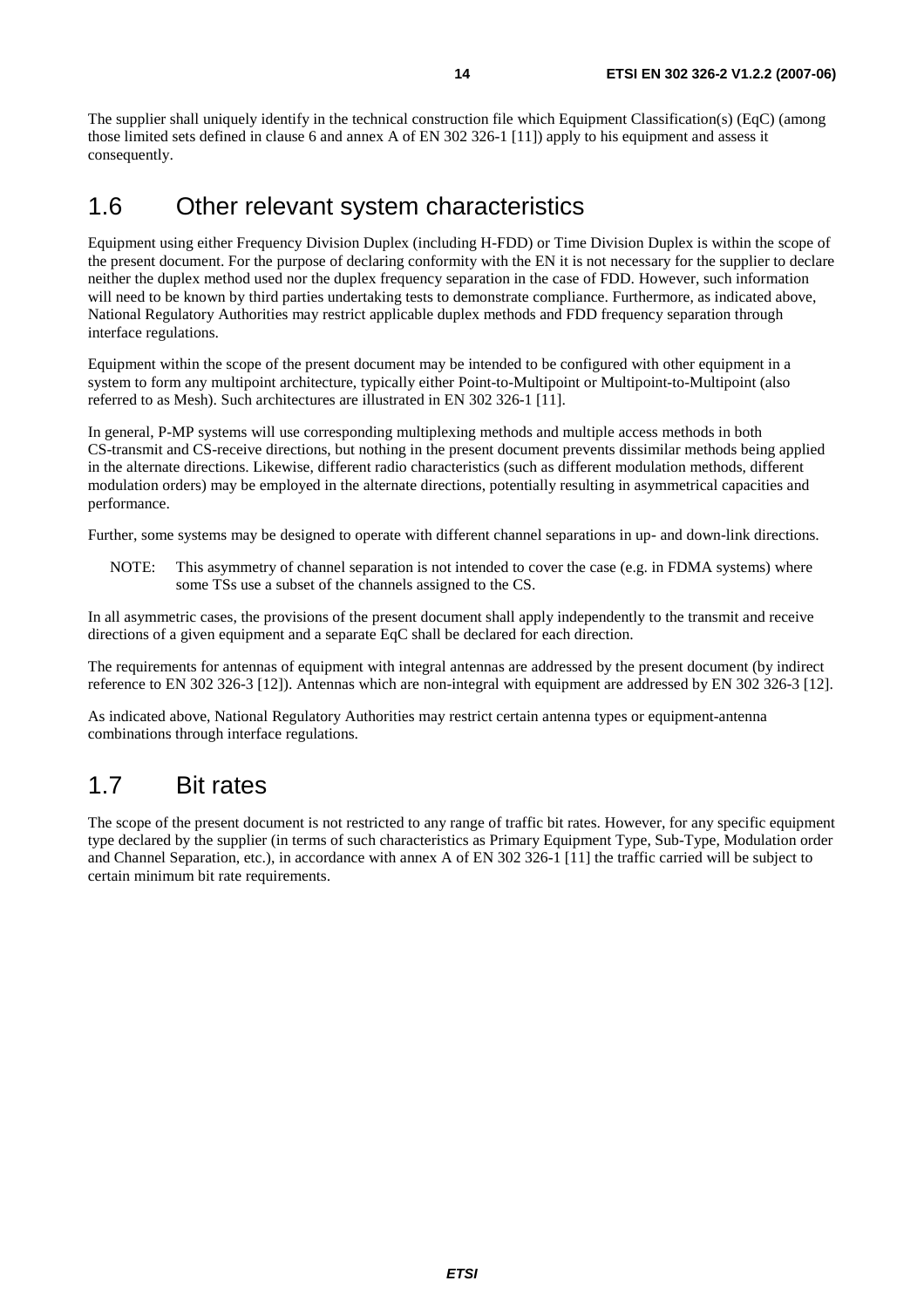The supplier shall uniquely identify in the technical construction file which Equipment Classification(s) (EqC) (among those limited sets defined in clause 6 and annex A of EN 302 326-1 [11]) apply to his equipment and assess it consequently.

## 1.6 Other relevant system characteristics

Equipment using either Frequency Division Duplex (including H-FDD) or Time Division Duplex is within the scope of the present document. For the purpose of declaring conformity with the EN it is not necessary for the supplier to declare neither the duplex method used nor the duplex frequency separation in the case of FDD. However, such information will need to be known by third parties undertaking tests to demonstrate compliance. Furthermore, as indicated above, National Regulatory Authorities may restrict applicable duplex methods and FDD frequency separation through interface regulations.

Equipment within the scope of the present document may be intended to be configured with other equipment in a system to form any multipoint architecture, typically either Point-to-Multipoint or Multipoint-to-Multipoint (also referred to as Mesh). Such architectures are illustrated in EN 302 326-1 [11].

In general, P-MP systems will use corresponding multiplexing methods and multiple access methods in both CS-transmit and CS-receive directions, but nothing in the present document prevents dissimilar methods being applied in the alternate directions. Likewise, different radio characteristics (such as different modulation methods, different modulation orders) may be employed in the alternate directions, potentially resulting in asymmetrical capacities and performance.

Further, some systems may be designed to operate with different channel separations in up- and down-link directions.

NOTE: This asymmetry of channel separation is not intended to cover the case (e.g. in FDMA systems) where some TSs use a subset of the channels assigned to the CS.

In all asymmetric cases, the provisions of the present document shall apply independently to the transmit and receive directions of a given equipment and a separate EqC shall be declared for each direction.

The requirements for antennas of equipment with integral antennas are addressed by the present document (by indirect reference to EN 302 326-3 [12]). Antennas which are non-integral with equipment are addressed by EN 302 326-3 [12].

As indicated above, National Regulatory Authorities may restrict certain antenna types or equipment-antenna combinations through interface regulations.

## 1.7 Bit rates

The scope of the present document is not restricted to any range of traffic bit rates. However, for any specific equipment type declared by the supplier (in terms of such characteristics as Primary Equipment Type, Sub-Type, Modulation order and Channel Separation, etc.), in accordance with annex A of EN 302 326-1 [11] the traffic carried will be subject to certain minimum bit rate requirements.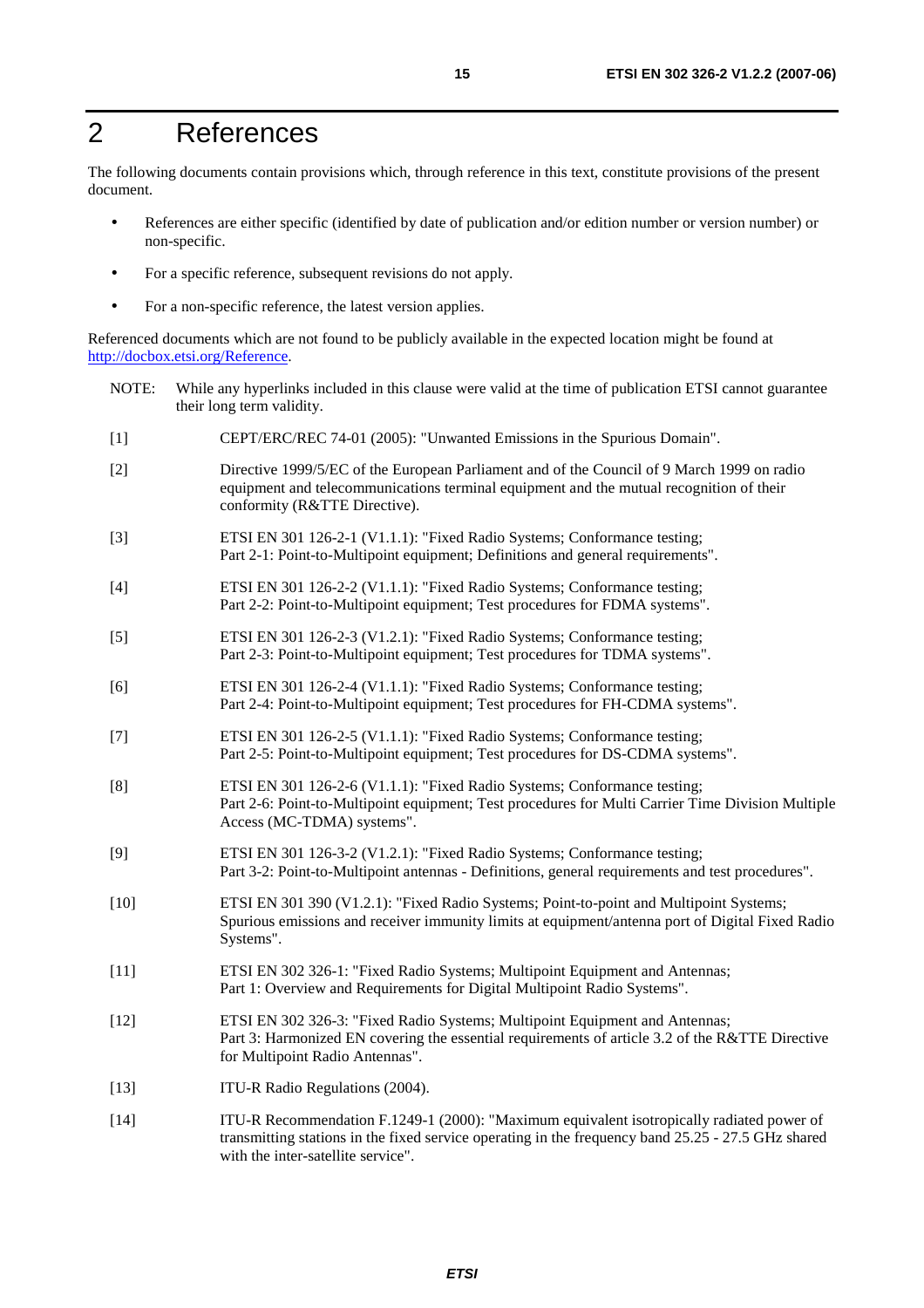# 2 References

The following documents contain provisions which, through reference in this text, constitute provisions of the present document.

- References are either specific (identified by date of publication and/or edition number or version number) or non-specific.
- For a specific reference, subsequent revisions do not apply.
- For a non-specific reference, the latest version applies.

Referenced documents which are not found to be publicly available in the expected location might be found at http://docbox.etsi.org/Reference.

NOTE: While any hyperlinks included in this clause were valid at the time of publication ETSI cannot guarantee their long term validity.

[1] CEPT/ERC/REC 74-01 (2005): "Unwanted Emissions in the Spurious Domain".

[2] Directive 1999/5/EC of the European Parliament and of the Council of 9 March 1999 on radio equipment and telecommunications terminal equipment and the mutual recognition of their conformity (R&TTE Directive).

[3] ETSI EN 301 126-2-1 (V1.1.1): "Fixed Radio Systems; Conformance testing; Part 2-1: Point-to-Multipoint equipment; Definitions and general requirements".

[4] ETSI EN 301 126-2-2 (V1.1.1): "Fixed Radio Systems; Conformance testing; Part 2-2: Point-to-Multipoint equipment; Test procedures for FDMA systems".

[5] ETSI EN 301 126-2-3 (V1.2.1): "Fixed Radio Systems; Conformance testing; Part 2-3: Point-to-Multipoint equipment; Test procedures for TDMA systems".

[6] ETSI EN 301 126-2-4 (V1.1.1): "Fixed Radio Systems; Conformance testing; Part 2-4: Point-to-Multipoint equipment; Test procedures for FH-CDMA systems".

[7] ETSI EN 301 126-2-5 (V1.1.1): "Fixed Radio Systems; Conformance testing; Part 2-5: Point-to-Multipoint equipment; Test procedures for DS-CDMA systems".

[8] ETSI EN 301 126-2-6 (V1.1.1): "Fixed Radio Systems; Conformance testing; Part 2-6: Point-to-Multipoint equipment; Test procedures for Multi Carrier Time Division Multiple Access (MC-TDMA) systems".

[9] ETSI EN 301 126-3-2 (V1.2.1): "Fixed Radio Systems; Conformance testing; Part 3-2: Point-to-Multipoint antennas - Definitions, general requirements and test procedures".

[10] ETSI EN 301 390 (V1.2.1): "Fixed Radio Systems; Point-to-point and Multipoint Systems; Spurious emissions and receiver immunity limits at equipment/antenna port of Digital Fixed Radio Systems".

[11] ETSI EN 302 326-1: "Fixed Radio Systems; Multipoint Equipment and Antennas; Part 1: Overview and Requirements for Digital Multipoint Radio Systems".

[12] ETSI EN 302 326-3: "Fixed Radio Systems; Multipoint Equipment and Antennas; Part 3: Harmonized EN covering the essential requirements of article 3.2 of the R&TTE Directive for Multipoint Radio Antennas".

[13] ITU-R Radio Regulations (2004).

[14] ITU-R Recommendation F.1249-1 (2000): "Maximum equivalent isotropically radiated power of transmitting stations in the fixed service operating in the frequency band 25.25 - 27.5 GHz shared with the inter-satellite service".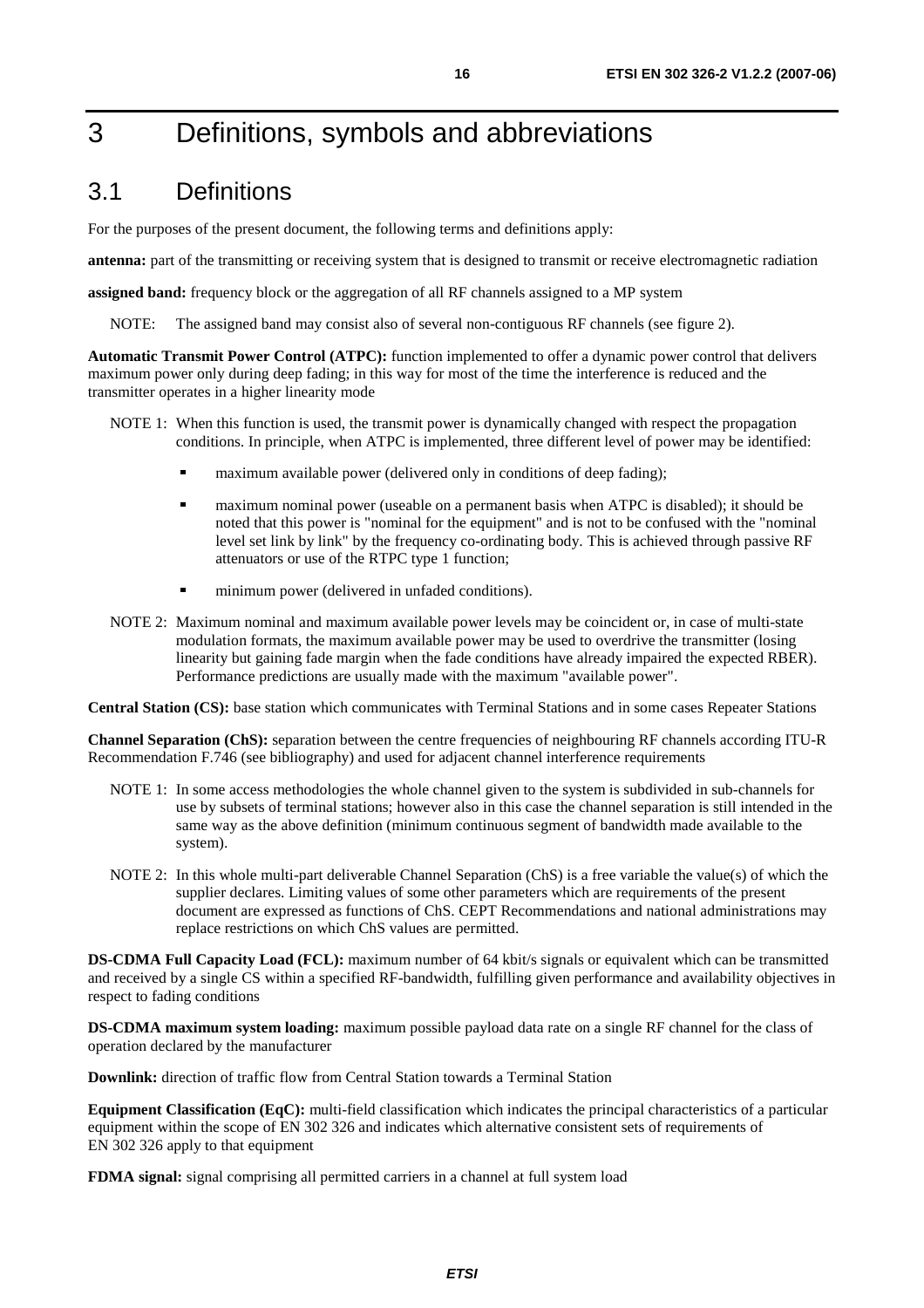# 3 Definitions, symbols and abbreviations

## 3.1 Definitions

For the purposes of the present document, the following terms and definitions apply:

**antenna:** part of the transmitting or receiving system that is designed to transmit or receive electromagnetic radiation

**assigned band:** frequency block or the aggregation of all RF channels assigned to a MP system

NOTE: The assigned band may consist also of several non-contiguous RF channels (see figure 2).

**Automatic Transmit Power Control (ATPC):** function implemented to offer a dynamic power control that delivers maximum power only during deep fading; in this way for most of the time the interference is reduced and the transmitter operates in a higher linearity mode

NOTE 1: When this function is used, the transmit power is dynamically changed with respect the propagation conditions. In principle, when ATPC is implemented, three different level of power may be identified:

- maximum available power (delivered only in conditions of deep fading);
- maximum nominal power (useable on a permanent basis when ATPC is disabled); it should be noted that this power is "nominal for the equipment" and is not to be confused with the "nominal level set link by link" by the frequency co-ordinating body. This is achieved through passive RF attenuators or use of the RTPC type 1 function;
- minimum power (delivered in unfaded conditions).

NOTE 2: Maximum nominal and maximum available power levels may be coincident or, in case of multi-state modulation formats, the maximum available power may be used to overdrive the transmitter (losing linearity but gaining fade margin when the fade conditions have already impaired the expected RBER). Performance predictions are usually made with the maximum "available power".

**Central Station (CS):** base station which communicates with Terminal Stations and in some cases Repeater Stations

**Channel Separation (ChS):** separation between the centre frequencies of neighbouring RF channels according ITU-R Recommendation F.746 (see bibliography) and used for adjacent channel interference requirements

NOTE 1: In some access methodologies the whole channel given to the system is subdivided in sub-channels for use by subsets of terminal stations; however also in this case the channel separation is still intended in the same way as the above definition (minimum continuous segment of bandwidth made available to the system).

NOTE 2: In this whole multi-part deliverable Channel Separation (ChS) is a free variable the value(s) of which the supplier declares. Limiting values of some other parameters which are requirements of the present document are expressed as functions of ChS. CEPT Recommendations and national administrations may replace restrictions on which ChS values are permitted.

**DS-CDMA Full Capacity Load (FCL):** maximum number of 64 kbit/s signals or equivalent which can be transmitted and received by a single CS within a specified RF-bandwidth, fulfilling given performance and availability objectives in respect to fading conditions

**DS-CDMA maximum system loading:** maximum possible payload data rate on a single RF channel for the class of operation declared by the manufacturer

**Downlink:** direction of traffic flow from Central Station towards a Terminal Station

**Equipment Classification (EqC):** multi-field classification which indicates the principal characteristics of a particular equipment within the scope of EN 302 326 and indicates which alternative consistent sets of requirements of EN 302 326 apply to that equipment

**FDMA signal:** signal comprising all permitted carriers in a channel at full system load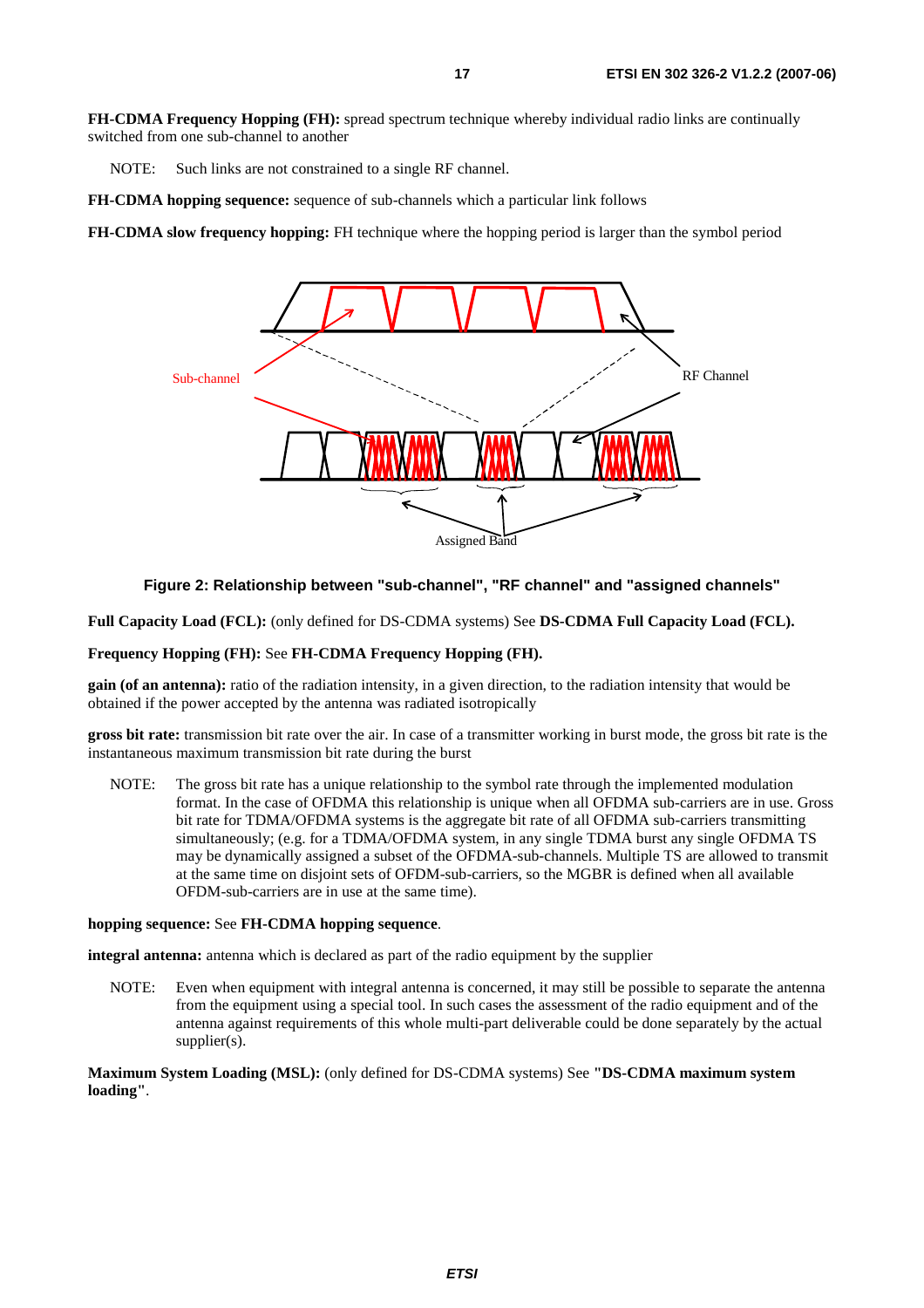**FH-CDMA Frequency Hopping (FH):** spread spectrum technique whereby individual radio links are continually switched from one sub-channel to another

NOTE: Such links are not constrained to a single RF channel.

**FH-CDMA hopping sequence:** sequence of sub-channels which a particular link follows

**FH-CDMA slow frequency hopping:** FH technique where the hopping period is larger than the symbol period

**Figure 2: Relationship between "sub-channel", "RF channel" and "assigned channels"**

**Full Capacity Load (FCL):** (only defined for DS-CDMA systems) See **DS-CDMA Full Capacity Load (FCL).**

**Frequency Hopping (FH):** See **FH-CDMA Frequency Hopping (FH).**

**gain (of an antenna):** ratio of the radiation intensity, in a given direction, to the radiation intensity that would be obtained if the power accepted by the antenna was radiated isotropically

**gross bit rate:** transmission bit rate over the air. In case of a transmitter working in burst mode, the gross bit rate is the instantaneous maximum transmission bit rate during the burst

NOTE: The gross bit rate has a unique relationship to the symbol rate through the implemented modulation format. In the case of OFDMA this relationship is unique when all OFDMA sub-carriers are in use. Gross bit rate for TDMA/OFDMA systems is the aggregate bit rate of all OFDMA sub-carriers transmitting simultaneously; (e.g. for a TDMA/OFDMA system, in any single TDMA burst any single OFDMA TS may be dynamically assigned a subset of the OFDMA-sub-channels. Multiple TS are allowed to transmit at the same time on disjoint sets of OFDM-sub-carriers, so the MGBR is defined when all available OFDM-sub-carriers are in use at the same time).

**hopping sequence:** See **FH-CDMA hopping sequence**.

**integral antenna:** antenna which is declared as part of the radio equipment by the supplier

NOTE: Even when equipment with integral antenna is concerned, it may still be possible to separate the antenna from the equipment using a special tool. In such cases the assessment of the radio equipment and of the antenna against requirements of this whole multi-part deliverable could be done separately by the actual supplier(s).

**Maximum System Loading (MSL):** (only defined for DS-CDMA systems) See **"DS-CDMA maximum system loading"**.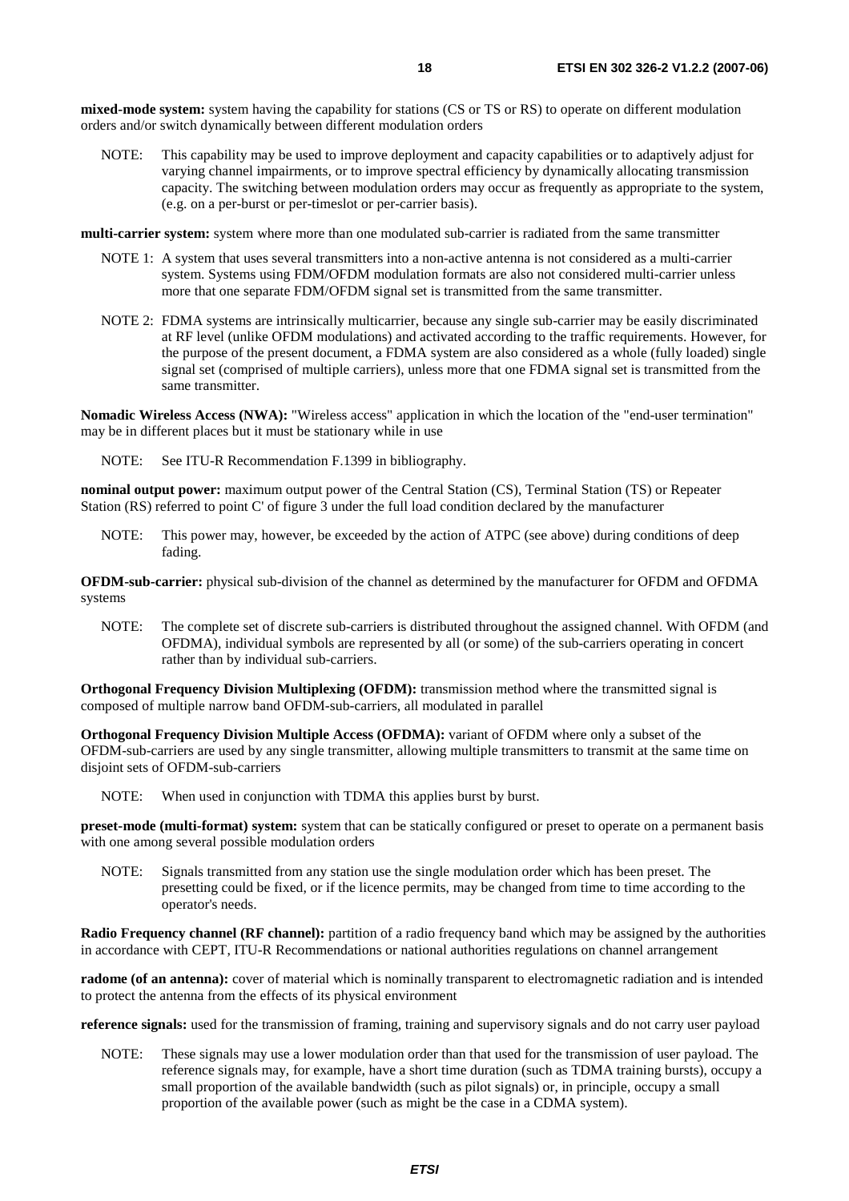**mixed-mode system:** system having the capability for stations (CS or TS or RS) to operate on different modulation orders and/or switch dynamically between different modulation orders

NOTE: This capability may be used to improve deployment and capacity capabilities or to adaptively adjust for varying channel impairments, or to improve spectral efficiency by dynamically allocating transmission capacity. The switching between modulation orders may occur as frequently as appropriate to the system, (e.g. on a per-burst or per-timeslot or per-carrier basis).

**multi-carrier system:** system where more than one modulated sub-carrier is radiated from the same transmitter

NOTE 1: A system that uses several transmitters into a non-active antenna is not considered as a multi-carrier system. Systems using FDM/OFDM modulation formats are also not considered multi-carrier unless more that one separate FDM/OFDM signal set is transmitted from the same transmitter.

NOTE 2: FDMA systems are intrinsically multicarrier, because any single sub-carrier may be easily discriminated at RF level (unlike OFDM modulations) and activated according to the traffic requirements. However, for the purpose of the present document, a FDMA system are also considered as a whole (fully loaded) single signal set (comprised of multiple carriers), unless more that one FDMA signal set is transmitted from the same transmitter.

**Nomadic Wireless Access (NWA):** "Wireless access" application in which the location of the "end-user termination" may be in different places but it must be stationary while in use

NOTE: See ITU-R Recommendation F.1399 in bibliography.

**nominal output power:** maximum output power of the Central Station (CS), Terminal Station (TS) or Repeater Station (RS) referred to point C' of figure 3 under the full load condition declared by the manufacturer

NOTE: This power may, however, be exceeded by the action of ATPC (see above) during conditions of deep fading.

**OFDM-sub-carrier:** physical sub-division of the channel as determined by the manufacturer for OFDM and OFDMA systems

NOTE: The complete set of discrete sub-carriers is distributed throughout the assigned channel. With OFDM (and OFDMA), individual symbols are represented by all (or some) of the sub-carriers operating in concert rather than by individual sub-carriers.

**Orthogonal Frequency Division Multiplexing (OFDM):** transmission method where the transmitted signal is composed of multiple narrow band OFDM-sub-carriers, all modulated in parallel

**Orthogonal Frequency Division Multiple Access (OFDMA):** variant of OFDM where only a subset of the OFDM-sub-carriers are used by any single transmitter, allowing multiple transmitters to transmit at the same time on disjoint sets of OFDM-sub-carriers

NOTE: When used in conjunction with TDMA this applies burst by burst.

**preset-mode (multi-format) system:** system that can be statically configured or preset to operate on a permanent basis with one among several possible modulation orders

NOTE: Signals transmitted from any station use the single modulation order which has been preset. The presetting could be fixed, or if the licence permits, may be changed from time to time according to the operator's needs.

**Radio Frequency channel (RF channel):** partition of a radio frequency band which may be assigned by the authorities in accordance with CEPT, ITU-R Recommendations or national authorities regulations on channel arrangement

**radome (of an antenna):** cover of material which is nominally transparent to electromagnetic radiation and is intended to protect the antenna from the effects of its physical environment

**reference signals:** used for the transmission of framing, training and supervisory signals and do not carry user payload

NOTE: These signals may use a lower modulation order than that used for the transmission of user payload. The reference signals may, for example, have a short time duration (such as TDMA training bursts), occupy a small proportion of the available bandwidth (such as pilot signals) or, in principle, occupy a small proportion of the available power (such as might be the case in a CDMA system).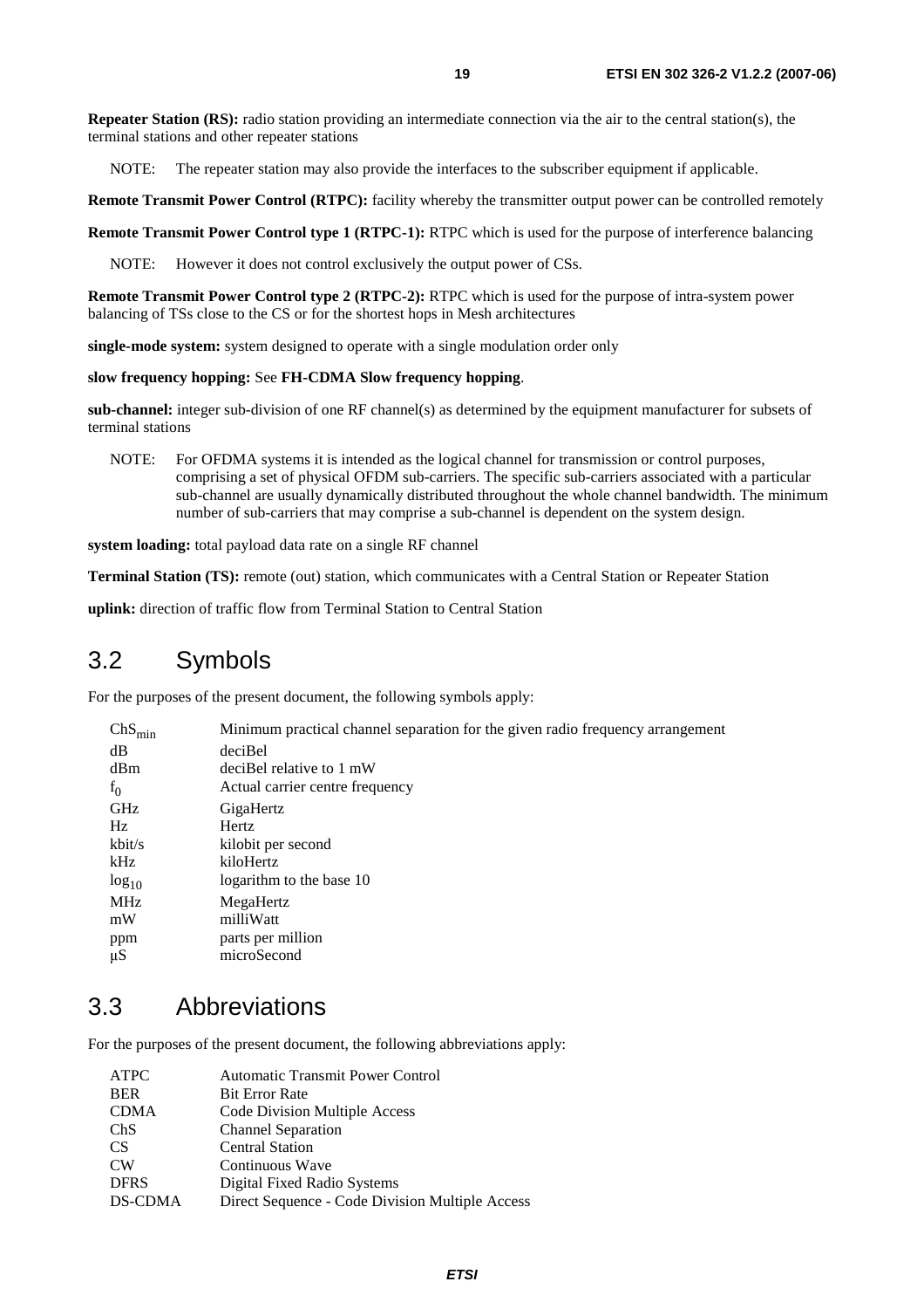**Repeater Station (RS):** radio station providing an intermediate connection via the air to the central station(s), the terminal stations and other repeater stations

NOTE: The repeater station may also provide the interfaces to the subscriber equipment if applicable.

**Remote Transmit Power Control (RTPC):** facility whereby the transmitter output power can be controlled remotely

**Remote Transmit Power Control type 1 (RTPC-1):** RTPC which is used for the purpose of interference balancing

NOTE: However it does not control exclusively the output power of CSs.

**Remote Transmit Power Control type 2 (RTPC-2):** RTPC which is used for the purpose of intra-system power balancing of TSs close to the CS or for the shortest hops in Mesh architectures

**single-mode system:** system designed to operate with a single modulation order only

**slow frequency hopping:** See **FH-CDMA Slow frequency hopping**.

**sub-channel:** integer sub-division of one RF channel(s) as determined by the equipment manufacturer for subsets of terminal stations

NOTE: For OFDMA systems it is intended as the logical channel for transmission or control purposes, comprising a set of physical OFDM sub-carriers. The specific sub-carriers associated with a particular sub-channel are usually dynamically distributed throughout the whole channel bandwidth. The minimum number of sub-carriers that may comprise a sub-channel is dependent on the system design.

**system loading:** total payload data rate on a single RF channel

**Terminal Station (TS):** remote (out) station, which communicates with a Central Station or Repeater Station

**uplink:** direction of traffic flow from Terminal Station to Central Station

## 3.2 Symbols

For the purposes of the present document, the following symbols apply:

| | |
|---|---|
| $ChS_{min}$ | Minimum practical channel separation for the given radio frequency arrangement |
| dB | deciBel |
| dBm | deciBel relative to 1 mW |
| $f_0$ | Actual carrier centre frequency |
| GHz | GigaHertz |
| Hz | Hertz |
| kbit/s | kilobit per second |
| kHz | kiloHertz |
| $\log_{10}$ | logarithm to the base 10 |
| MHz | MegaHertz |
| mW | milliWatt |
| ppm | parts per million |
| µS | microSecond |

## 3.3 Abbreviations

For the purposes of the present document, the following abbreviations apply:

| | |
|---|---|
| ATPC | Automatic Transmit Power Control |
| BER | Bit Error Rate |
| CDMA | Code Division Multiple Access |
| ChS | Channel Separation |
| CS | Central Station |
| CW | Continuous Wave |
| DFRS | Digital Fixed Radio Systems |
| DS-CDMA | Direct Sequence - Code Division Multiple Access |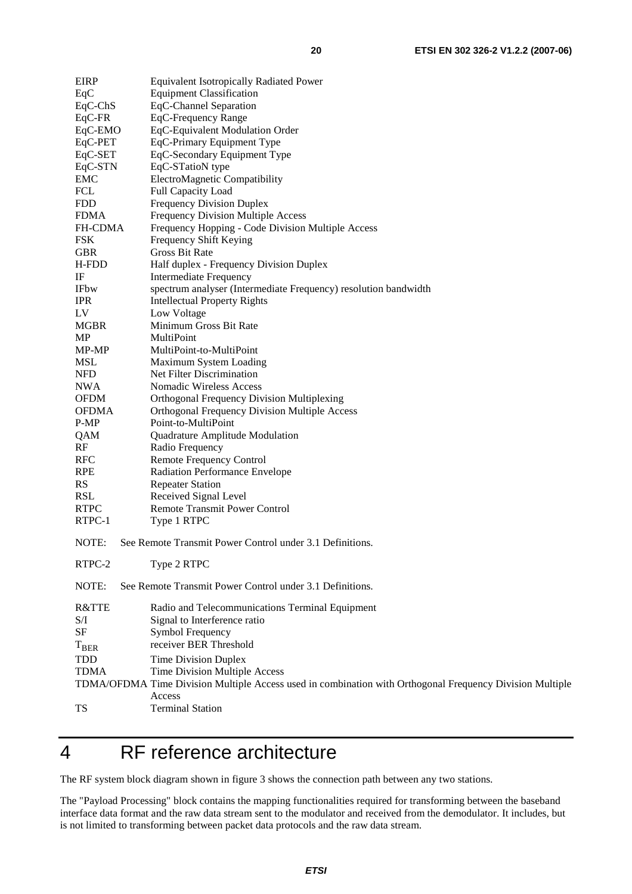| | |
|---|---|
| EIRP | Equivalent Isotropically Radiated Power |
| EqC | Equipment Classification |
| EqC-ChS | EqC-Channel Separation |
| EqC-FR | EqC-Frequency Range |
| EqC-EMO | EqC-Equivalent Modulation Order |
| EqC-PET | EqC-Primary Equipment Type |
| EqC-SET | EqC-Secondary Equipment Type |
| EqC-STN | EqC-STatioN type |
| EMC | ElectroMagnetic Compatibility |
| FCL | Full Capacity Load |
| FDD | Frequency Division Duplex |
| FDMA | Frequency Division Multiple Access |
| FH-CDMA | Frequency Hopping - Code Division Multiple Access |
| FSK | Frequency Shift Keying |
| GBR | Gross Bit Rate |
| H-FDD | Half duplex - Frequency Division Duplex |
| IF | Intermediate Frequency |
| IFbw | spectrum analyser (Intermediate Frequency) resolution bandwidth |
| IPR | Intellectual Property Rights |
| LV | Low Voltage |
| MGBR | Minimum Gross Bit Rate |
| MP | MultiPoint |
| MP-MP | MultiPoint-to-MultiPoint |
| MSL | Maximum System Loading |
| NFD | Net Filter Discrimination |
| NWA | Nomadic Wireless Access |
| OFDM | Orthogonal Frequency Division Multiplexing |
| OFDMA | Orthogonal Frequency Division Multiple Access |
| P-MP | Point-to-MultiPoint |
| QAM | Quadrature Amplitude Modulation |
| RF | Radio Frequency |
| RFC | Remote Frequency Control |
| RPE | Radiation Performance Envelope |
| RS | Repeater Station |
| RSL | Received Signal Level |
| RTPC | Remote Transmit Power Control |
| RTPC-1 | Type 1 RTPC |

NOTE: See Remote Transmit Power Control under 3.1 Definitions.

| | |
|---|---|
| RTPC-2 | Type 2 RTPC |

NOTE: See Remote Transmit Power Control under 3.1 Definitions.

| | |
|---|---|
| R&TTE | Radio and Telecommunications Terminal Equipment |
| S/I | Signal to Interference ratio |
| SF | Symbol Frequency |
| $T_{BER}$ | receiver BER Threshold |
| TDD | Time Division Duplex |
| TDMA | Time Division Multiple Access |
| TDMA/OFDMA | Time Division Multiple Access used in combination with Orthogonal Frequency Division Multiple Access |
| TS | Terminal Station |

# 4 RF reference architecture

The RF system block diagram shown in figure 3 shows the connection path between any two stations.

The "Payload Processing" block contains the mapping functionalities required for transforming between the baseband interface data format and the raw data stream sent to the modulator and received from the demodulator. It includes, but is not limited to transforming between packet data protocols and the raw data stream.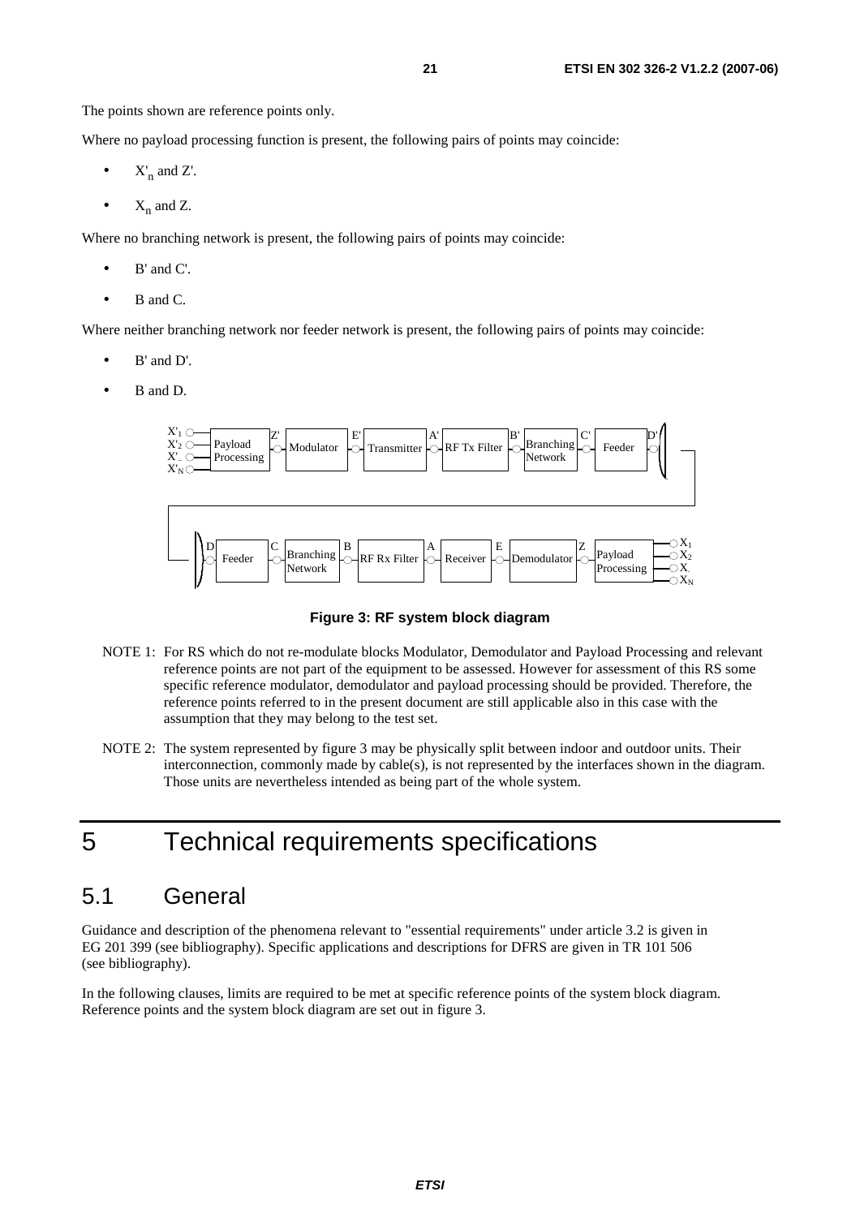The points shown are reference points only.

Where no payload processing function is present, the following pairs of points may coincide:

- $X'_n$ and Z'.
- $X_n$ and Z.

Where no branching network is present, the following pairs of points may coincide:

- B' and C'.
- B and C.

Where neither branching network nor feeder network is present, the following pairs of points may coincide:

- B' and D'.
- B and D.

**Figure 3: RF system block diagram**

NOTE 1: For RS which do not re-modulate blocks Modulator, Demodulator and Payload Processing and relevant reference points are not part of the equipment to be assessed. However for assessment of this RS some specific reference modulator, demodulator and payload processing should be provided. Therefore, the reference points referred to in the present document are still applicable also in this case with the assumption that they may belong to the test set.

NOTE 2: The system represented by figure 3 may be physically split between indoor and outdoor units. Their interconnection, commonly made by cable(s), is not represented by the interfaces shown in the diagram. Those units are nevertheless intended as being part of the whole system.

# 5 Technical requirements specifications

## 5.1 General

Guidance and description of the phenomena relevant to "essential requirements" under article 3.2 is given in EG 201 399 (see bibliography). Specific applications and descriptions for DFRS are given in TR 101 506 (see bibliography).

In the following clauses, limits are required to be met at specific reference points of the system block diagram. Reference points and the system block diagram are set out in figure 3.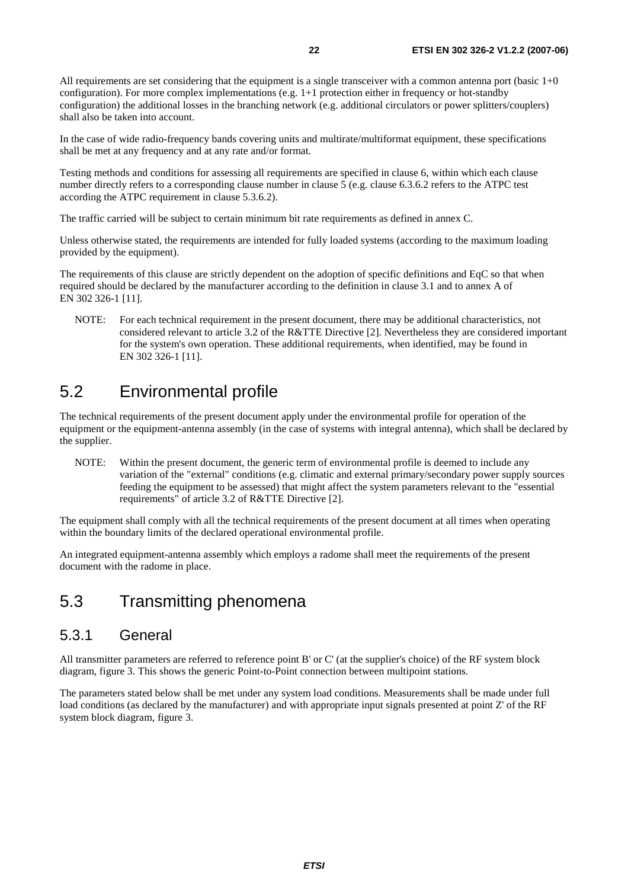All requirements are set considering that the equipment is a single transceiver with a common antenna port (basic 1+0 configuration). For more complex implementations (e.g. 1+1 protection either in frequency or hot-standby configuration) the additional losses in the branching network (e.g. additional circulators or power splitters/couplers) shall also be taken into account.

In the case of wide radio-frequency bands covering units and multirate/multiformat equipment, these specifications shall be met at any frequency and at any rate and/or format.

Testing methods and conditions for assessing all requirements are specified in clause 6, within which each clause number directly refers to a corresponding clause number in clause 5 (e.g. clause 6.3.6.2 refers to the ATPC test according the ATPC requirement in clause 5.3.6.2).

The traffic carried will be subject to certain minimum bit rate requirements as defined in annex C.

Unless otherwise stated, the requirements are intended for fully loaded systems (according to the maximum loading provided by the equipment).

The requirements of this clause are strictly dependent on the adoption of specific definitions and EqC so that when required should be declared by the manufacturer according to the definition in clause 3.1 and to annex A of EN 302 326-1 [11].

NOTE: For each technical requirement in the present document, there may be additional characteristics, not considered relevant to article 3.2 of the R&TTE Directive [2]. Nevertheless they are considered important for the system's own operation. These additional requirements, when identified, may be found in EN 302 326-1 [11].

## 5.2 Environmental profile

The technical requirements of the present document apply under the environmental profile for operation of the equipment or the equipment-antenna assembly (in the case of systems with integral antenna), which shall be declared by the supplier.

NOTE: Within the present document, the generic term of environmental profile is deemed to include any variation of the "external" conditions (e.g. climatic and external primary/secondary power supply sources feeding the equipment to be assessed) that might affect the system parameters relevant to the "essential requirements" of article 3.2 of R&TTE Directive [2].

The equipment shall comply with all the technical requirements of the present document at all times when operating within the boundary limits of the declared operational environmental profile.

An integrated equipment-antenna assembly which employs a radome shall meet the requirements of the present document with the radome in place.

## 5.3 Transmitting phenomena

### 5.3.1 General

All transmitter parameters are referred to reference point B' or C' (at the supplier's choice) of the RF system block diagram, figure 3. This shows the generic Point-to-Point connection between multipoint stations.

The parameters stated below shall be met under any system load conditions. Measurements shall be made under full load conditions (as declared by the manufacturer) and with appropriate input signals presented at point Z' of the RF system block diagram, figure 3.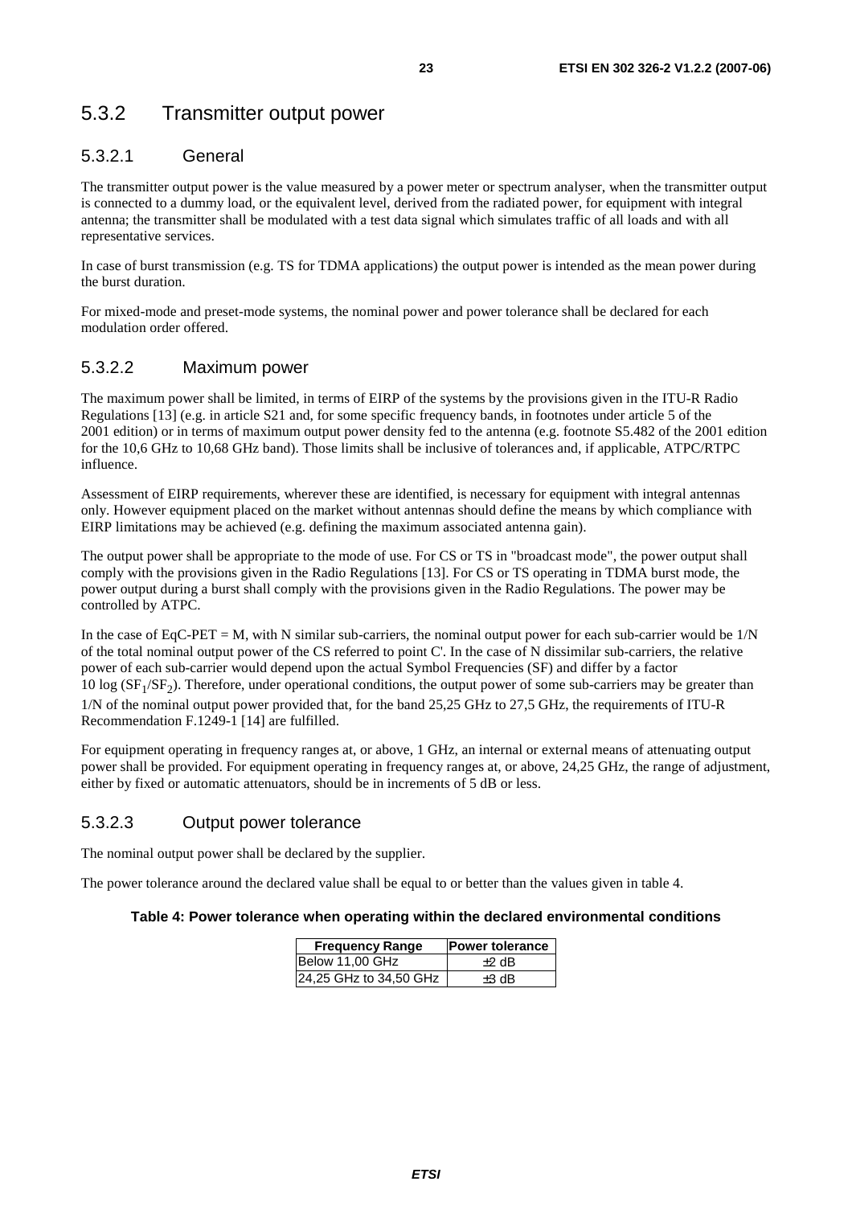## 5.3.2 Transmitter output power

### 5.3.2.1 General

The transmitter output power is the value measured by a power meter or spectrum analyser, when the transmitter output is connected to a dummy load, or the equivalent level, derived from the radiated power, for equipment with integral antenna; the transmitter shall be modulated with a test data signal which simulates traffic of all loads and with all representative services.

In case of burst transmission (e.g. TS for TDMA applications) the output power is intended as the mean power during the burst duration.

For mixed-mode and preset-mode systems, the nominal power and power tolerance shall be declared for each modulation order offered.

### 5.3.2.2 Maximum power

The maximum power shall be limited, in terms of EIRP of the systems by the provisions given in the ITU-R Radio Regulations [13] (e.g. in article S21 and, for some specific frequency bands, in footnotes under article 5 of the 2001 edition) or in terms of maximum output power density fed to the antenna (e.g. footnote S5.482 of the 2001 edition for the 10,6 GHz to 10,68 GHz band). Those limits shall be inclusive of tolerances and, if applicable, ATPC/RTPC influence.

Assessment of EIRP requirements, wherever these are identified, is necessary for equipment with integral antennas only. However equipment placed on the market without antennas should define the means by which compliance with EIRP limitations may be achieved (e.g. defining the maximum associated antenna gain).

The output power shall be appropriate to the mode of use. For CS or TS in "broadcast mode", the power output shall comply with the provisions given in the Radio Regulations [13]. For CS or TS operating in TDMA burst mode, the power output during a burst shall comply with the provisions given in the Radio Regulations. The power may be controlled by ATPC.

In the case of EqC-PET = M, with N similar sub-carriers, the nominal output power for each sub-carrier would be 1/N of the total nominal output power of the CS referred to point C'. In the case of N dissimilar sub-carriers, the relative power of each sub-carrier would depend upon the actual Symbol Frequencies (SF) and differ by a factor $10 \log (SF_1/SF_2)$. Therefore, under operational conditions, the output power of some sub-carriers may be greater than 1/N of the nominal output power provided that, for the band 25,25 GHz to 27,5 GHz, the requirements of ITU-R Recommendation F.1249-1 [14] are fulfilled.

For equipment operating in frequency ranges at, or above, 1 GHz, an internal or external means of attenuating output power shall be provided. For equipment operating in frequency ranges at, or above, 24,25 GHz, the range of adjustment, either by fixed or automatic attenuators, should be in increments of 5 dB or less.

### 5.3.2.3 Output power tolerance

The nominal output power shall be declared by the supplier.

The power tolerance around the declared value shall be equal to or better than the values given in table 4.

**Table 4: Power tolerance when operating within the declared environmental conditions**

| Frequency Range | Power tolerance |
|---|---|
| Below 11,00 GHz | ±2 dB |
| 24,25 GHz to 34,50 GHz | ±3 dB |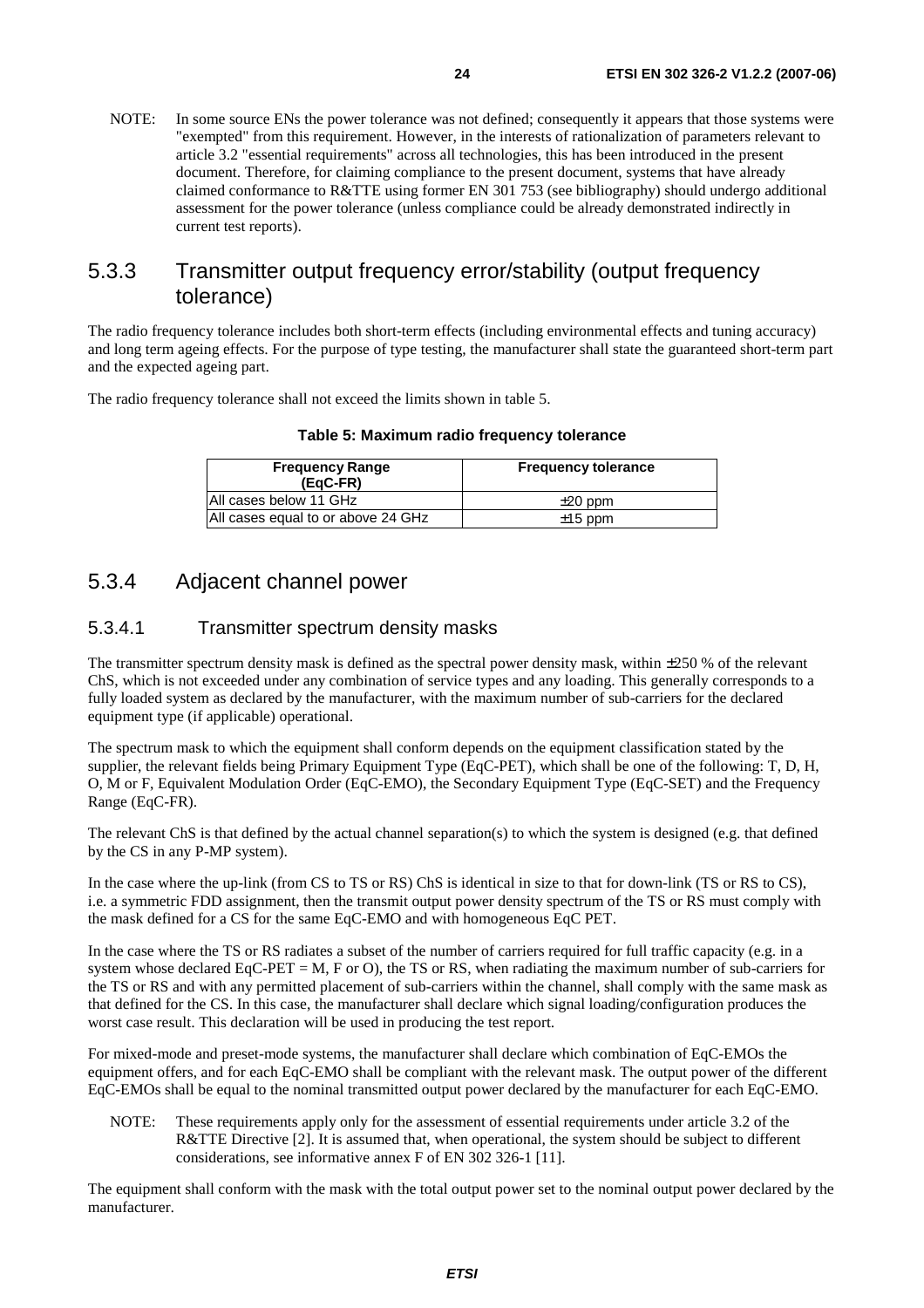NOTE: In some source ENs the power tolerance was not defined; consequently it appears that those systems were "exempted" from this requirement. However, in the interests of rationalization of parameters relevant to article 3.2 "essential requirements" across all technologies, this has been introduced in the present document. Therefore, for claiming compliance to the present document, systems that have already claimed conformance to R&TTE using former EN 301 753 (see bibliography) should undergo additional assessment for the power tolerance (unless compliance could be already demonstrated indirectly in current test reports).

### 5.3.3 Transmitter output frequency error/stability (output frequency tolerance)

The radio frequency tolerance includes both short-term effects (including environmental effects and tuning accuracy) and long term ageing effects. For the purpose of type testing, the manufacturer shall state the guaranteed short-term part and the expected ageing part.

The radio frequency tolerance shall not exceed the limits shown in table 5.

**Table 5: Maximum radio frequency tolerance**

| Frequency Range (EqC-FR) | Frequency tolerance |
|---|---|
| All cases below 11 GHz | ±20 ppm |
| All cases equal to or above 24 GHz | ±15 ppm |

### 5.3.4 Adjacent channel power

#### 5.3.4.1 Transmitter spectrum density masks

The transmitter spectrum density mask is defined as the spectral power density mask, within ±250 % of the relevant ChS, which is not exceeded under any combination of service types and any loading. This generally corresponds to a fully loaded system as declared by the manufacturer, with the maximum number of sub-carriers for the declared equipment type (if applicable) operational.

The spectrum mask to which the equipment shall conform depends on the equipment classification stated by the supplier, the relevant fields being Primary Equipment Type (EqC-PET), which shall be one of the following: T, D, H, O, M or F, Equivalent Modulation Order (EqC-EMO), the Secondary Equipment Type (EqC-SET) and the Frequency Range (EqC-FR).

The relevant ChS is that defined by the actual channel separation(s) to which the system is designed (e.g. that defined by the CS in any P-MP system).

In the case where the up-link (from CS to TS or RS) ChS is identical in size to that for down-link (TS or RS to CS), i.e. a symmetric FDD assignment, then the transmit output power density spectrum of the TS or RS must comply with the mask defined for a CS for the same EqC-EMO and with homogeneous EqC PET.

In the case where the TS or RS radiates a subset of the number of carriers required for full traffic capacity (e.g. in a system whose declared EqC-PET = M, F or O), the TS or RS, when radiating the maximum number of sub-carriers for the TS or RS and with any permitted placement of sub-carriers within the channel, shall comply with the same mask as that defined for the CS. In this case, the manufacturer shall declare which signal loading/configuration produces the worst case result. This declaration will be used in producing the test report.

For mixed-mode and preset-mode systems, the manufacturer shall declare which combination of EqC-EMOs the equipment offers, and for each EqC-EMO shall be compliant with the relevant mask. The output power of the different EqC-EMOs shall be equal to the nominal transmitted output power declared by the manufacturer for each EqC-EMO.

NOTE: These requirements apply only for the assessment of essential requirements under article 3.2 of the R&TTE Directive [2]. It is assumed that, when operational, the system should be subject to different considerations, see informative annex F of EN 302 326-1 [11].

The equipment shall conform with the mask with the total output power set to the nominal output power declared by the manufacturer.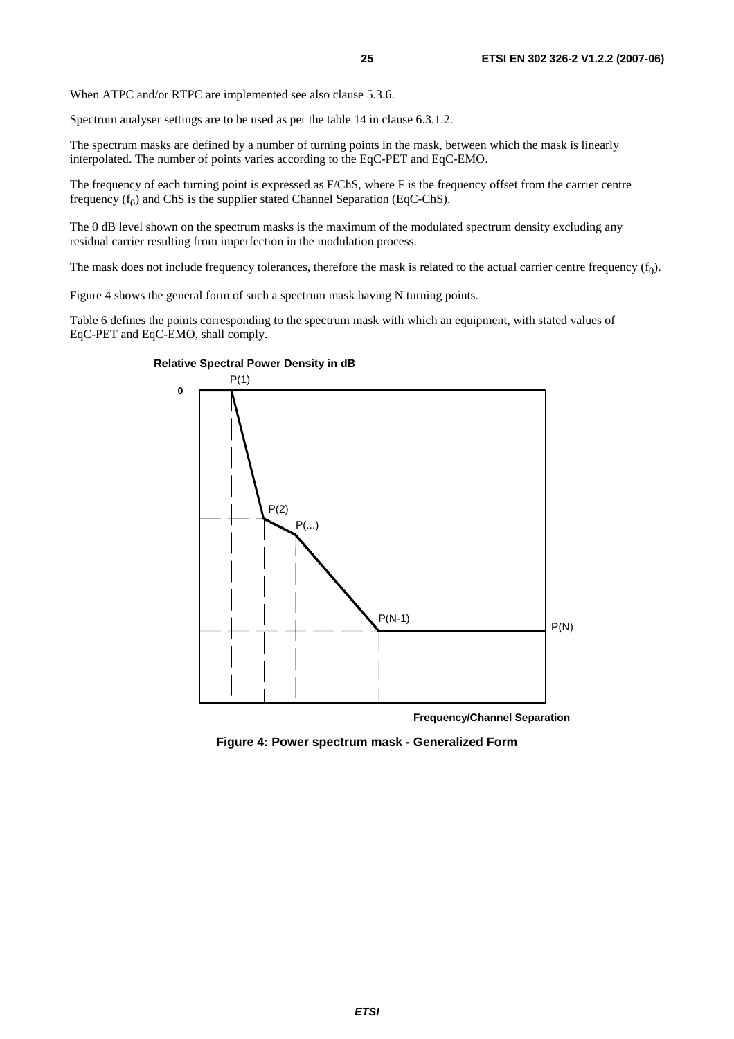When ATPC and/or RTPC are implemented see also clause 5.3.6.

Spectrum analyser settings are to be used as per the table 14 in clause 6.3.1.2.

The spectrum masks are defined by a number of turning points in the mask, between which the mask is linearly interpolated. The number of points varies according to the EqC-PET and EqC-EMO.

The frequency of each turning point is expressed as F/ChS, where F is the frequency offset from the carrier centre frequency ($f_0$) and ChS is the supplier stated Channel Separation (EqC-ChS).

The 0 dB level shown on the spectrum masks is the maximum of the modulated spectrum density excluding any residual carrier resulting from imperfection in the modulation process.

The mask does not include frequency tolerances, therefore the mask is related to the actual carrier centre frequency ($f_0$).

Figure 4 shows the general form of such a spectrum mask having N turning points.

Table 6 defines the points corresponding to the spectrum mask with which an equipment, with stated values of EqC-PET and EqC-EMO, shall comply.

**Figure 4: Power spectrum mask - Generalized Form**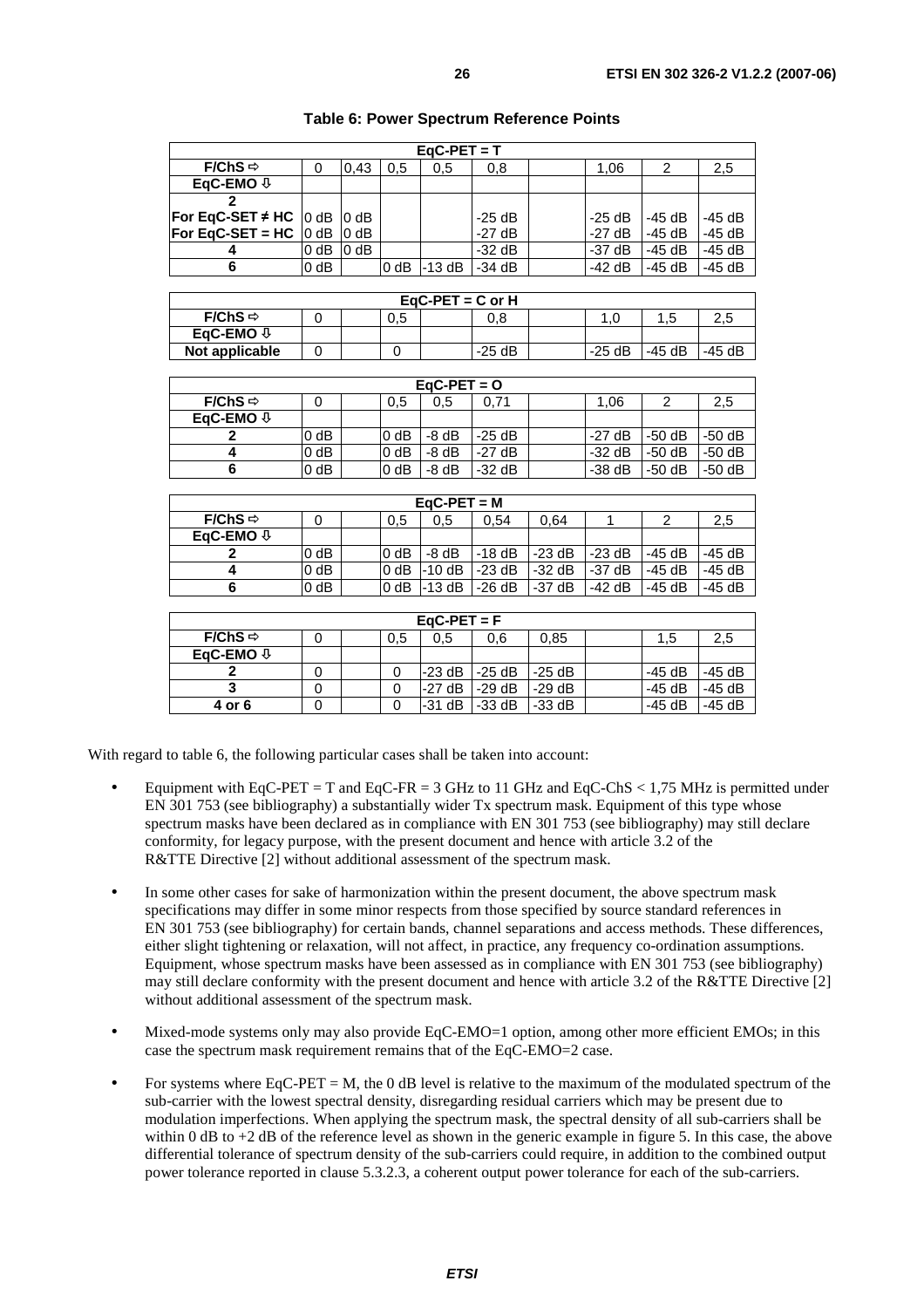**Table 6: Power Spectrum Reference Points**

| EqC-PET = T | | | | | | | | | |
|---|---|---|---|---|---|---|---|---|---|
| F/ChS ⇨ | 0 | 0,43 | 0,5 | 0,5 | 0,8 | | 1,06 | 2 | 2,5 |
| EqC-EMO ⇩ | | | | | | | | | |
| 2 | | | | | | | | | |
| For EqC-SET ≠ HC | 0 dB | 0 dB | | | -25 dB | | -25 dB | -45 dB | -45 dB |
| For EqC-SET = HC | 0 dB | 0 dB | | | -27 dB | | -27 dB | -45 dB | -45 dB |
| 4 | 0 dB | 0 dB | | | -32 dB | | -37 dB | -45 dB | -45 dB |
| 6 | 0 dB | | 0 dB | -13 dB | -34 dB | | -42 dB | -45 dB | -45 dB |

| EqC-PET = C or H | | | | | | | | | |
|---|---|---|---|---|---|---|---|---|---|
| F/ChS ⇨ | 0 | | 0,5 | | 0,8 | | 1,0 | 1,5 | 2,5 |
| EqC-EMO ⇩ | | | | | | | | | |
| Not applicable | 0 | | 0 | | -25 dB | | -25 dB | -45 dB | -45 dB |

| EqC-PET = O | | | | | | | | | |
|---|---|---|---|---|---|---|---|---|---|
| F/ChS ⇨ | 0 | | 0,5 | 0,5 | 0,71 | | 1,06 | 2 | 2,5 |
| EqC-EMO ⇩ | | | | | | | | | |
| 2 | 0 dB | | 0 dB | -8 dB | -25 dB | | -27 dB | -50 dB | -50 dB |
| 4 | 0 dB | | 0 dB | -8 dB | -27 dB | | -32 dB | -50 dB | -50 dB |
| 6 | 0 dB | | 0 dB | -8 dB | -32 dB | | -38 dB | -50 dB | -50 dB |

| EqC-PET = M | | | | | | | | | |
|---|---|---|---|---|---|---|---|---|---|
| F/ChS ⇨ | 0 | | 0,5 | 0,5 | 0,54 | 0,64 | 1 | 2 | 2,5 |
| EqC-EMO ⇩ | | | | | | | | | |
| 2 | 0 dB | | 0 dB | -8 dB | -18 dB | -23 dB | -23 dB | -45 dB | -45 dB |
| 4 | 0 dB | | 0 dB | -10 dB | -23 dB | -32 dB | -37 dB | -45 dB | -45 dB |
| 6 | 0 dB | | 0 dB | -13 dB | -26 dB | -37 dB | -42 dB | -45 dB | -45 dB |

| EqC-PET = F | | | | | | | | | |
|---|---|---|---|---|---|---|---|---|---|
| F/ChS ⇨ | 0 | | 0,5 | 0,5 | 0,6 | 0,85 | | 1,5 | 2,5 |
| EqC-EMO ⇩ | | | | | | | | | |
| 2 | 0 | | 0 | -23 dB | -25 dB | -25 dB | | -45 dB | -45 dB |
| 3 | 0 | | 0 | -27 dB | -29 dB | -29 dB | | -45 dB | -45 dB |
| 4 or 6 | 0 | | 0 | -31 dB | -33 dB | -33 dB | | -45 dB | -45 dB |

With regard to table 6, the following particular cases shall be taken into account:

- Equipment with EqC-PET = T and EqC-FR = 3 GHz to 11 GHz and EqC-ChS < 1,75 MHz is permitted under EN 301 753 (see bibliography) a substantially wider Tx spectrum mask. Equipment of this type whose spectrum masks have been declared as in compliance with EN 301 753 (see bibliography) may still declare conformity, for legacy purpose, with the present document and hence with article 3.2 of the R&TTE Directive [2] without additional assessment of the spectrum mask.
- In some other cases for sake of harmonization within the present document, the above spectrum mask specifications may differ in some minor respects from those specified by source standard references in EN 301 753 (see bibliography) for certain bands, channel separations and access methods. These differences, either slight tightening or relaxation, will not affect, in practice, any frequency co-ordination assumptions. Equipment, whose spectrum masks have been assessed as in compliance with EN 301 753 (see bibliography) may still declare conformity with the present document and hence with article 3.2 of the R&TTE Directive [2] without additional assessment of the spectrum mask.
- Mixed-mode systems only may also provide EqC-EMO=1 option, among other more efficient EMOs; in this case the spectrum mask requirement remains that of the EqC-EMO=2 case.
- For systems where EqC-PET = M, the 0 dB level is relative to the maximum of the modulated spectrum of the sub-carrier with the lowest spectral density, disregarding residual carriers which may be present due to modulation imperfections. When applying the spectrum mask, the spectral density of all sub-carriers shall be within 0 dB to +2 dB of the reference level as shown in the generic example in figure 5. In this case, the above differential tolerance of spectrum density of the sub-carriers could require, in addition to the combined output power tolerance reported in clause 5.3.2.3, a coherent output power tolerance for each of the sub-carriers.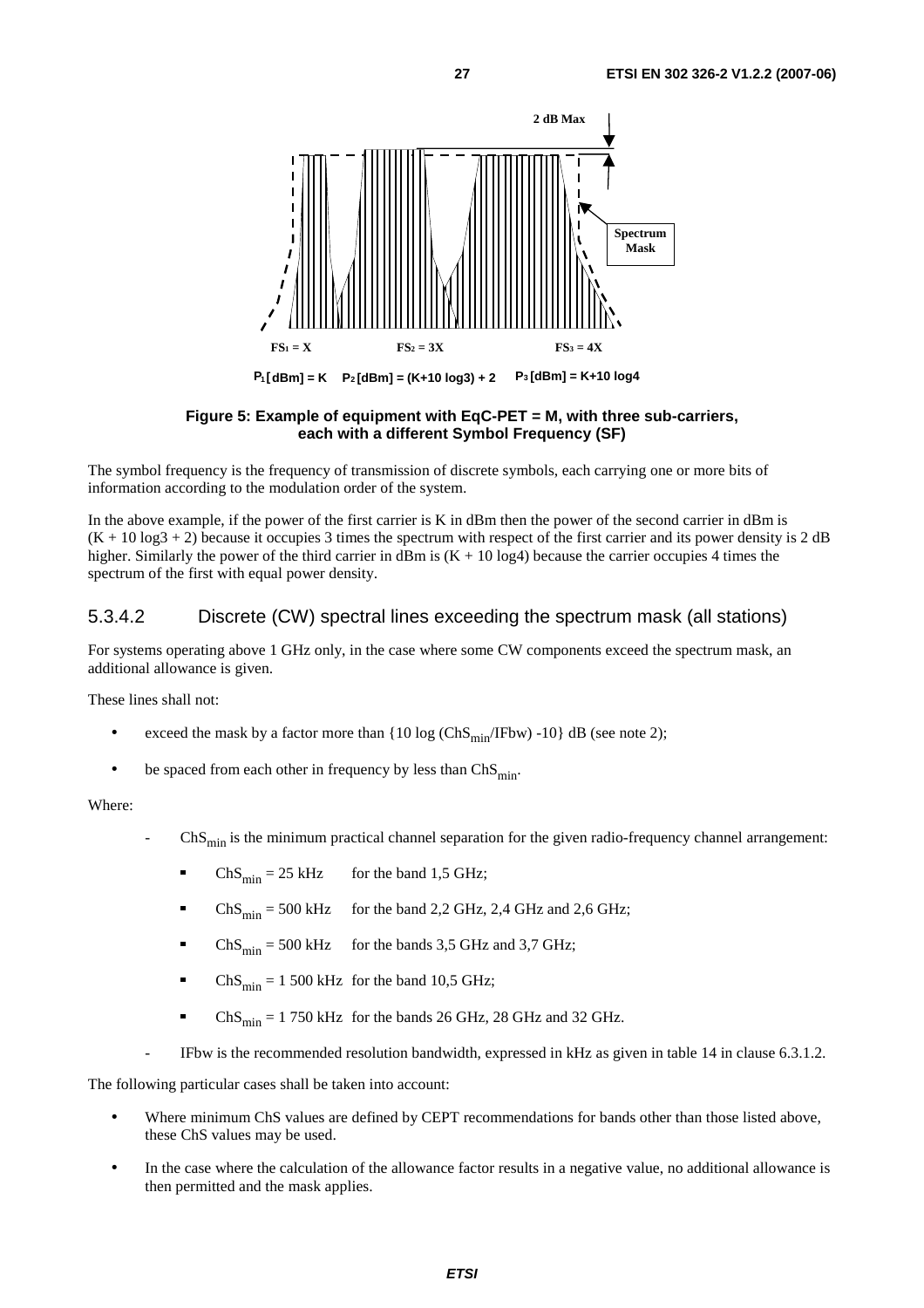2 dB Max

Spectrum Mask

$FS_1 = X$ $FS_2 = 3X$ $FS_3 = 4X$

$P_1$ [dBm] = K $P_2$ [dBm] = (K+10 log3) + 2 $P_3$ [dBm] = K+10 log4

**Figure 5: Example of equipment with EqC-PET = M, with three sub-carriers, each with a different Symbol Frequency (SF)**

The symbol frequency is the frequency of transmission of discrete symbols, each carrying one or more bits of information according to the modulation order of the system.

In the above example, if the power of the first carrier is K in dBm then the power of the second carrier in dBm is (K + 10 log3 + 2) because it occupies 3 times the spectrum with respect of the first carrier and its power density is 2 dB higher. Similarly the power of the third carrier in dBm is (K + 10 log4) because the carrier occupies 4 times the spectrum of the first with equal power density.

### 5.3.4.2 Discrete (CW) spectral lines exceeding the spectrum mask (all stations)

For systems operating above 1 GHz only, in the case where some CW components exceed the spectrum mask, an additional allowance is given.

These lines shall not:

- exceed the mask by a factor more than {10 log ($ChS_{min}$/IFbw) -10} dB (see note 2);
- be spaced from each other in frequency by less than $ChS_{min}$.

Where:

- $ChS_{min}$ is the minimum practical channel separation for the given radio-frequency channel arrangement:
  - $ChS_{min}$ = 25 kHz for the band 1,5 GHz;
  - $ChS_{min}$ = 500 kHz for the band 2,2 GHz, 2,4 GHz and 2,6 GHz;
  - $ChS_{min}$ = 500 kHz for the bands 3,5 GHz and 3,7 GHz;
  - $ChS_{min}$ = 1 500 kHz for the band 10,5 GHz;
  - $ChS_{min}$ = 1 750 kHz for the bands 26 GHz, 28 GHz and 32 GHz.
- IFbw is the recommended resolution bandwidth, expressed in kHz as given in table 14 in clause 6.3.1.2.

The following particular cases shall be taken into account:

- Where minimum ChS values are defined by CEPT recommendations for bands other than those listed above, these ChS values may be used.
- In the case where the calculation of the allowance factor results in a negative value, no additional allowance is then permitted and the mask applies.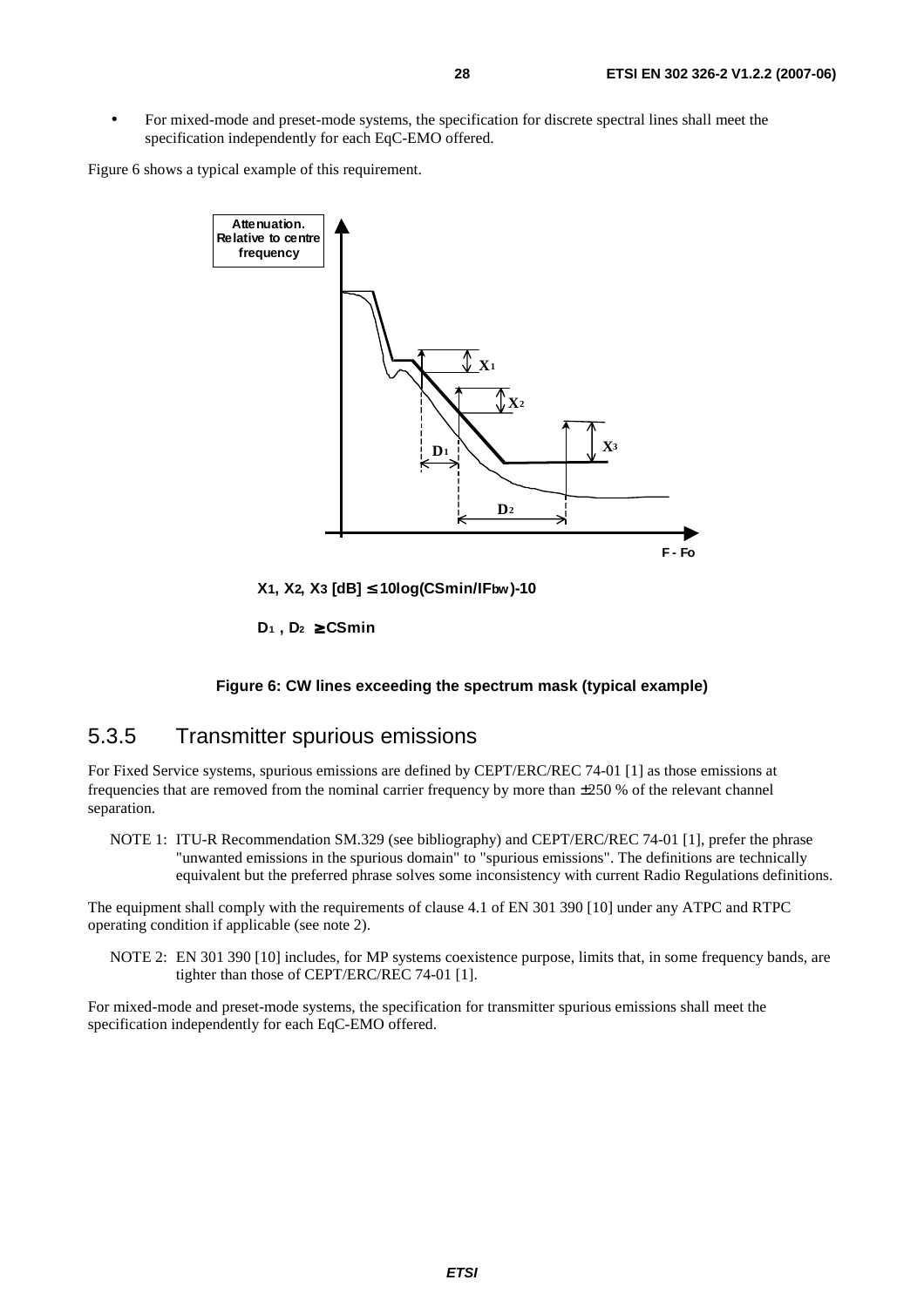- For mixed-mode and preset-mode systems, the specification for discrete spectral lines shall meet the specification independently for each EqC-EMO offered.

Figure 6 shows a typical example of this requirement.

$X_1$, $X_2$, $X_3$ [dB] $\leq$ 10log(CSmin/$IF_{bw}$)-10

$D_1$ , $D_2$ $\geq$ CSmin

**Figure 6: CW lines exceeding the spectrum mask (typical example)**

### 5.3.5 Transmitter spurious emissions

For Fixed Service systems, spurious emissions are defined by CEPT/ERC/REC 74-01 [1] as those emissions at frequencies that are removed from the nominal carrier frequency by more than ±250 % of the relevant channel separation.

NOTE 1: ITU-R Recommendation SM.329 (see bibliography) and CEPT/ERC/REC 74-01 [1], prefer the phrase "unwanted emissions in the spurious domain" to "spurious emissions". The definitions are technically equivalent but the preferred phrase solves some inconsistency with current Radio Regulations definitions.

The equipment shall comply with the requirements of clause 4.1 of EN 301 390 [10] under any ATPC and RTPC operating condition if applicable (see note 2).

NOTE 2: EN 301 390 [10] includes, for MP systems coexistence purpose, limits that, in some frequency bands, are tighter than those of CEPT/ERC/REC 74-01 [1].

For mixed-mode and preset-mode systems, the specification for transmitter spurious emissions shall meet the specification independently for each EqC-EMO offered.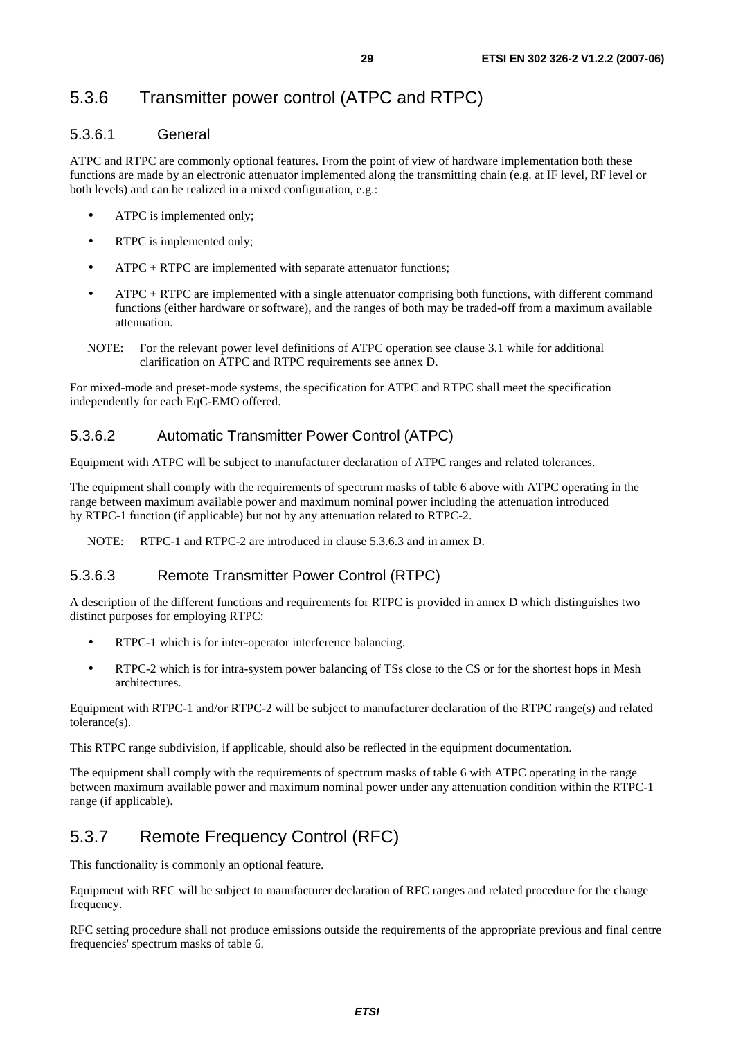## 5.3.6 Transmitter power control (ATPC and RTPC)

### 5.3.6.1 General

ATPC and RTPC are commonly optional features. From the point of view of hardware implementation both these functions are made by an electronic attenuator implemented along the transmitting chain (e.g. at IF level, RF level or both levels) and can be realized in a mixed configuration, e.g.:

- ATPC is implemented only;
- RTPC is implemented only;
- ATPC + RTPC are implemented with separate attenuator functions;
- ATPC + RTPC are implemented with a single attenuator comprising both functions, with different command functions (either hardware or software), and the ranges of both may be traded-off from a maximum available attenuation.

NOTE: For the relevant power level definitions of ATPC operation see clause 3.1 while for additional clarification on ATPC and RTPC requirements see annex D.

For mixed-mode and preset-mode systems, the specification for ATPC and RTPC shall meet the specification independently for each EqC-EMO offered.

### 5.3.6.2 Automatic Transmitter Power Control (ATPC)

Equipment with ATPC will be subject to manufacturer declaration of ATPC ranges and related tolerances.

The equipment shall comply with the requirements of spectrum masks of table 6 above with ATPC operating in the range between maximum available power and maximum nominal power including the attenuation introduced by RTPC-1 function (if applicable) but not by any attenuation related to RTPC-2.

NOTE: RTPC-1 and RTPC-2 are introduced in clause 5.3.6.3 and in annex D.

### 5.3.6.3 Remote Transmitter Power Control (RTPC)

A description of the different functions and requirements for RTPC is provided in annex D which distinguishes two distinct purposes for employing RTPC:

- RTPC-1 which is for inter-operator interference balancing.
- RTPC-2 which is for intra-system power balancing of TSs close to the CS or for the shortest hops in Mesh architectures.

Equipment with RTPC-1 and/or RTPC-2 will be subject to manufacturer declaration of the RTPC range(s) and related tolerance(s).

This RTPC range subdivision, if applicable, should also be reflected in the equipment documentation.

The equipment shall comply with the requirements of spectrum masks of table 6 with ATPC operating in the range between maximum available power and maximum nominal power under any attenuation condition within the RTPC-1 range (if applicable).

## 5.3.7 Remote Frequency Control (RFC)

This functionality is commonly an optional feature.

Equipment with RFC will be subject to manufacturer declaration of RFC ranges and related procedure for the change frequency.

RFC setting procedure shall not produce emissions outside the requirements of the appropriate previous and final centre frequencies' spectrum masks of table 6.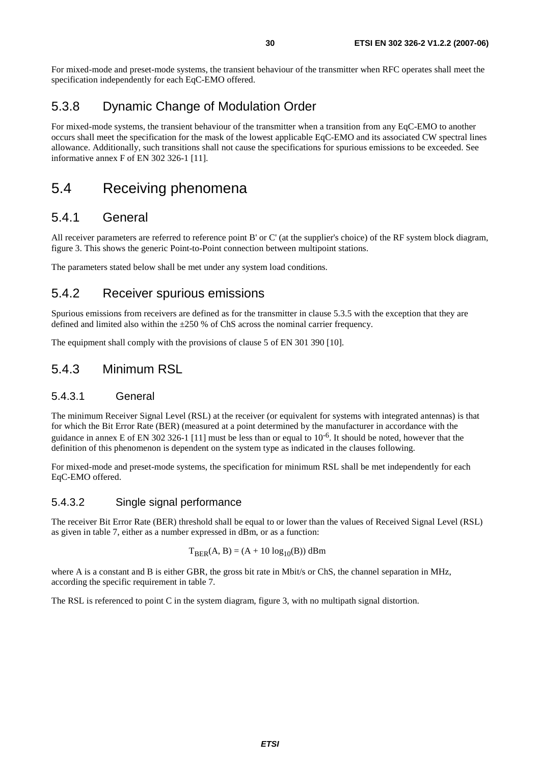For mixed-mode and preset-mode systems, the transient behaviour of the transmitter when RFC operates shall meet the specification independently for each EqC-EMO offered.

### 5.3.8 Dynamic Change of Modulation Order

For mixed-mode systems, the transient behaviour of the transmitter when a transition from any EqC-EMO to another occurs shall meet the specification for the mask of the lowest applicable EqC-EMO and its associated CW spectral lines allowance. Additionally, such transitions shall not cause the specifications for spurious emissions to be exceeded. See informative annex F of EN 302 326-1 [11].

## 5.4 Receiving phenomena

### 5.4.1 General

All receiver parameters are referred to reference point B' or C' (at the supplier's choice) of the RF system block diagram, figure 3. This shows the generic Point-to-Point connection between multipoint stations.

The parameters stated below shall be met under any system load conditions.

### 5.4.2 Receiver spurious emissions

Spurious emissions from receivers are defined as for the transmitter in clause 5.3.5 with the exception that they are defined and limited also within the ±250 % of ChS across the nominal carrier frequency.

The equipment shall comply with the provisions of clause 5 of EN 301 390 [10].

### 5.4.3 Minimum RSL

#### 5.4.3.1 General

The minimum Receiver Signal Level (RSL) at the receiver (or equivalent for systems with integrated antennas) is that for which the Bit Error Rate (BER) (measured at a point determined by the manufacturer in accordance with the guidance in annex E of EN 302 326-1 [11] must be less than or equal to $10^{-6}$. It should be noted, however that the definition of this phenomenon is dependent on the system type as indicated in the clauses following.

For mixed-mode and preset-mode systems, the specification for minimum RSL shall be met independently for each EqC-EMO offered.

#### 5.4.3.2 Single signal performance

The receiver Bit Error Rate (BER) threshold shall be equal to or lower than the values of Received Signal Level (RSL) as given in table 7, either as a number expressed in dBm, or as a function:

$$T_{BER}(A, B) = (A + 10 \log_{10}(B)) \text{ dBm}$$

where A is a constant and B is either GBR, the gross bit rate in Mbit/s or ChS, the channel separation in MHz, according the specific requirement in table 7.

The RSL is referenced to point C in the system diagram, figure 3, with no multipath signal distortion.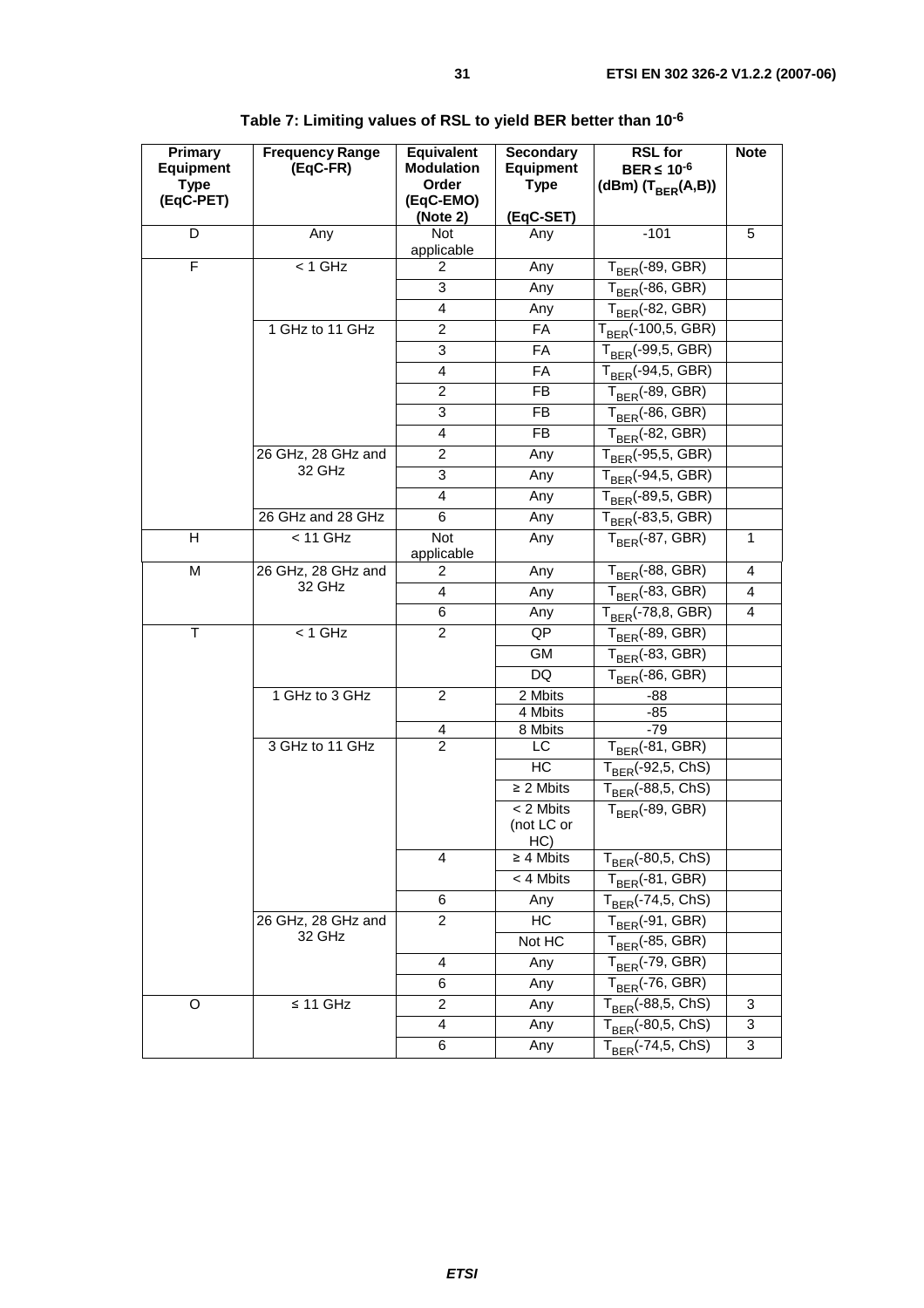**Table 7: Limiting values of RSL to yield BER better than $10^{-6}$**

| Primary Equipment Type (EqC-PET) | Frequency Range (EqC-FR) | Equivalent Modulation Order (EqC-EMO) (Note 2) | Secondary Equipment Type (EqC-SET) | RSL for BER ≤ $10^{-6}$ (dBm) ($T_{BER}$(A,B)) | Note |
|---|---|---|---|---|---|
| D | Any | Not applicable | Any | -101 | 5 |
| F | < 1 GHz | 2 | Any | $T_{BER}$(-89, GBR) | |
| | | 3 | Any | $T_{BER}$(-86, GBR) | |
| | | 4 | Any | $T_{BER}$(-82, GBR) | |
| | 1 GHz to 11 GHz | 2 | FA | $T_{BER}$(-100,5, GBR) | |
| | | 3 | FA | $T_{BER}$(-99,5, GBR) | |
| | | 4 | FA | $T_{BER}$(-94,5, GBR) | |
| | | 2 | FB | $T_{BER}$(-89, GBR) | |
| | | 3 | FB | $T_{BER}$(-86, GBR) | |
| | | 4 | FB | $T_{BER}$(-82, GBR) | |
| | 26 GHz, 28 GHz and 32 GHz | 2 | Any | $T_{BER}$(-95,5, GBR) | |
| | | 3 | Any | $T_{BER}$(-94,5, GBR) | |
| | | 4 | Any | $T_{BER}$(-89,5, GBR) | |
| | 26 GHz and 28 GHz | 6 | Any | $T_{BER}$(-83,5, GBR) | |
| H | < 11 GHz | Not applicable | Any | $T_{BER}$(-87, GBR) | 1 |
| M | 26 GHz, 28 GHz and 32 GHz | 2 | Any | $T_{BER}$(-88, GBR) | 4 |
| | | 4 | Any | $T_{BER}$(-83, GBR) | 4 |
| | | 6 | Any | $T_{BER}$(-78,8, GBR) | 4 |
| T | < 1 GHz | 2 | QP | $T_{BER}$(-89, GBR) | |
| | | | GM | $T_{BER}$(-83, GBR) | |
| | | | DQ | $T_{BER}$(-86, GBR) | |
| | 1 GHz to 3 GHz | 2 | 2 Mbits | -88 | |
| | | | 4 Mbits | -85 | |
| | | 4 | 8 Mbits | -79 | |
| | 3 GHz to 11 GHz | 2 | LC | $T_{BER}$(-81, GBR) | |
| | | | HC | $T_{BER}$(-92,5, ChS) | |
| | | | ≥ 2 Mbits | $T_{BER}$(-88,5, ChS) | |
| | | | < 2 Mbits (not LC or HC) | $T_{BER}$(-89, GBR) | |
| | | 4 | ≥ 4 Mbits | $T_{BER}$(-80,5, ChS) | |
| | | | < 4 Mbits | $T_{BER}$(-81, GBR) | |
| | | 6 | Any | $T_{BER}$(-74,5, ChS) | |
| | 26 GHz, 28 GHz and 32 GHz | 2 | HC | $T_{BER}$(-91, GBR) | |
| | | | Not HC | $T_{BER}$(-85, GBR) | |
| | | 4 | Any | $T_{BER}$(-79, GBR) | |
| | | 6 | Any | $T_{BER}$(-76, GBR) | |
| O | ≤ 11 GHz | 2 | Any | $T_{BER}$(-88,5, ChS) | 3 |
| | | 4 | Any | $T_{BER}$(-80,5, ChS) | 3 |
| | | 6 | Any | $T_{BER}$(-74,5, ChS) | 3 |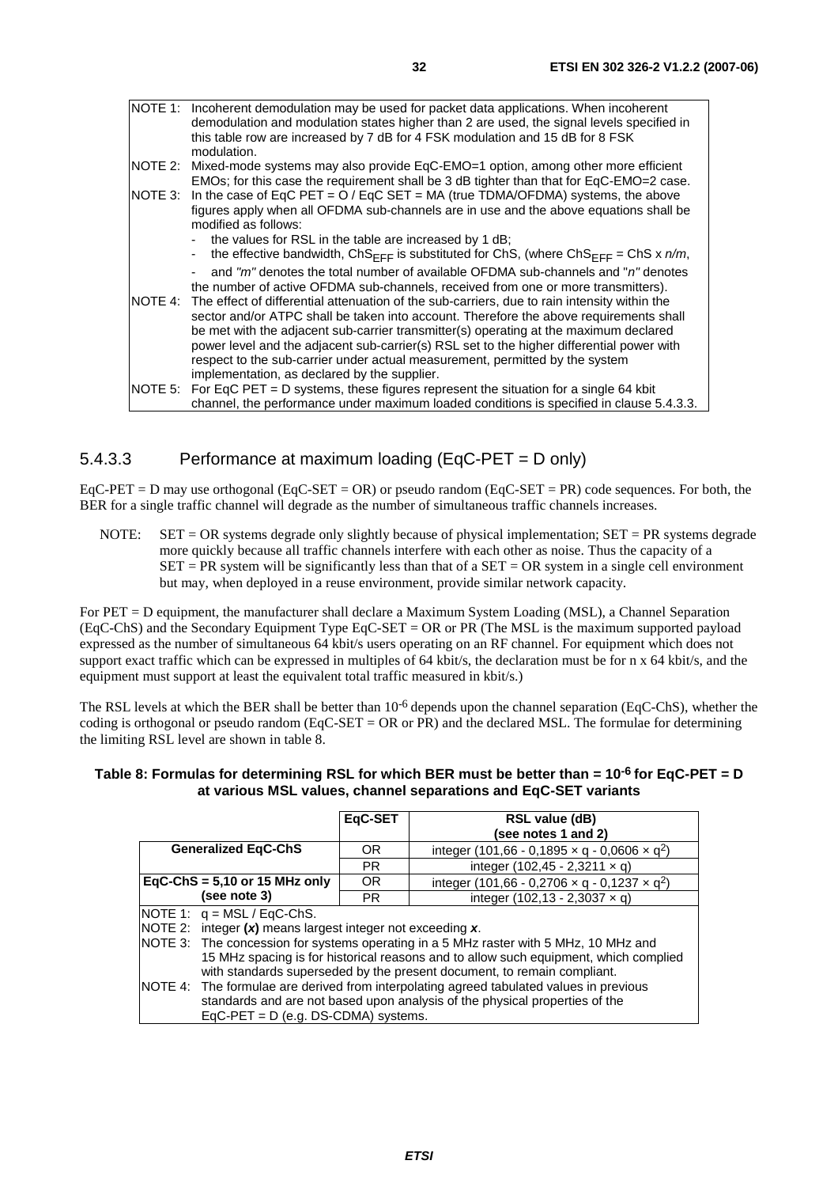| | |
|---|---|
| NOTE 1: | Incoherent demodulation may be used for packet data applications. When incoherent demodulation and modulation states higher than 2 are used, the signal levels specified in this table row are increased by 7 dB for 4 FSK modulation and 15 dB for 8 FSK modulation. |
| NOTE 2: | Mixed-mode systems may also provide EqC-EMO=1 option, among other more efficient EMOs; for this case the requirement shall be 3 dB tighter than that for EqC-EMO=2 case. |
| NOTE 3: | In the case of EqC PET = O / EqC SET = MA (true TDMA/OFDMA) systems, the above figures apply when all OFDMA sub-channels are in use and the above equations shall be modified as follows: - the values for RSL in the table are increased by 1 dB; - the effective bandwidth, $ChS_{EFF}$ is substituted for ChS, (where $ChS_{EFF}$ = ChS x *n/m*, - and *"m"* denotes the total number of available OFDMA sub-channels and "*n"* denotes the number of active OFDMA sub-channels, received from one or more transmitters). |
| NOTE 4: | The effect of differential attenuation of the sub-carriers, due to rain intensity within the sector and/or ATPC shall be taken into account. Therefore the above requirements shall be met with the adjacent sub-carrier transmitter(s) operating at the maximum declared power level and the adjacent sub-carrier(s) RSL set to the higher differential power with respect to the sub-carrier under actual measurement, permitted by the system implementation, as declared by the supplier. |
| NOTE 5: | For EqC PET = D systems, these figures represent the situation for a single 64 kbit channel, the performance under maximum loaded conditions is specified in clause 5.4.3.3. |

### 5.4.3.3 Performance at maximum loading (EqC-PET = D only)

EqC-PET = D may use orthogonal (EqC-SET = OR) or pseudo random (EqC-SET = PR) code sequences. For both, the BER for a single traffic channel will degrade as the number of simultaneous traffic channels increases.

NOTE: SET = OR systems degrade only slightly because of physical implementation; SET = PR systems degrade more quickly because all traffic channels interfere with each other as noise. Thus the capacity of a SET = PR system will be significantly less than that of a SET = OR system in a single cell environment but may, when deployed in a reuse environment, provide similar network capacity.

For PET = D equipment, the manufacturer shall declare a Maximum System Loading (MSL), a Channel Separation (EqC-ChS) and the Secondary Equipment Type EqC-SET = OR or PR (The MSL is the maximum supported payload expressed as the number of simultaneous 64 kbit/s users operating on an RF channel. For equipment which does not support exact traffic which can be expressed in multiples of 64 kbit/s, the declaration must be for n x 64 kbit/s, and the equipment must support at least the equivalent total traffic measured in kbit/s.)

The RSL levels at which the BER shall be better than $10^{-6}$ depends upon the channel separation (EqC-ChS), whether the coding is orthogonal or pseudo random (EqC-SET = OR or PR) and the declared MSL. The formulae for determining the limiting RSL level are shown in table 8.

**Table 8: Formulas for determining RSL for which BER must be better than = $10^{-6}$ for EqC-PET = D at various MSL values, channel separations and EqC-SET variants**

| | EqC-SET | RSL value (dB) (see notes 1 and 2) |
|---|---|---|
| **Generalized EqC-ChS** | OR | integer (101,66 - 0,1895 × q - 0,0606 × $q^2$) |
| | PR | integer (102,45 - 2,3211 × q) |
| **EqC-ChS = 5,10 or 15 MHz only (see note 3)** | OR | integer (101,66 - 0,2706 × q - 0,1237 × $q^2$) |
| | PR | integer (102,13 - 2,3037 × q) |

NOTE 1: q = MSL / EqC-ChS.

NOTE 2: integer ***(x)*** means largest integer not exceeding ***x***.

NOTE 3: The concession for systems operating in a 5 MHz raster with 5 MHz, 10 MHz and 15 MHz spacing is for historical reasons and to allow such equipment, which complied with standards superseded by the present document, to remain compliant.

NOTE 4: The formulae are derived from interpolating agreed tabulated values in previous standards and are not based upon analysis of the physical properties of the EqC-PET = D (e.g. DS-CDMA) systems.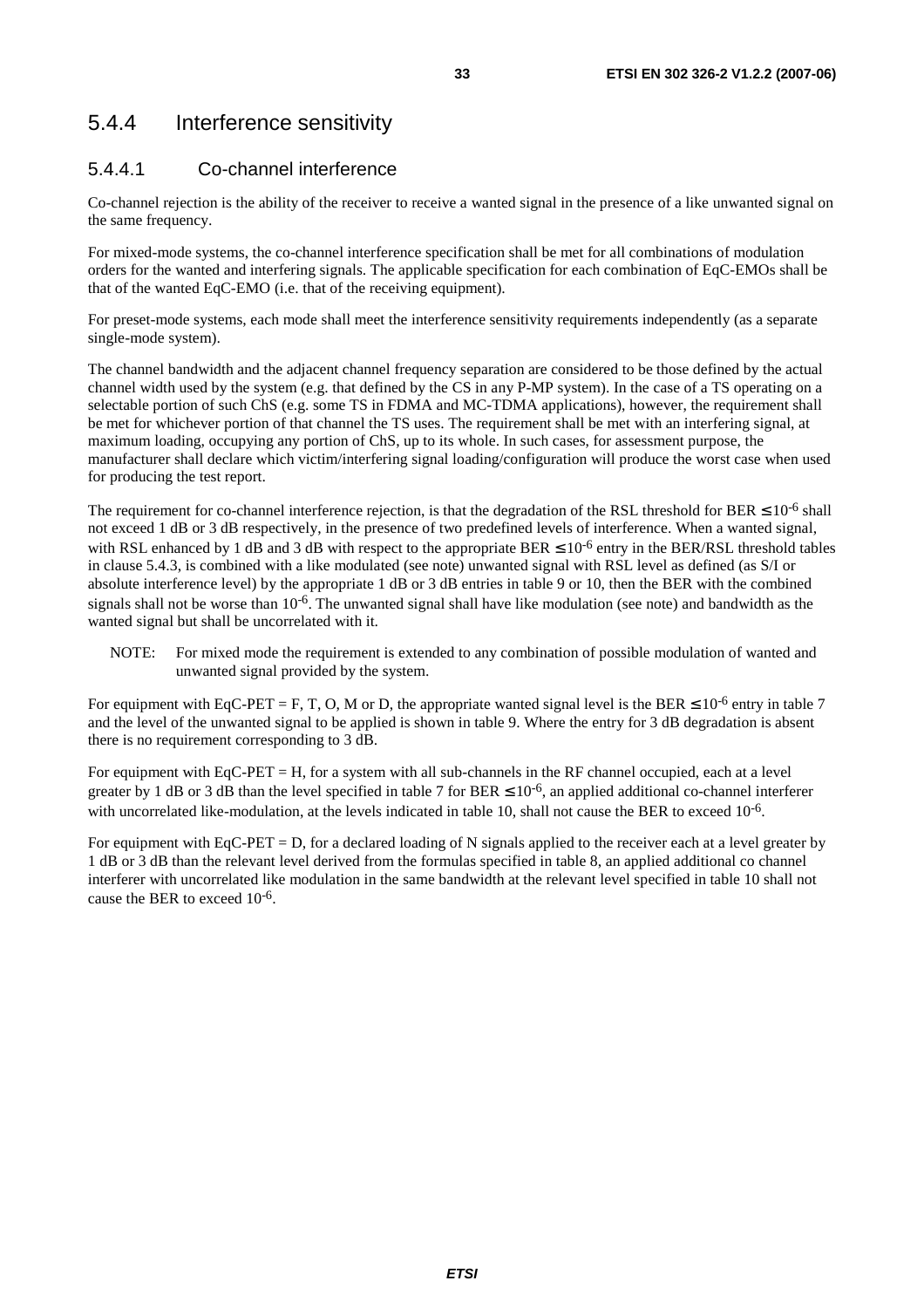## 5.4.4 Interference sensitivity

### 5.4.4.1 Co-channel interference

Co-channel rejection is the ability of the receiver to receive a wanted signal in the presence of a like unwanted signal on the same frequency.

For mixed-mode systems, the co-channel interference specification shall be met for all combinations of modulation orders for the wanted and interfering signals. The applicable specification for each combination of EqC-EMOs shall be that of the wanted EqC-EMO (i.e. that of the receiving equipment).

For preset-mode systems, each mode shall meet the interference sensitivity requirements independently (as a separate single-mode system).

The channel bandwidth and the adjacent channel frequency separation are considered to be those defined by the actual channel width used by the system (e.g. that defined by the CS in any P-MP system). In the case of a TS operating on a selectable portion of such ChS (e.g. some TS in FDMA and MC-TDMA applications), however, the requirement shall be met for whichever portion of that channel the TS uses. The requirement shall be met with an interfering signal, at maximum loading, occupying any portion of ChS, up to its whole. In such cases, for assessment purpose, the manufacturer shall declare which victim/interfering signal loading/configuration will produce the worst case when used for producing the test report.

The requirement for co-channel interference rejection, is that the degradation of the RSL threshold for BER $\leq 10^{-6}$ shall not exceed 1 dB or 3 dB respectively, in the presence of two predefined levels of interference. When a wanted signal, with RSL enhanced by 1 dB and 3 dB with respect to the appropriate BER $\leq 10^{-6}$ entry in the BER/RSL threshold tables in clause 5.4.3, is combined with a like modulated (see note) unwanted signal with RSL level as defined (as S/I or absolute interference level) by the appropriate 1 dB or 3 dB entries in table 9 or 10, then the BER with the combined signals shall not be worse than $10^{-6}$. The unwanted signal shall have like modulation (see note) and bandwidth as the wanted signal but shall be uncorrelated with it.

NOTE: For mixed mode the requirement is extended to any combination of possible modulation of wanted and unwanted signal provided by the system.

For equipment with EqC-PET = F, T, O, M or D, the appropriate wanted signal level is the BER $\leq 10^{-6}$ entry in table 7 and the level of the unwanted signal to be applied is shown in table 9. Where the entry for 3 dB degradation is absent there is no requirement corresponding to 3 dB.

For equipment with EqC-PET = H, for a system with all sub-channels in the RF channel occupied, each at a level greater by 1 dB or 3 dB than the level specified in table 7 for BER $\leq 10^{-6}$, an applied additional co-channel interferer with uncorrelated like-modulation, at the levels indicated in table 10, shall not cause the BER to exceed $10^{-6}$.

For equipment with EqC-PET = D, for a declared loading of N signals applied to the receiver each at a level greater by 1 dB or 3 dB than the relevant level derived from the formulas specified in table 8, an applied additional co channel interferer with uncorrelated like modulation in the same bandwidth at the relevant level specified in table 10 shall not cause the BER to exceed $10^{-6}$.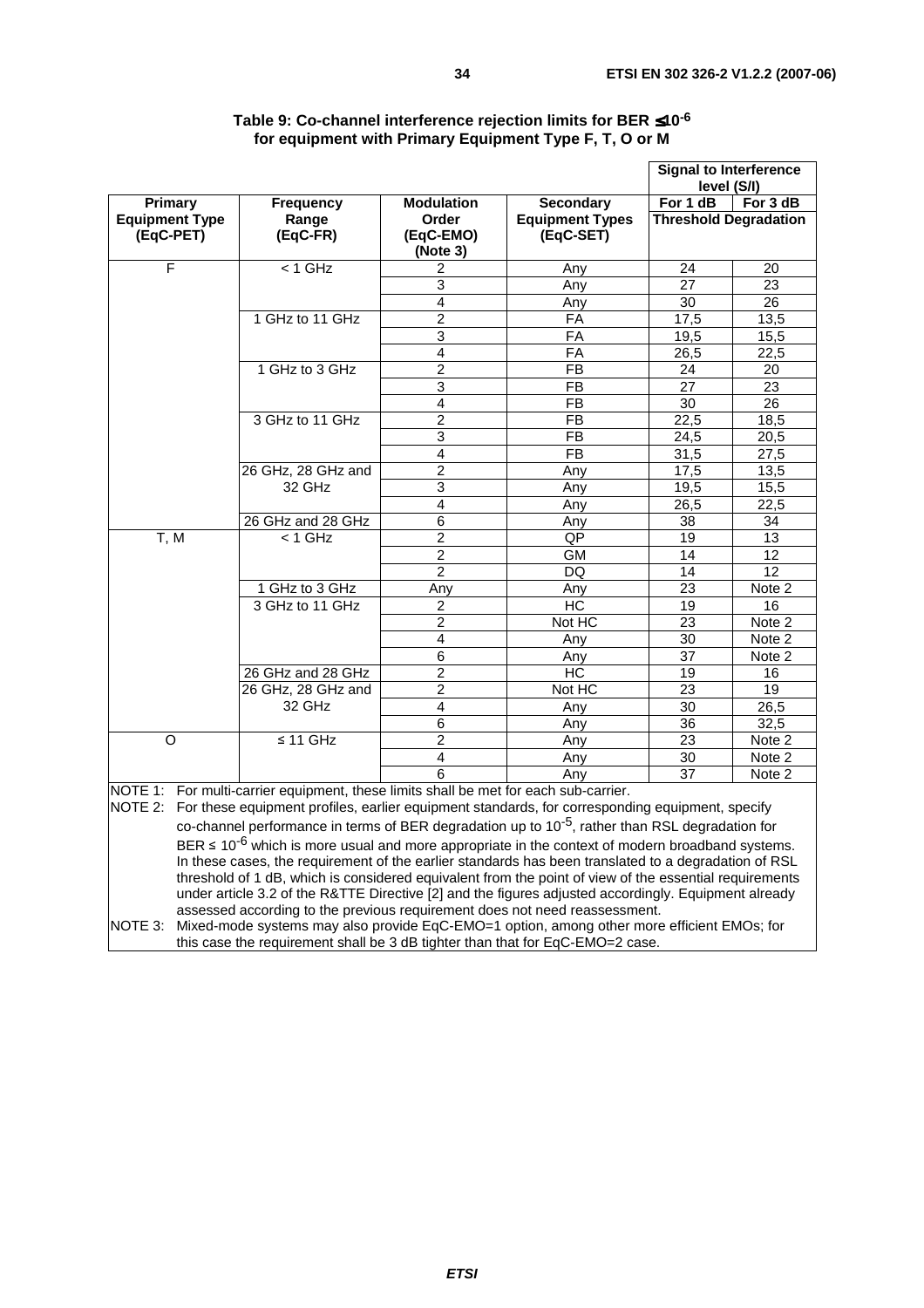**Table 9: Co-channel interference rejection limits for BER ≤10-6 for equipment with Primary Equipment Type F, T, O or M**

| Primary Equipment Type (EqC-PET) | Frequency Range (EqC-FR) | Modulation Order (EqC-EMO) (Note 3) | Secondary Equipment Types (EqC-SET) | Signal to Interference level (S/I) For 1 dB Threshold Degradation | Signal to Interference level (S/I) For 3 dB Threshold Degradation |
|---|---|---|---|---|---|
| F | < 1 GHz | 2 | Any | 24 | 20 |
| | | 3 | Any | 27 | 23 |
| | | 4 | Any | 30 | 26 |
| | 1 GHz to 11 GHz | 2 | FA | 17,5 | 13,5 |
| | | 3 | FA | 19,5 | 15,5 |
| | | 4 | FA | 26,5 | 22,5 |
| | 1 GHz to 3 GHz | 2 | FB | 24 | 20 |
| | | 3 | FB | 27 | 23 |
| | | 4 | FB | 30 | 26 |
| | 3 GHz to 11 GHz | 2 | FB | 22,5 | 18,5 |
| | | 3 | FB | 24,5 | 20,5 |
| | | 4 | FB | 31,5 | 27,5 |
| | 26 GHz, 28 GHz and 32 GHz | 2 | Any | 17,5 | 13,5 |
| | | 3 | Any | 19,5 | 15,5 |
| | | 4 | Any | 26,5 | 22,5 |
| | 26 GHz and 28 GHz | 6 | Any | 38 | 34 |
| T, M | < 1 GHz | 2 | QP | 19 | 13 |
| | | 2 | GM | 14 | 12 |
| | | 2 | DQ | 14 | 12 |
| | 1 GHz to 3 GHz | Any | Any | 23 | Note 2 |
| | 3 GHz to 11 GHz | 2 | HC | 19 | 16 |
| | | 2 | Not HC | 23 | Note 2 |
| | | 4 | Any | 30 | Note 2 |
| | | 6 | Any | 37 | Note 2 |
| | 26 GHz and 28 GHz | 2 | HC | 19 | 16 |
| | 26 GHz, 28 GHz and 32 GHz | 2 | Not HC | 23 | 19 |
| | | 4 | Any | 30 | 26,5 |
| | | 6 | Any | 36 | 32,5 |
| O | ≤ 11 GHz | 2 | Any | 23 | Note 2 |
| | | 4 | Any | 30 | Note 2 |
| | | 6 | Any | 37 | Note 2 |

NOTE 1: For multi-carrier equipment, these limits shall be met for each sub-carrier.

NOTE 2: For these equipment profiles, earlier equipment standards, for corresponding equipment, specify co-channel performance in terms of BER degradation up to $10^{-5}$, rather than RSL degradation for BER ≤ $10^{-6}$ which is more usual and more appropriate in the context of modern broadband systems. In these cases, the requirement of the earlier standards has been translated to a degradation of RSL threshold of 1 dB, which is considered equivalent from the point of view of the essential requirements under article 3.2 of the R&TTE Directive [2] and the figures adjusted accordingly. Equipment already assessed according to the previous requirement does not need reassessment.

NOTE 3: Mixed-mode systems may also provide EqC-EMO=1 option, among other more efficient EMOs; for this case the requirement shall be 3 dB tighter than that for EqC-EMO=2 case.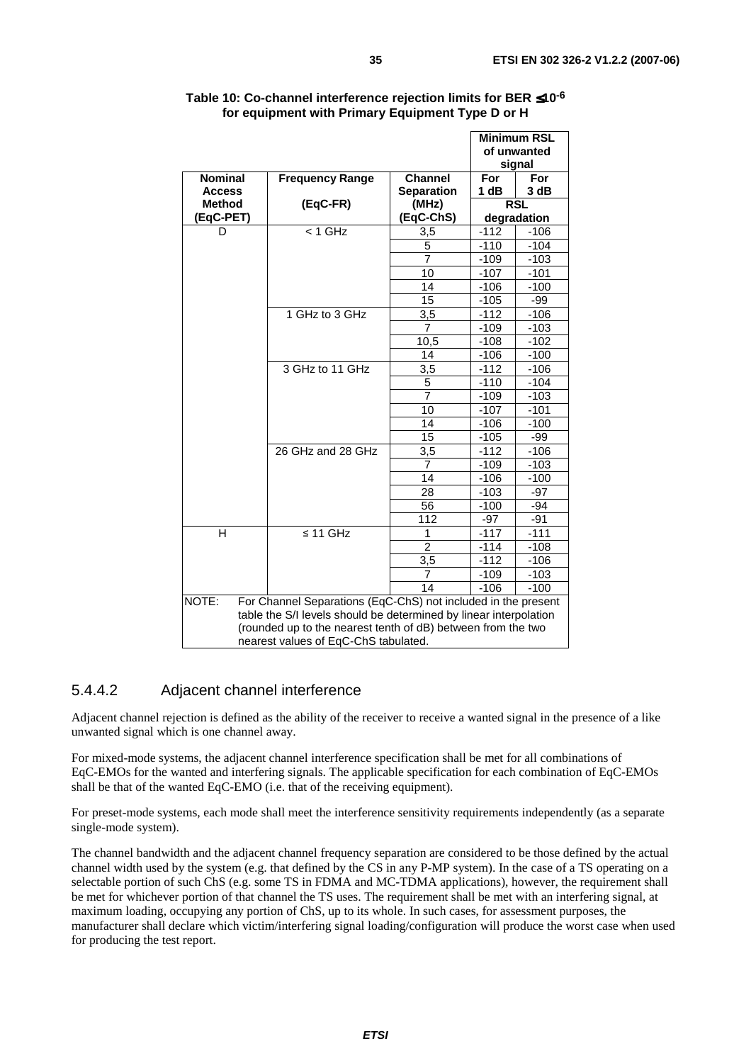**Table 10: Co-channel interference rejection limits for BER ≤10$^{-6}$ for equipment with Primary Equipment Type D or H**

| Nominal Access Method (EqC-PET) | Frequency Range (EqC-FR) | Channel Separation (MHz) (EqC-ChS) | Minimum RSL of unwanted signal For 1 dB RSL degradation | Minimum RSL of unwanted signal For 3 dB RSL degradation |
|---|---|---|---|---|
| D | < 1 GHz | 3,5 | -112 | -106 |
| | | 5 | -110 | -104 |
| | | 7 | -109 | -103 |
| | | 10 | -107 | -101 |
| | | 14 | -106 | -100 |
| | | 15 | -105 | -99 |
| | 1 GHz to 3 GHz | 3,5 | -112 | -106 |
| | | 7 | -109 | -103 |
| | | 10,5 | -108 | -102 |
| | | 14 | -106 | -100 |
| | 3 GHz to 11 GHz | 3,5 | -112 | -106 |
| | | 5 | -110 | -104 |
| | | 7 | -109 | -103 |
| | | 10 | -107 | -101 |
| | | 14 | -106 | -100 |
| | | 15 | -105 | -99 |
| | 26 GHz and 28 GHz | 3,5 | -112 | -106 |
| | | 7 | -109 | -103 |
| | | 14 | -106 | -100 |
| | | 28 | -103 | -97 |
| | | 56 | -100 | -94 |
| | | 112 | -97 | -91 |
| H | ≤ 11 GHz | 1 | -117 | -111 |
| | | 2 | -114 | -108 |
| | | 3,5 | -112 | -106 |
| | | 7 | -109 | -103 |
| | | 14 | -106 | -100 |

NOTE: For Channel Separations (EqC-ChS) not included in the present table the S/I levels should be determined by linear interpolation (rounded up to the nearest tenth of dB) between from the two nearest values of EqC-ChS tabulated.

### 5.4.4.2 Adjacent channel interference

Adjacent channel rejection is defined as the ability of the receiver to receive a wanted signal in the presence of a like unwanted signal which is one channel away.

For mixed-mode systems, the adjacent channel interference specification shall be met for all combinations of EqC-EMOs for the wanted and interfering signals. The applicable specification for each combination of EqC-EMOs shall be that of the wanted EqC-EMO (i.e. that of the receiving equipment).

For preset-mode systems, each mode shall meet the interference sensitivity requirements independently (as a separate single-mode system).

The channel bandwidth and the adjacent channel frequency separation are considered to be those defined by the actual channel width used by the system (e.g. that defined by the CS in any P-MP system). In the case of a TS operating on a selectable portion of such ChS (e.g. some TS in FDMA and MC-TDMA applications), however, the requirement shall be met for whichever portion of that channel the TS uses. The requirement shall be met with an interfering signal, at maximum loading, occupying any portion of ChS, up to its whole. In such cases, for assessment purposes, the manufacturer shall declare which victim/interfering signal loading/configuration will produce the worst case when used for producing the test report.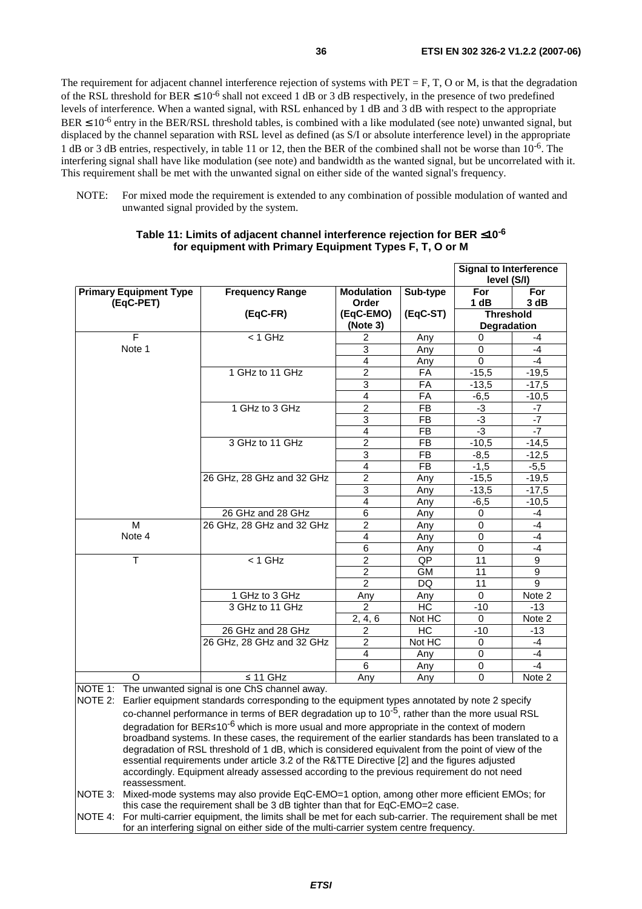The requirement for adjacent channel interference rejection of systems with PET = F, T, O or M, is that the degradation of the RSL threshold for BER $\leq 10^{-6}$ shall not exceed 1 dB or 3 dB respectively, in the presence of two predefined levels of interference. When a wanted signal, with RSL enhanced by 1 dB and 3 dB with respect to the appropriate BER $\leq 10^{-6}$ entry in the BER/RSL threshold tables, is combined with a like modulated (see note) unwanted signal, but displaced by the channel separation with RSL level as defined (as S/I or absolute interference level) in the appropriate 1 dB or 3 dB entries, respectively, in table 11 or 12, then the BER of the combined shall not be worse than $10^{-6}$. The interfering signal shall have like modulation (see note) and bandwidth as the wanted signal, but be uncorrelated with it. This requirement shall be met with the unwanted signal on either side of the wanted signal's frequency.

NOTE: For mixed mode the requirement is extended to any combination of possible modulation of wanted and unwanted signal provided by the system.

**Table 11: Limits of adjacent channel interference rejection for BER $\leq 10^{-6}$ for equipment with Primary Equipment Types F, T, O or M**

| Primary Equipment Type (EqC-PET) | Frequency Range (EqC-FR) | Modulation Order (EqC-EMO) (Note 3) | Sub-type (EqC-ST) | Signal to Interference level (S/I) Threshold Degradation For 1 dB | For 3 dB |
|---|---|---|---|---|---|
| F Note 1 | < 1 GHz | 2 | Any | 0 | -4 |
| | | 3 | Any | 0 | -4 |
| | | 4 | Any | 0 | -4 |
| | 1 GHz to 11 GHz | 2 | FA | -15,5 | -19,5 |
| | | 3 | FA | -13,5 | -17,5 |
| | | 4 | FA | -6,5 | -10,5 |
| | 1 GHz to 3 GHz | 2 | FB | -3 | -7 |
| | | 3 | FB | -3 | -7 |
| | | 4 | FB | -3 | -7 |
| | 3 GHz to 11 GHz | 2 | FB | -10,5 | -14,5 |
| | | 3 | FB | -8,5 | -12,5 |
| | | 4 | FB | -1,5 | -5,5 |
| | 26 GHz, 28 GHz and 32 GHz | 2 | Any | -15,5 | -19,5 |
| | | 3 | Any | -13,5 | -17,5 |
| | | 4 | Any | -6,5 | -10,5 |
| | 26 GHz and 28 GHz | 6 | Any | 0 | -4 |
| M Note 4 | 26 GHz, 28 GHz and 32 GHz | 2 | Any | 0 | -4 |
| | | 4 | Any | 0 | -4 |
| | | 6 | Any | 0 | -4 |
| T | < 1 GHz | 2 | QP | 11 | 9 |
| | | 2 | GM | 11 | 9 |
| | | 2 | DQ | 11 | 9 |
| | 1 GHz to 3 GHz | Any | Any | 0 | Note 2 |
| | 3 GHz to 11 GHz | 2 | HC | -10 | -13 |
| | | 2, 4, 6 | Not HC | 0 | Note 2 |
| | 26 GHz and 28 GHz | 2 | HC | -10 | -13 |
| | 26 GHz, 28 GHz and 32 GHz | 2 | Not HC | 0 | -4 |
| | | 4 | Any | 0 | -4 |
| | | 6 | Any | 0 | -4 |
| O | ≤ 11 GHz | Any | Any | 0 | Note 2 |

NOTE 1: The unwanted signal is one ChS channel away.

NOTE 2: Earlier equipment standards corresponding to the equipment types annotated by note 2 specify co-channel performance in terms of BER degradation up to $10^{-5}$, rather than the more usual RSL degradation for BER$\leq 10^{-6}$ which is more usual and more appropriate in the context of modern broadband systems. In these cases, the requirement of the earlier standards has been translated to a degradation of RSL threshold of 1 dB, which is considered equivalent from the point of view of the essential requirements under article 3.2 of the R&TTE Directive [2] and the figures adjusted accordingly. Equipment already assessed according to the previous requirement do not need reassessment.

NOTE 3: Mixed-mode systems may also provide EqC-EMO=1 option, among other more efficient EMOs; for this case the requirement shall be 3 dB tighter than that for EqC-EMO=2 case.

NOTE 4: For multi-carrier equipment, the limits shall be met for each sub-carrier. The requirement shall be met for an interfering signal on either side of the multi-carrier system centre frequency.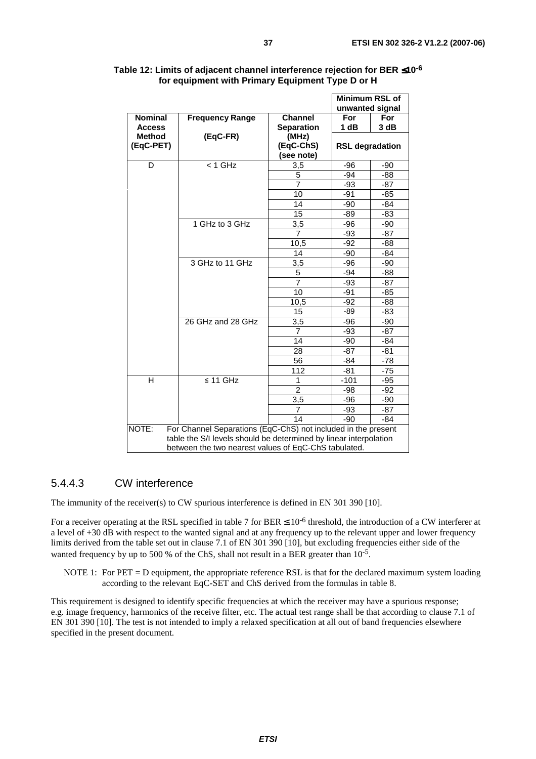**Table 12: Limits of adjacent channel interference rejection for BER ≤ $10^{-6}$ for equipment with Primary Equipment Type D or H**

| Nominal Access Method (EqC-PET) | Frequency Range (EqC-FR) | Channel Separation (MHz) (EqC-ChS) (see note) | Minimum RSL of unwanted signal | |
|---|---|---|---|---|
| | | | For 1 dB | For 3 dB |
| | | | RSL degradation | |
| D | < 1 GHz | 3,5 | -96 | -90 |
| | | 5 | -94 | -88 |
| | | 7 | -93 | -87 |
| | | 10 | -91 | -85 |
| | | 14 | -90 | -84 |
| | | 15 | -89 | -83 |
| | 1 GHz to 3 GHz | 3,5 | -96 | -90 |
| | | 7 | -93 | -87 |
| | | 10,5 | -92 | -88 |
| | | 14 | -90 | -84 |
| | 3 GHz to 11 GHz | 3,5 | -96 | -90 |
| | | 5 | -94 | -88 |
| | | 7 | -93 | -87 |
| | | 10 | -91 | -85 |
| | | 10,5 | -92 | -88 |
| | | 15 | -89 | -83 |
| | 26 GHz and 28 GHz | 3,5 | -96 | -90 |
| | | 7 | -93 | -87 |
| | | 14 | -90 | -84 |
| | | 28 | -87 | -81 |
| | | 56 | -84 | -78 |
| | | 112 | -81 | -75 |
| H | ≤ 11 GHz | 1 | -101 | -95 |
| | | 2 | -98 | -92 |
| | | 3,5 | -96 | -90 |
| | | 7 | -93 | -87 |
| | | 14 | -90 | -84 |

NOTE: For Channel Separations (EqC-ChS) not included in the present table the S/I levels should be determined by linear interpolation between the two nearest values of EqC-ChS tabulated.

### 5.4.4.3 CW interference

The immunity of the receiver(s) to CW spurious interference is defined in EN 301 390 [10].

For a receiver operating at the RSL specified in table 7 for BER ≤ $10^{-6}$ threshold, the introduction of a CW interferer at a level of +30 dB with respect to the wanted signal and at any frequency up to the relevant upper and lower frequency limits derived from the table set out in clause 7.1 of EN 301 390 [10], but excluding frequencies either side of the wanted frequency by up to 500 % of the ChS, shall not result in a BER greater than $10^{-5}$.

NOTE 1: For PET = D equipment, the appropriate reference RSL is that for the declared maximum system loading according to the relevant EqC-SET and ChS derived from the formulas in table 8.

This requirement is designed to identify specific frequencies at which the receiver may have a spurious response; e.g. image frequency, harmonics of the receive filter, etc. The actual test range shall be that according to clause 7.1 of EN 301 390 [10]. The test is not intended to imply a relaxed specification at all out of band frequencies elsewhere specified in the present document.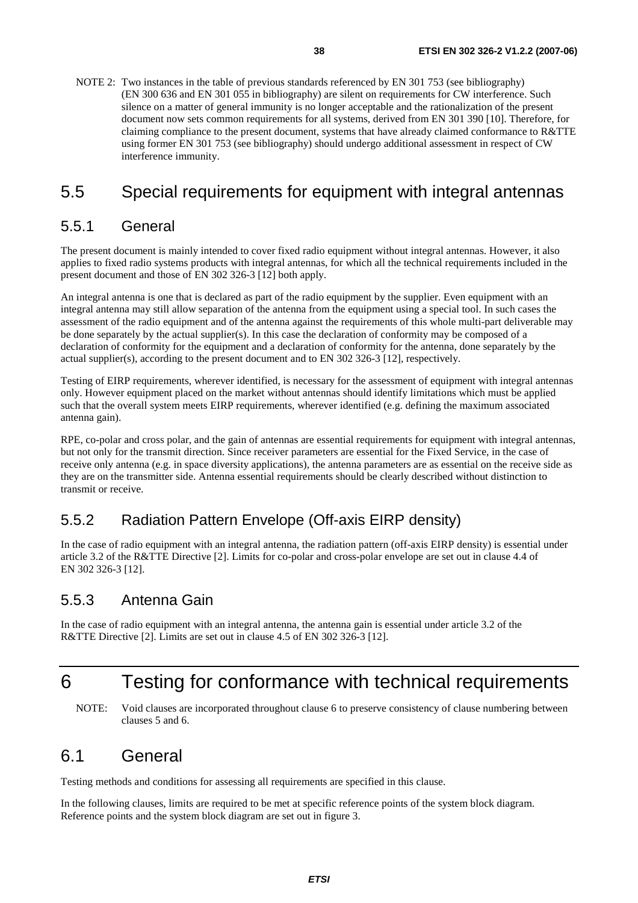NOTE 2: Two instances in the table of previous standards referenced by EN 301 753 (see bibliography) (EN 300 636 and EN 301 055 in bibliography) are silent on requirements for CW interference. Such silence on a matter of general immunity is no longer acceptable and the rationalization of the present document now sets common requirements for all systems, derived from EN 301 390 [10]. Therefore, for claiming compliance to the present document, systems that have already claimed conformance to R&TTE using former EN 301 753 (see bibliography) should undergo additional assessment in respect of CW interference immunity.

## 5.5 Special requirements for equipment with integral antennas

### 5.5.1 General

The present document is mainly intended to cover fixed radio equipment without integral antennas. However, it also applies to fixed radio systems products with integral antennas, for which all the technical requirements included in the present document and those of EN 302 326-3 [12] both apply.

An integral antenna is one that is declared as part of the radio equipment by the supplier. Even equipment with an integral antenna may still allow separation of the antenna from the equipment using a special tool. In such cases the assessment of the radio equipment and of the antenna against the requirements of this whole multi-part deliverable may be done separately by the actual supplier(s). In this case the declaration of conformity may be composed of a declaration of conformity for the equipment and a declaration of conformity for the antenna, done separately by the actual supplier(s), according to the present document and to EN 302 326-3 [12], respectively.

Testing of EIRP requirements, wherever identified, is necessary for the assessment of equipment with integral antennas only. However equipment placed on the market without antennas should identify limitations which must be applied such that the overall system meets EIRP requirements, wherever identified (e.g. defining the maximum associated antenna gain).

RPE, co-polar and cross polar, and the gain of antennas are essential requirements for equipment with integral antennas, but not only for the transmit direction. Since receiver parameters are essential for the Fixed Service, in the case of receive only antenna (e.g. in space diversity applications), the antenna parameters are as essential on the receive side as they are on the transmitter side. Antenna essential requirements should be clearly described without distinction to transmit or receive.

### 5.5.2 Radiation Pattern Envelope (Off-axis EIRP density)

In the case of radio equipment with an integral antenna, the radiation pattern (off-axis EIRP density) is essential under article 3.2 of the R&TTE Directive [2]. Limits for co-polar and cross-polar envelope are set out in clause 4.4 of EN 302 326-3 [12].

### 5.5.3 Antenna Gain

In the case of radio equipment with an integral antenna, the antenna gain is essential under article 3.2 of the R&TTE Directive [2]. Limits are set out in clause 4.5 of EN 302 326-3 [12].

# 6 Testing for conformance with technical requirements

NOTE: Void clauses are incorporated throughout clause 6 to preserve consistency of clause numbering between clauses 5 and 6.

## 6.1 General

Testing methods and conditions for assessing all requirements are specified in this clause.

In the following clauses, limits are required to be met at specific reference points of the system block diagram. Reference points and the system block diagram are set out in figure 3.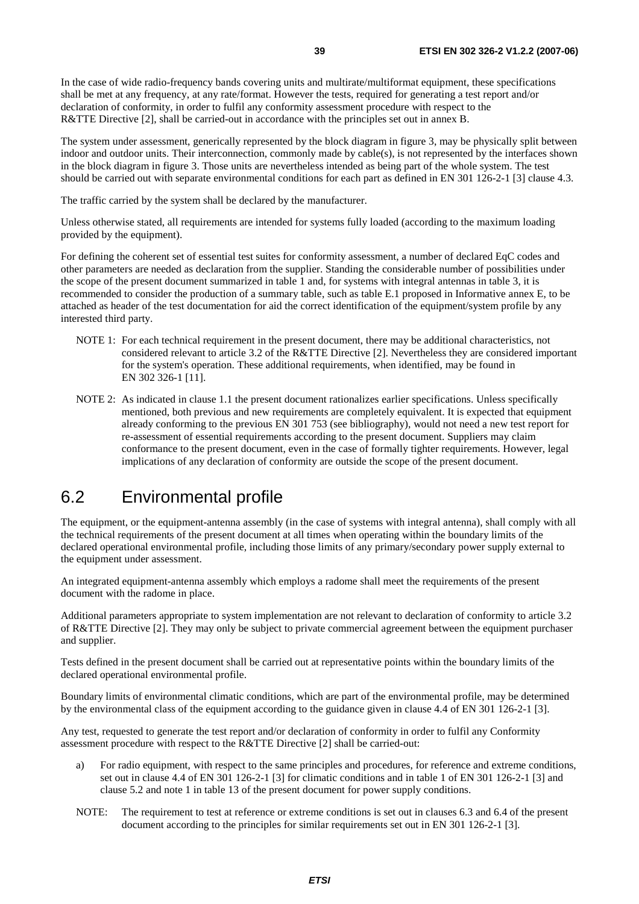In the case of wide radio-frequency bands covering units and multirate/multiformat equipment, these specifications shall be met at any frequency, at any rate/format. However the tests, required for generating a test report and/or declaration of conformity, in order to fulfil any conformity assessment procedure with respect to the R&TTE Directive [2], shall be carried-out in accordance with the principles set out in annex B.

The system under assessment, generically represented by the block diagram in figure 3, may be physically split between indoor and outdoor units. Their interconnection, commonly made by cable(s), is not represented by the interfaces shown in the block diagram in figure 3. Those units are nevertheless intended as being part of the whole system. The test should be carried out with separate environmental conditions for each part as defined in EN 301 126-2-1 [3] clause 4.3.

The traffic carried by the system shall be declared by the manufacturer.

Unless otherwise stated, all requirements are intended for systems fully loaded (according to the maximum loading provided by the equipment).

For defining the coherent set of essential test suites for conformity assessment, a number of declared EqC codes and other parameters are needed as declaration from the supplier. Standing the considerable number of possibilities under the scope of the present document summarized in table 1 and, for systems with integral antennas in table 3, it is recommended to consider the production of a summary table, such as table E.1 proposed in Informative annex E, to be attached as header of the test documentation for aid the correct identification of the equipment/system profile by any interested third party.

NOTE 1: For each technical requirement in the present document, there may be additional characteristics, not considered relevant to article 3.2 of the R&TTE Directive [2]. Nevertheless they are considered important for the system's operation. These additional requirements, when identified, may be found in EN 302 326-1 [11].

NOTE 2: As indicated in clause 1.1 the present document rationalizes earlier specifications. Unless specifically mentioned, both previous and new requirements are completely equivalent. It is expected that equipment already conforming to the previous EN 301 753 (see bibliography), would not need a new test report for re-assessment of essential requirements according to the present document. Suppliers may claim conformance to the present document, even in the case of formally tighter requirements. However, legal implications of any declaration of conformity are outside the scope of the present document.

## 6.2 Environmental profile

The equipment, or the equipment-antenna assembly (in the case of systems with integral antenna), shall comply with all the technical requirements of the present document at all times when operating within the boundary limits of the declared operational environmental profile, including those limits of any primary/secondary power supply external to the equipment under assessment.

An integrated equipment-antenna assembly which employs a radome shall meet the requirements of the present document with the radome in place.

Additional parameters appropriate to system implementation are not relevant to declaration of conformity to article 3.2 of R&TTE Directive [2]. They may only be subject to private commercial agreement between the equipment purchaser and supplier.

Tests defined in the present document shall be carried out at representative points within the boundary limits of the declared operational environmental profile.

Boundary limits of environmental climatic conditions, which are part of the environmental profile, may be determined by the environmental class of the equipment according to the guidance given in clause 4.4 of EN 301 126-2-1 [3].

Any test, requested to generate the test report and/or declaration of conformity in order to fulfil any Conformity assessment procedure with respect to the R&TTE Directive [2] shall be carried-out:

a) For radio equipment, with respect to the same principles and procedures, for reference and extreme conditions, set out in clause 4.4 of EN 301 126-2-1 [3] for climatic conditions and in table 1 of EN 301 126-2-1 [3] and clause 5.2 and note 1 in table 13 of the present document for power supply conditions.

NOTE: The requirement to test at reference or extreme conditions is set out in clauses 6.3 and 6.4 of the present document according to the principles for similar requirements set out in EN 301 126-2-1 [3].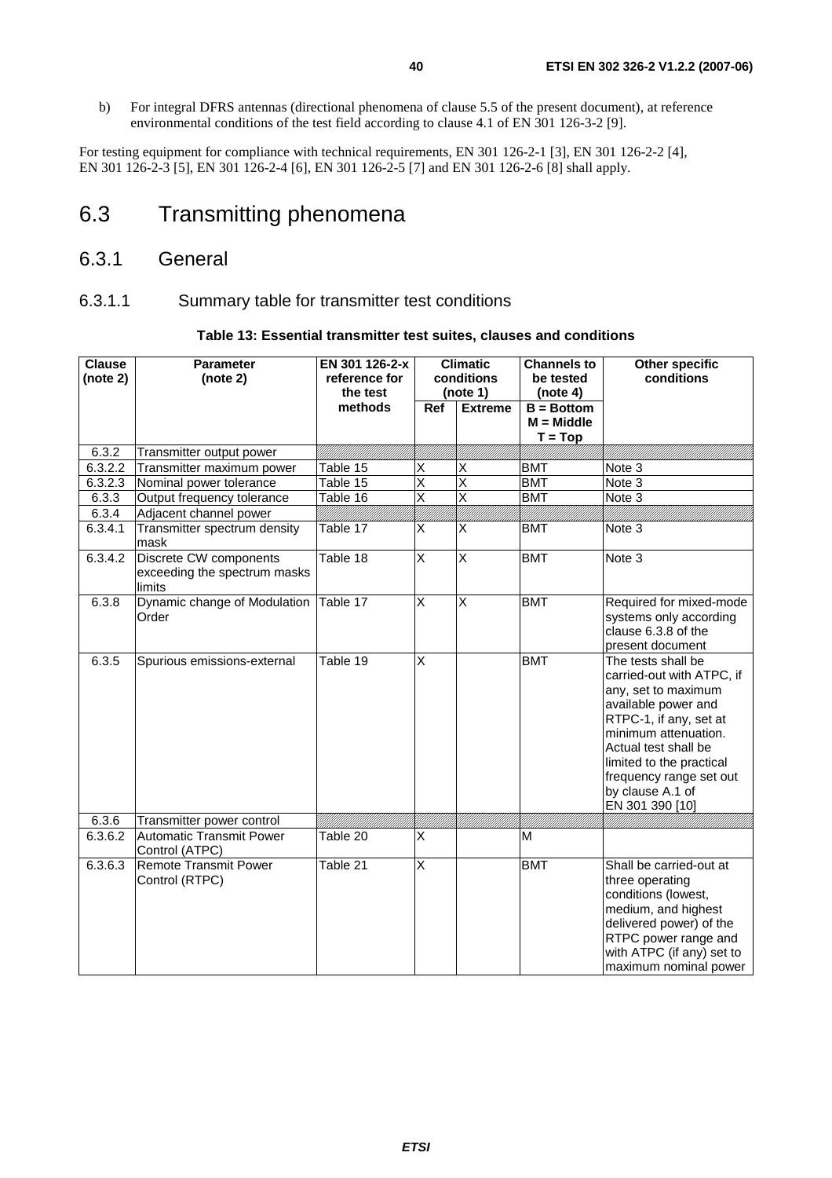b) For integral DFRS antennas (directional phenomena of clause 5.5 of the present document), at reference environmental conditions of the test field according to clause 4.1 of EN 301 126-3-2 [9].

For testing equipment for compliance with technical requirements, EN 301 126-2-1 [3], EN 301 126-2-2 [4], EN 301 126-2-3 [5], EN 301 126-2-4 [6], EN 301 126-2-5 [7] and EN 301 126-2-6 [8] shall apply.

# 6.3 Transmitting phenomena

## 6.3.1 General

### 6.3.1.1 Summary table for transmitter test conditions

**Table 13: Essential transmitter test suites, clauses and conditions**

| Clause (note 2) | Parameter (note 2) | EN 301 126-2-x reference for the test methods | Climatic conditions (note 1) | | Channels to be tested (note 4) | Other specific conditions |
|---|---|---|---|---|---|---|
| | | | Ref | Extreme | B = Bottom M = Middle T = Top | |
| 6.3.2 | Transmitter output power | | | | | |
| 6.3.2.2 | Transmitter maximum power | Table 15 | X | X | BMT | Note 3 |
| 6.3.2.3 | Nominal power tolerance | Table 15 | X | X | BMT | Note 3 |
| 6.3.3 | Output frequency tolerance | Table 16 | X | X | BMT | Note 3 |
| 6.3.4 | Adjacent channel power | | | | | |
| 6.3.4.1 | Transmitter spectrum density mask | Table 17 | X | X | BMT | Note 3 |
| 6.3.4.2 | Discrete CW components exceeding the spectrum masks limits | Table 18 | X | X | BMT | Note 3 |
| 6.3.8 | Dynamic change of Modulation Order | Table 17 | X | X | BMT | Required for mixed-mode systems only according clause 6.3.8 of the present document |
| 6.3.5 | Spurious emissions-external | Table 19 | X | | BMT | The tests shall be carried-out with ATPC, if any, set to maximum available power and RTPC-1, if any, set at minimum attenuation. Actual test shall be limited to the practical frequency range set out by clause A.1 of EN 301 390 [10] |
| 6.3.6 | Transmitter power control | | | | | |
| 6.3.6.2 | Automatic Transmit Power Control (ATPC) | Table 20 | X | | M | |
| 6.3.6.3 | Remote Transmit Power Control (RTPC) | Table 21 | X | | BMT | Shall be carried-out at three operating conditions (lowest, medium, and highest delivered power) of the RTPC power range and with ATPC (if any) set to maximum nominal power |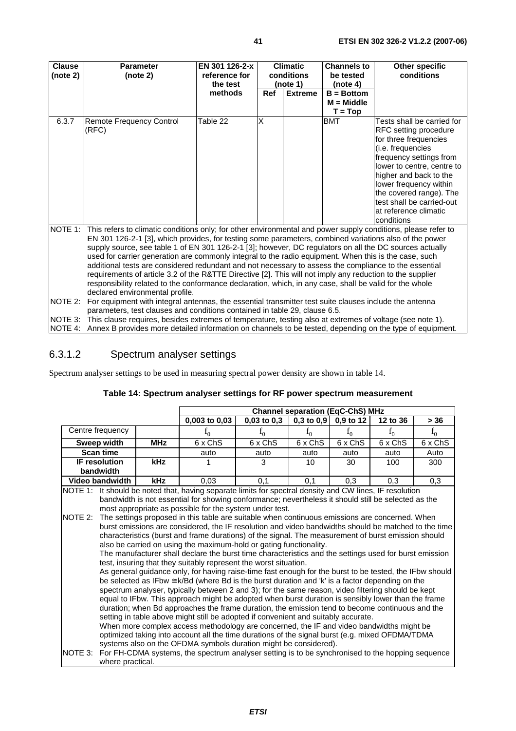| Clause (note 2) | Parameter (note 2) | EN 301 126-2-x reference for the test methods | Climatic conditions (note 1) | | Channels to be tested (note 4) | Other specific conditions |
|---|---|---|---|---|---|---|
| | | | Ref | Extreme | B = Bottom M = Middle T = Top | |
| 6.3.7 | Remote Frequency Control (RFC) | Table 22 | X | | BMT | Tests shall be carried for RFC setting procedure for three frequencies (i.e. frequencies frequency settings from lower to centre, centre to higher and back to the lower frequency within the covered range). The test shall be carried-out at reference climatic conditions |

NOTE 1: This refers to climatic conditions only; for other environmental and power supply conditions, please refer to EN 301 126-2-1 [3], which provides, for testing some parameters, combined variations also of the power supply source, see table 1 of EN 301 126-2-1 [3]; however, DC regulators on all the DC sources actually used for carrier generation are commonly integral to the radio equipment. When this is the case, such additional tests are considered redundant and not necessary to assess the compliance to the essential requirements of article 3.2 of the R&TTE Directive [2]. This will not imply any reduction to the supplier responsibility related to the conformance declaration, which, in any case, shall be valid for the whole declared environmental profile.

NOTE 2: For equipment with integral antennas, the essential transmitter test suite clauses include the antenna parameters, test clauses and conditions contained in table 29, clause 6.5.

NOTE 3: This clause requires, besides extremes of temperature, testing also at extremes of voltage (see note 1).

NOTE 4: Annex B provides more detailed information on channels to be tested, depending on the type of equipment.

### 6.3.1.2 Spectrum analyser settings

Spectrum analyser settings to be used in measuring spectral power density are shown in table 14.

**Table 14: Spectrum analyser settings for RF power spectrum measurement**

| | | Channel separation (EqC-ChS) MHz | | | | | |
|---|---|---|---|---|---|---|---|
| | | 0,003 to 0,03 | 0,03 to 0,3 | 0,3 to 0,9 | 0,9 to 12 | 12 to 36 | > 36 |
| Centre frequency | | $f_0$ | $f_0$ | $f_0$ | $f_0$ | $f_0$ | $f_0$ |
| **Sweep width** | **MHz** | 6 x ChS | 6 x ChS | 6 x ChS | 6 x ChS | 6 x ChS | 6 x ChS |
| **Scan time** | | auto | auto | auto | auto | auto | Auto |
| **IF resolution bandwidth** | **kHz** | 1 | 3 | 10 | 30 | 100 | 300 |
| **Video bandwidth** | **kHz** | 0,03 | 0,1 | 0,1 | 0,3 | 0,3 | 0,3 |

NOTE 1: It should be noted that, having separate limits for spectral density and CW lines, IF resolution bandwidth is not essential for showing conformance; nevertheless it should still be selected as the most appropriate as possible for the system under test.

NOTE 2: The settings proposed in this table are suitable when continuous emissions are concerned. When burst emissions are considered, the IF resolution and video bandwidths should be matched to the time characteristics (burst and frame durations) of the signal. The measurement of burst emission should also be carried on using the maximum-hold or gating functionality.
The manufacturer shall declare the burst time characteristics and the settings used for burst emission test, insuring that they suitably represent the worst situation.
As general guidance only, for having raise-time fast enough for the burst to be tested, the IFbw should be selected as IFbw ≅ k/Bd (where Bd is the burst duration and 'k' is a factor depending on the spectrum analyser, typically between 2 and 3); for the same reason, video filtering should be kept equal to IFbw. This approach might be adopted when burst duration is sensibly lower than the frame duration; when Bd approaches the frame duration, the emission tend to become continuous and the setting in table above might still be adopted if convenient and suitably accurate.
When more complex access methodology are concerned, the IF and video bandwidths might be optimized taking into account all the time durations of the signal burst (e.g. mixed OFDMA/TDMA systems also on the OFDMA symbols duration might be considered).

NOTE 3: For FH-CDMA systems, the spectrum analyser setting is to be synchronised to the hopping sequence where practical.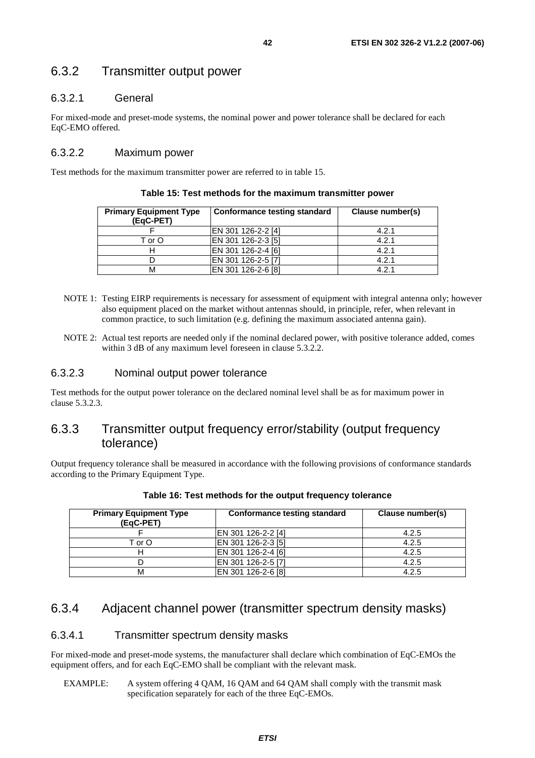## 6.3.2 Transmitter output power

### 6.3.2.1 General

For mixed-mode and preset-mode systems, the nominal power and power tolerance shall be declared for each EqC-EMO offered.

### 6.3.2.2 Maximum power

Test methods for the maximum transmitter power are referred to in table 15.

**Table 15: Test methods for the maximum transmitter power**

| Primary Equipment Type (EqC-PET) | Conformance testing standard | Clause number(s) |
|---|---|---|
| F | EN 301 126-2-2 [4] | 4.2.1 |
| T or O | EN 301 126-2-3 [5] | 4.2.1 |
| H | EN 301 126-2-4 [6] | 4.2.1 |
| D | EN 301 126-2-5 [7] | 4.2.1 |
| M | EN 301 126-2-6 [8] | 4.2.1 |

NOTE 1: Testing EIRP requirements is necessary for assessment of equipment with integral antenna only; however also equipment placed on the market without antennas should, in principle, refer, when relevant in common practice, to such limitation (e.g. defining the maximum associated antenna gain).

NOTE 2: Actual test reports are needed only if the nominal declared power, with positive tolerance added, comes within 3 dB of any maximum level foreseen in clause 5.3.2.2.

### 6.3.2.3 Nominal output power tolerance

Test methods for the output power tolerance on the declared nominal level shall be as for maximum power in clause 5.3.2.3.

## 6.3.3 Transmitter output frequency error/stability (output frequency tolerance)

Output frequency tolerance shall be measured in accordance with the following provisions of conformance standards according to the Primary Equipment Type.

**Table 16: Test methods for the output frequency tolerance**

| Primary Equipment Type (EqC-PET) | Conformance testing standard | Clause number(s) |
|---|---|---|
| F | EN 301 126-2-2 [4] | 4.2.5 |
| T or O | EN 301 126-2-3 [5] | 4.2.5 |
| H | EN 301 126-2-4 [6] | 4.2.5 |
| D | EN 301 126-2-5 [7] | 4.2.5 |
| M | EN 301 126-2-6 [8] | 4.2.5 |

## 6.3.4 Adjacent channel power (transmitter spectrum density masks)

### 6.3.4.1 Transmitter spectrum density masks

For mixed-mode and preset-mode systems, the manufacturer shall declare which combination of EqC-EMOs the equipment offers, and for each EqC-EMO shall be compliant with the relevant mask.

EXAMPLE: A system offering 4 QAM, 16 QAM and 64 QAM shall comply with the transmit mask specification separately for each of the three EqC-EMOs.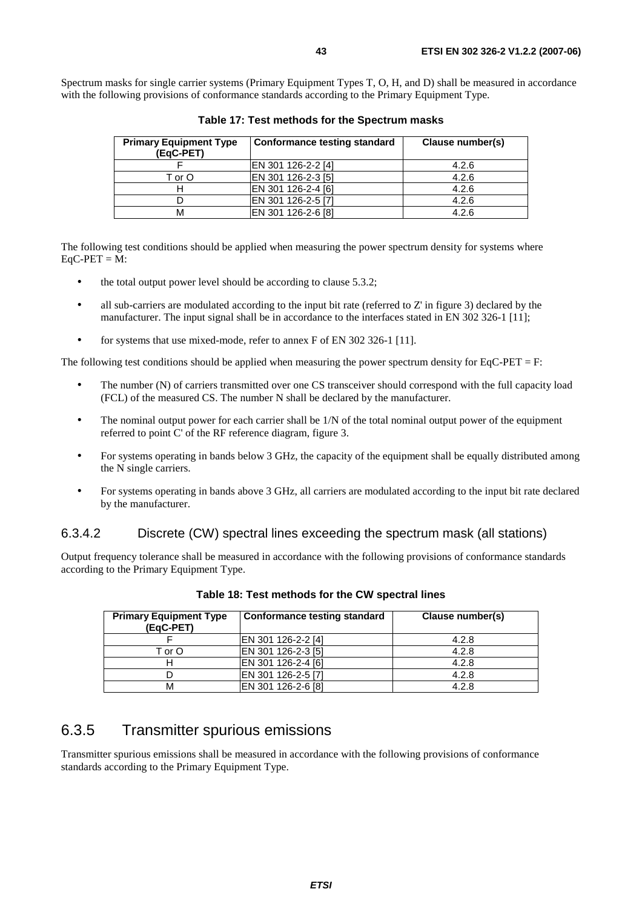Spectrum masks for single carrier systems (Primary Equipment Types T, O, H, and D) shall be measured in accordance with the following provisions of conformance standards according to the Primary Equipment Type.

**Table 17: Test methods for the Spectrum masks**

| Primary Equipment Type (EqC-PET) | Conformance testing standard | Clause number(s) |
|---|---|---|
| F | EN 301 126-2-2 [4] | 4.2.6 |
| T or O | EN 301 126-2-3 [5] | 4.2.6 |
| H | EN 301 126-2-4 [6] | 4.2.6 |
| D | EN 301 126-2-5 [7] | 4.2.6 |
| M | EN 301 126-2-6 [8] | 4.2.6 |

The following test conditions should be applied when measuring the power spectrum density for systems where EqC-PET = M:

- the total output power level should be according to clause 5.3.2;
- all sub-carriers are modulated according to the input bit rate (referred to Z' in figure 3) declared by the manufacturer. The input signal shall be in accordance to the interfaces stated in EN 302 326-1 [11];
- for systems that use mixed-mode, refer to annex F of EN 302 326-1 [11].

The following test conditions should be applied when measuring the power spectrum density for EqC-PET = F:

- The number (N) of carriers transmitted over one CS transceiver should correspond with the full capacity load (FCL) of the measured CS. The number N shall be declared by the manufacturer.
- The nominal output power for each carrier shall be 1/N of the total nominal output power of the equipment referred to point C' of the RF reference diagram, figure 3.
- For systems operating in bands below 3 GHz, the capacity of the equipment shall be equally distributed among the N single carriers.
- For systems operating in bands above 3 GHz, all carriers are modulated according to the input bit rate declared by the manufacturer.

### 6.3.4.2 Discrete (CW) spectral lines exceeding the spectrum mask (all stations)

Output frequency tolerance shall be measured in accordance with the following provisions of conformance standards according to the Primary Equipment Type.

**Table 18: Test methods for the CW spectral lines**

| Primary Equipment Type (EqC-PET) | Conformance testing standard | Clause number(s) |
|---|---|---|
| F | EN 301 126-2-2 [4] | 4.2.8 |
| T or O | EN 301 126-2-3 [5] | 4.2.8 |
| H | EN 301 126-2-4 [6] | 4.2.8 |
| D | EN 301 126-2-5 [7] | 4.2.8 |
| M | EN 301 126-2-6 [8] | 4.2.8 |

## 6.3.5 Transmitter spurious emissions

Transmitter spurious emissions shall be measured in accordance with the following provisions of conformance standards according to the Primary Equipment Type.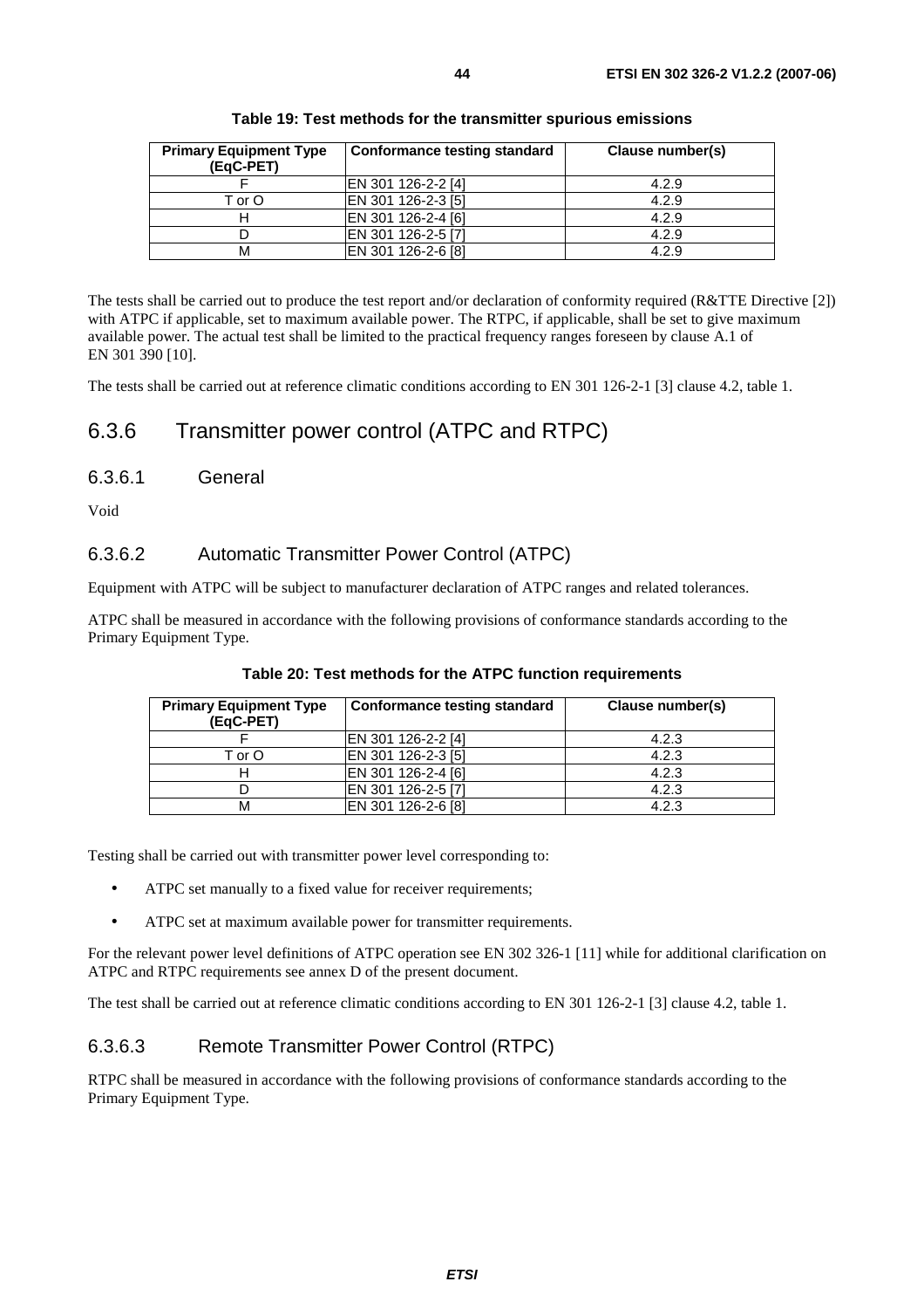**Table 19: Test methods for the transmitter spurious emissions**

| Primary Equipment Type (EqC-PET) | Conformance testing standard | Clause number(s) |
|---|---|---|
| F | EN 301 126-2-2 [4] | 4.2.9 |
| T or O | EN 301 126-2-3 [5] | 4.2.9 |
| H | EN 301 126-2-4 [6] | 4.2.9 |
| D | EN 301 126-2-5 [7] | 4.2.9 |
| M | EN 301 126-2-6 [8] | 4.2.9 |

The tests shall be carried out to produce the test report and/or declaration of conformity required (R&TTE Directive [2]) with ATPC if applicable, set to maximum available power. The RTPC, if applicable, shall be set to give maximum available power. The actual test shall be limited to the practical frequency ranges foreseen by clause A.1 of EN 301 390 [10].

The tests shall be carried out at reference climatic conditions according to EN 301 126-2-1 [3] clause 4.2, table 1.

## 6.3.6 Transmitter power control (ATPC and RTPC)

### 6.3.6.1 General

Void

### 6.3.6.2 Automatic Transmitter Power Control (ATPC)

Equipment with ATPC will be subject to manufacturer declaration of ATPC ranges and related tolerances.

ATPC shall be measured in accordance with the following provisions of conformance standards according to the Primary Equipment Type.

**Table 20: Test methods for the ATPC function requirements**

| Primary Equipment Type (EqC-PET) | Conformance testing standard | Clause number(s) |
|---|---|---|
| F | EN 301 126-2-2 [4] | 4.2.3 |
| T or O | EN 301 126-2-3 [5] | 4.2.3 |
| H | EN 301 126-2-4 [6] | 4.2.3 |
| D | EN 301 126-2-5 [7] | 4.2.3 |
| M | EN 301 126-2-6 [8] | 4.2.3 |

Testing shall be carried out with transmitter power level corresponding to:

- ATPC set manually to a fixed value for receiver requirements;
- ATPC set at maximum available power for transmitter requirements.

For the relevant power level definitions of ATPC operation see EN 302 326-1 [11] while for additional clarification on ATPC and RTPC requirements see annex D of the present document.

The test shall be carried out at reference climatic conditions according to EN 301 126-2-1 [3] clause 4.2, table 1.

### 6.3.6.3 Remote Transmitter Power Control (RTPC)

RTPC shall be measured in accordance with the following provisions of conformance standards according to the Primary Equipment Type.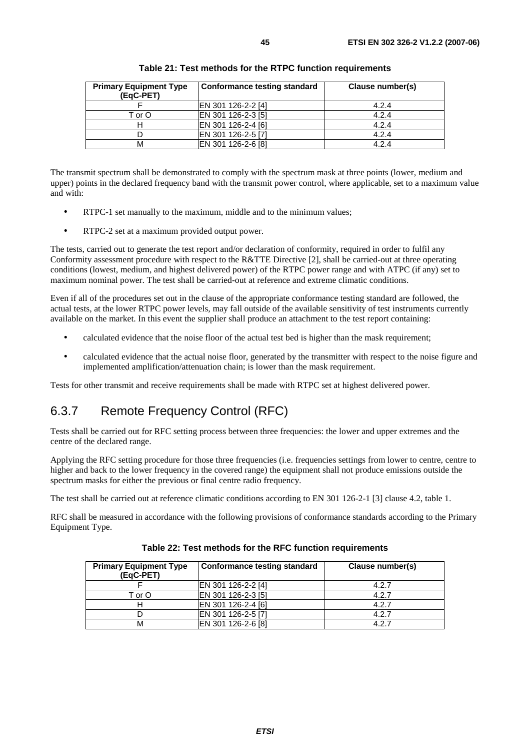**Table 21: Test methods for the RTPC function requirements**

| Primary Equipment Type (EqC-PET) | Conformance testing standard | Clause number(s) |
|---|---|---|
| F | EN 301 126-2-2 [4] | 4.2.4 |
| T or O | EN 301 126-2-3 [5] | 4.2.4 |
| H | EN 301 126-2-4 [6] | 4.2.4 |
| D | EN 301 126-2-5 [7] | 4.2.4 |
| M | EN 301 126-2-6 [8] | 4.2.4 |

The transmit spectrum shall be demonstrated to comply with the spectrum mask at three points (lower, medium and upper) points in the declared frequency band with the transmit power control, where applicable, set to a maximum value and with:

- RTPC-1 set manually to the maximum, middle and to the minimum values;
- RTPC-2 set at a maximum provided output power.

The tests, carried out to generate the test report and/or declaration of conformity, required in order to fulfil any Conformity assessment procedure with respect to the R&TTE Directive [2], shall be carried-out at three operating conditions (lowest, medium, and highest delivered power) of the RTPC power range and with ATPC (if any) set to maximum nominal power. The test shall be carried-out at reference and extreme climatic conditions.

Even if all of the procedures set out in the clause of the appropriate conformance testing standard are followed, the actual tests, at the lower RTPC power levels, may fall outside of the available sensitivity of test instruments currently available on the market. In this event the supplier shall produce an attachment to the test report containing:

- calculated evidence that the noise floor of the actual test bed is higher than the mask requirement;
- calculated evidence that the actual noise floor, generated by the transmitter with respect to the noise figure and implemented amplification/attenuation chain; is lower than the mask requirement.

Tests for other transmit and receive requirements shall be made with RTPC set at highest delivered power.

## 6.3.7 Remote Frequency Control (RFC)

Tests shall be carried out for RFC setting process between three frequencies: the lower and upper extremes and the centre of the declared range.

Applying the RFC setting procedure for those three frequencies (i.e. frequencies settings from lower to centre, centre to higher and back to the lower frequency in the covered range) the equipment shall not produce emissions outside the spectrum masks for either the previous or final centre radio frequency.

The test shall be carried out at reference climatic conditions according to EN 301 126-2-1 [3] clause 4.2, table 1.

RFC shall be measured in accordance with the following provisions of conformance standards according to the Primary Equipment Type.

**Table 22: Test methods for the RFC function requirements**

| Primary Equipment Type (EqC-PET) | Conformance testing standard | Clause number(s) |
|---|---|---|
| F | EN 301 126-2-2 [4] | 4.2.7 |
| T or O | EN 301 126-2-3 [5] | 4.2.7 |
| H | EN 301 126-2-4 [6] | 4.2.7 |
| D | EN 301 126-2-5 [7] | 4.2.7 |
| M | EN 301 126-2-6 [8] | 4.2.7 |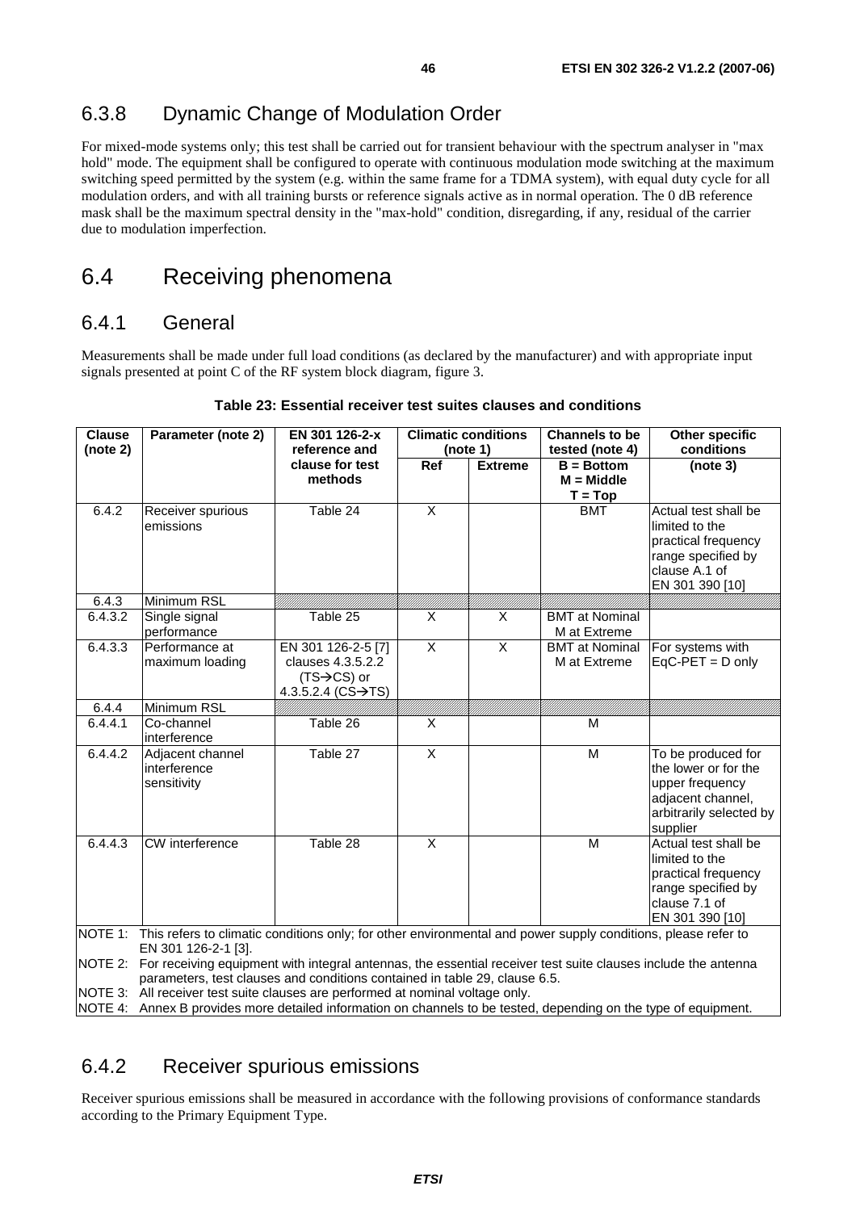## 6.3.8 Dynamic Change of Modulation Order

For mixed-mode systems only; this test shall be carried out for transient behaviour with the spectrum analyser in "max hold" mode. The equipment shall be configured to operate with continuous modulation mode switching at the maximum switching speed permitted by the system (e.g. within the same frame for a TDMA system), with equal duty cycle for all modulation orders, and with all training bursts or reference signals active as in normal operation. The 0 dB reference mask shall be the maximum spectral density in the "max-hold" condition, disregarding, if any, residual of the carrier due to modulation imperfection.

# 6.4 Receiving phenomena

## 6.4.1 General

Measurements shall be made under full load conditions (as declared by the manufacturer) and with appropriate input signals presented at point C of the RF system block diagram, figure 3.

**Table 23: Essential receiver test suites clauses and conditions**

| Clause (note 2) | Parameter (note 2) | EN 301 126-2-x reference and clause for test methods | Climatic conditions (note 1) | | Channels to be tested (note 4) | Other specific conditions |
|---|---|---|---|---|---|---|
| | | | Ref | Extreme | B = Bottom M = Middle T = Top | (note 3) |
| 6.4.2 | Receiver spurious emissions | Table 24 | X | | BMT | Actual test shall be limited to the practical frequency range specified by clause A.1 of EN 301 390 [10] |
| 6.4.3 | Minimum RSL | | | | | |
| 6.4.3.2 | Single signal performance | Table 25 | X | X | BMT at Nominal M at Extreme | |
| 6.4.3.3 | Performance at maximum loading | EN 301 126-2-5 [7] clauses 4.3.5.2.2 (TS→CS) or 4.3.5.2.4 (CS→TS) | X | X | BMT at Nominal M at Extreme | For systems with EqC-PET = D only |
| 6.4.4 | Minimum RSL | | | | | |
| 6.4.4.1 | Co-channel interference | Table 26 | X | | M | |
| 6.4.4.2 | Adjacent channel interference sensitivity | Table 27 | X | | M | To be produced for the lower or for the upper frequency adjacent channel, arbitrarily selected by supplier |
| 6.4.4.3 | CW interference | Table 28 | X | | M | Actual test shall be limited to the practical frequency range specified by clause 7.1 of EN 301 390 [10] |

NOTE 1: This refers to climatic conditions only; for other environmental and power supply conditions, please refer to EN 301 126-2-1 [3].

NOTE 2: For receiving equipment with integral antennas, the essential receiver test suite clauses include the antenna parameters, test clauses and conditions contained in table 29, clause 6.5.

NOTE 3: All receiver test suite clauses are performed at nominal voltage only.

NOTE 4: Annex B provides more detailed information on channels to be tested, depending on the type of equipment.

## 6.4.2 Receiver spurious emissions

Receiver spurious emissions shall be measured in accordance with the following provisions of conformance standards according to the Primary Equipment Type.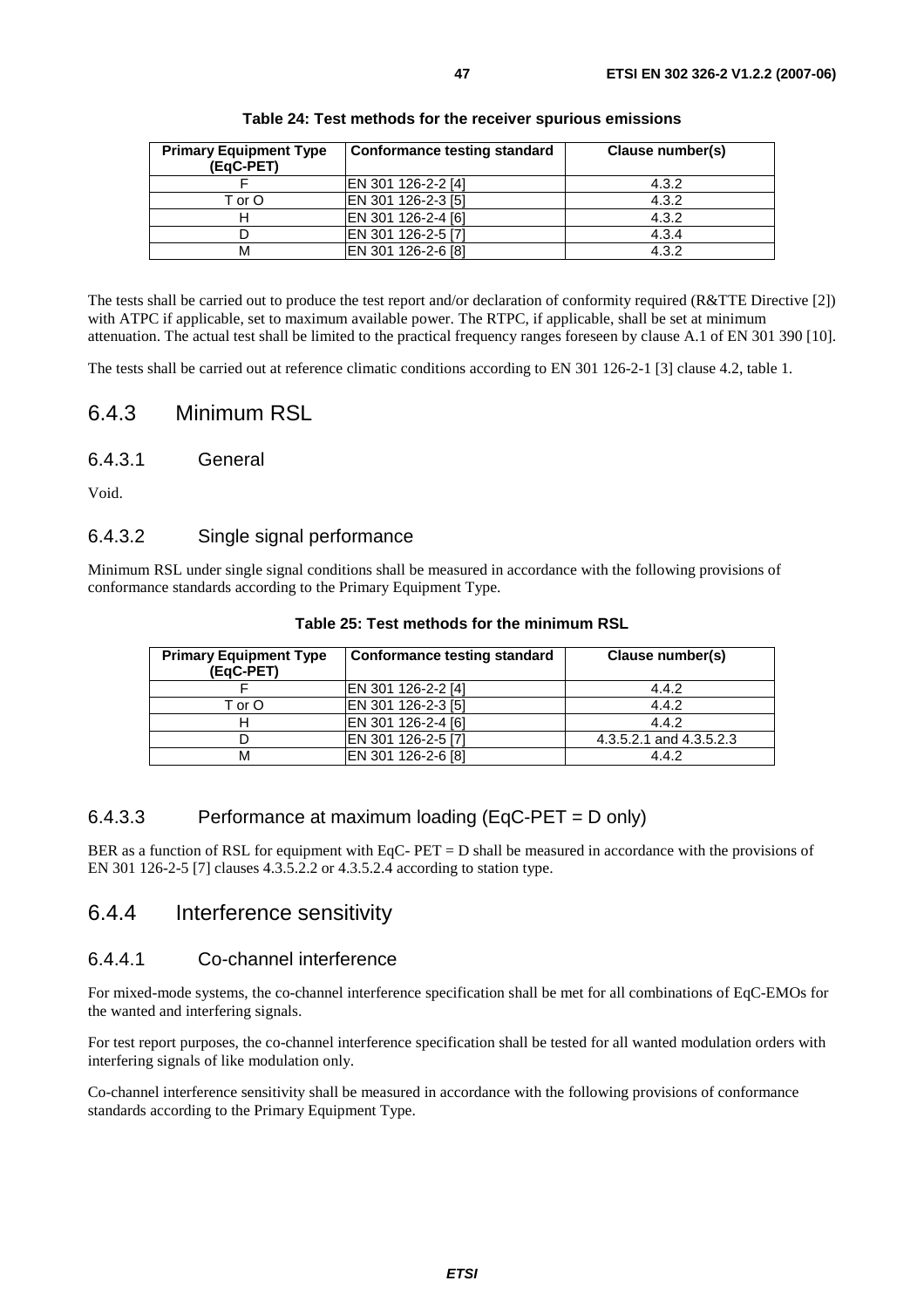**Table 24: Test methods for the receiver spurious emissions**

| Primary Equipment Type (EqC-PET) | Conformance testing standard | Clause number(s) |
|---|---|---|
| F | EN 301 126-2-2 [4] | 4.3.2 |
| T or O | EN 301 126-2-3 [5] | 4.3.2 |
| H | EN 301 126-2-4 [6] | 4.3.2 |
| D | EN 301 126-2-5 [7] | 4.3.4 |
| M | EN 301 126-2-6 [8] | 4.3.2 |

The tests shall be carried out to produce the test report and/or declaration of conformity required (R&TTE Directive [2]) with ATPC if applicable, set to maximum available power. The RTPC, if applicable, shall be set at minimum attenuation. The actual test shall be limited to the practical frequency ranges foreseen by clause A.1 of EN 301 390 [10].

The tests shall be carried out at reference climatic conditions according to EN 301 126-2-1 [3] clause 4.2, table 1.

## 6.4.3 Minimum RSL

### 6.4.3.1 General

Void.

### 6.4.3.2 Single signal performance

Minimum RSL under single signal conditions shall be measured in accordance with the following provisions of conformance standards according to the Primary Equipment Type.

**Table 25: Test methods for the minimum RSL**

| Primary Equipment Type (EqC-PET) | Conformance testing standard | Clause number(s) |
|---|---|---|
| F | EN 301 126-2-2 [4] | 4.4.2 |
| T or O | EN 301 126-2-3 [5] | 4.4.2 |
| H | EN 301 126-2-4 [6] | 4.4.2 |
| D | EN 301 126-2-5 [7] | 4.3.5.2.1 and 4.3.5.2.3 |
| M | EN 301 126-2-6 [8] | 4.4.2 |

### 6.4.3.3 Performance at maximum loading (EqC-PET = D only)

BER as a function of RSL for equipment with EqC- PET = D shall be measured in accordance with the provisions of EN 301 126-2-5 [7] clauses 4.3.5.2.2 or 4.3.5.2.4 according to station type.

## 6.4.4 Interference sensitivity

### 6.4.4.1 Co-channel interference

For mixed-mode systems, the co-channel interference specification shall be met for all combinations of EqC-EMOs for the wanted and interfering signals.

For test report purposes, the co-channel interference specification shall be tested for all wanted modulation orders with interfering signals of like modulation only.

Co-channel interference sensitivity shall be measured in accordance with the following provisions of conformance standards according to the Primary Equipment Type.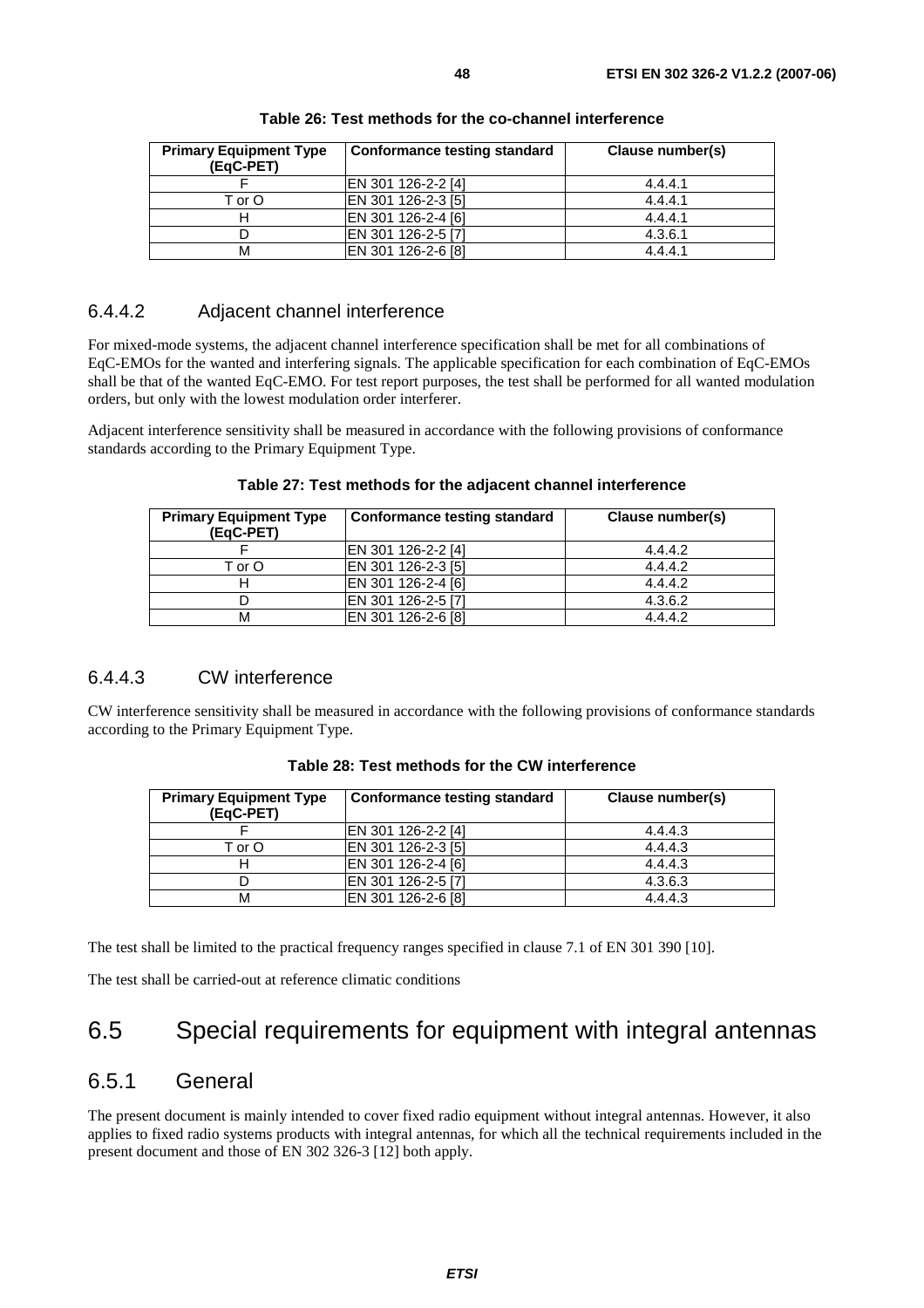**Table 26: Test methods for the co-channel interference**

| Primary Equipment Type (EqC-PET) | Conformance testing standard | Clause number(s) |
|---|---|---|
| F | EN 301 126-2-2 [4] | 4.4.4.1 |
| T or O | EN 301 126-2-3 [5] | 4.4.4.1 |
| H | EN 301 126-2-4 [6] | 4.4.4.1 |
| D | EN 301 126-2-5 [7] | 4.3.6.1 |
| M | EN 301 126-2-6 [8] | 4.4.4.1 |

#### 6.4.4.2 Adjacent channel interference

For mixed-mode systems, the adjacent channel interference specification shall be met for all combinations of EqC-EMOs for the wanted and interfering signals. The applicable specification for each combination of EqC-EMOs shall be that of the wanted EqC-EMO. For test report purposes, the test shall be performed for all wanted modulation orders, but only with the lowest modulation order interferer.

Adjacent interference sensitivity shall be measured in accordance with the following provisions of conformance standards according to the Primary Equipment Type.

**Table 27: Test methods for the adjacent channel interference**

| Primary Equipment Type (EqC-PET) | Conformance testing standard | Clause number(s) |
|---|---|---|
| F | EN 301 126-2-2 [4] | 4.4.4.2 |
| T or O | EN 301 126-2-3 [5] | 4.4.4.2 |
| H | EN 301 126-2-4 [6] | 4.4.4.2 |
| D | EN 301 126-2-5 [7] | 4.3.6.2 |
| M | EN 301 126-2-6 [8] | 4.4.4.2 |

#### 6.4.4.3 CW interference

CW interference sensitivity shall be measured in accordance with the following provisions of conformance standards according to the Primary Equipment Type.

**Table 28: Test methods for the CW interference**

| Primary Equipment Type (EqC-PET) | Conformance testing standard | Clause number(s) |
|---|---|---|
| F | EN 301 126-2-2 [4] | 4.4.4.3 |
| T or O | EN 301 126-2-3 [5] | 4.4.4.3 |
| H | EN 301 126-2-4 [6] | 4.4.4.3 |
| D | EN 301 126-2-5 [7] | 4.3.6.3 |
| M | EN 301 126-2-6 [8] | 4.4.4.3 |

The test shall be limited to the practical frequency ranges specified in clause 7.1 of EN 301 390 [10].

The test shall be carried-out at reference climatic conditions

## 6.5 Special requirements for equipment with integral antennas

### 6.5.1 General

The present document is mainly intended to cover fixed radio equipment without integral antennas. However, it also applies to fixed radio systems products with integral antennas, for which all the technical requirements included in the present document and those of EN 302 326-3 [12] both apply.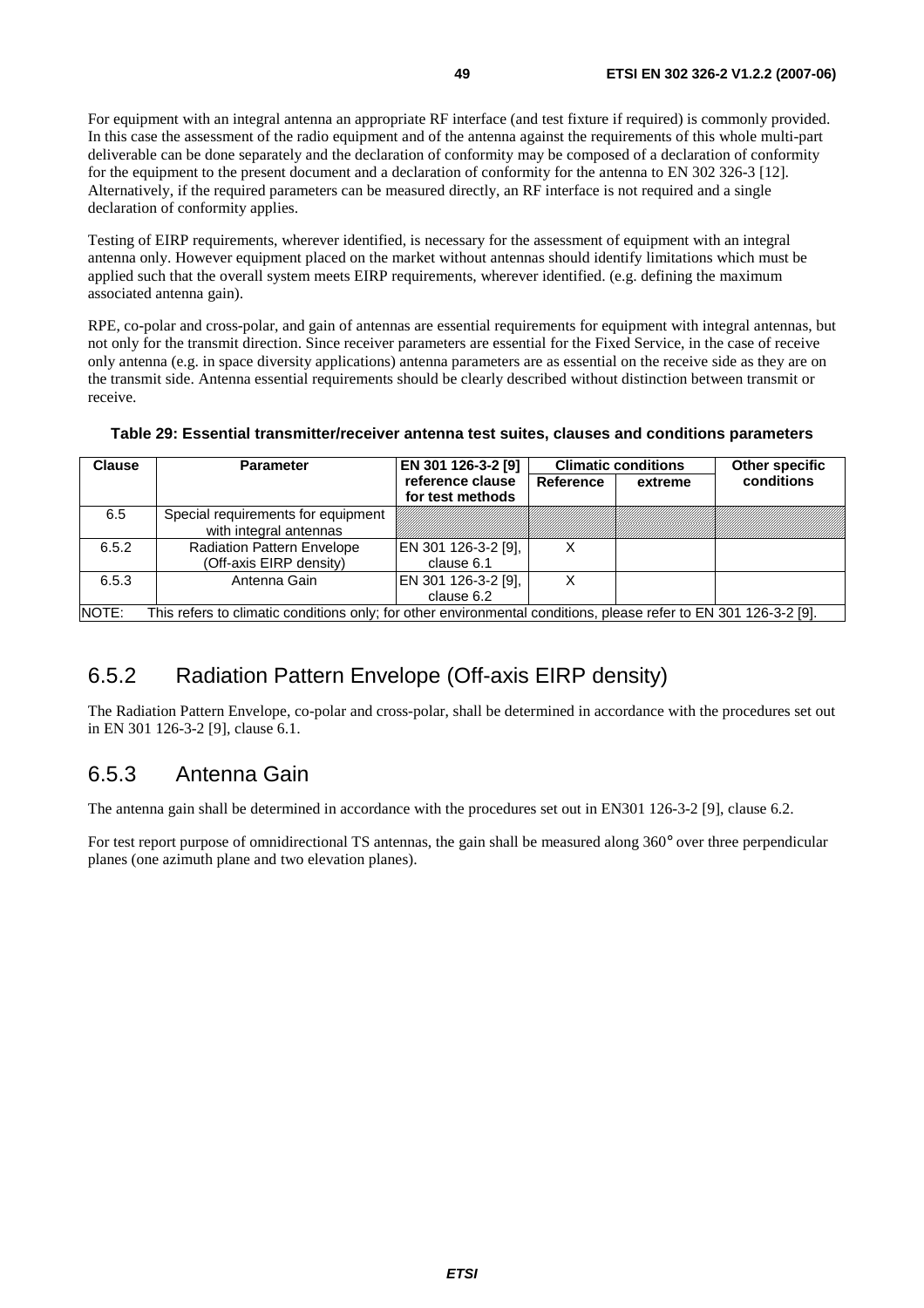For equipment with an integral antenna an appropriate RF interface (and test fixture if required) is commonly provided. In this case the assessment of the radio equipment and of the antenna against the requirements of this whole multi-part deliverable can be done separately and the declaration of conformity may be composed of a declaration of conformity for the equipment to the present document and a declaration of conformity for the antenna to EN 302 326-3 [12]. Alternatively, if the required parameters can be measured directly, an RF interface is not required and a single declaration of conformity applies.

Testing of EIRP requirements, wherever identified, is necessary for the assessment of equipment with an integral antenna only. However equipment placed on the market without antennas should identify limitations which must be applied such that the overall system meets EIRP requirements, wherever identified. (e.g. defining the maximum associated antenna gain).

RPE, co-polar and cross-polar, and gain of antennas are essential requirements for equipment with integral antennas, but not only for the transmit direction. Since receiver parameters are essential for the Fixed Service, in the case of receive only antenna (e.g. in space diversity applications) antenna parameters are as essential on the receive side as they are on the transmit side. Antenna essential requirements should be clearly described without distinction between transmit or receive.

**Table 29: Essential transmitter/receiver antenna test suites, clauses and conditions parameters**

| Clause | Parameter | EN 301 126-3-2 [9] reference clause for test methods | Climatic conditions | | Other specific conditions |
|---|---|---|---|---|---|
| | | | Reference | extreme | |
| 6.5 | Special requirements for equipment with integral antennas | | | | |
| 6.5.2 | Radiation Pattern Envelope (Off-axis EIRP density) | EN 301 126-3-2 [9], clause 6.1 | X | | |
| 6.5.3 | Antenna Gain | EN 301 126-3-2 [9], clause 6.2 | X | | |
| NOTE: This refers to climatic conditions only; for other environmental conditions, please refer to EN 301 126-3-2 [9]. | | | | | |

## 6.5.2 Radiation Pattern Envelope (Off-axis EIRP density)

The Radiation Pattern Envelope, co-polar and cross-polar, shall be determined in accordance with the procedures set out in EN 301 126-3-2 [9], clause 6.1.

## 6.5.3 Antenna Gain

The antenna gain shall be determined in accordance with the procedures set out in EN301 126-3-2 [9], clause 6.2.

For test report purpose of omnidirectional TS antennas, the gain shall be measured along 360° over three perpendicular planes (one azimuth plane and two elevation planes).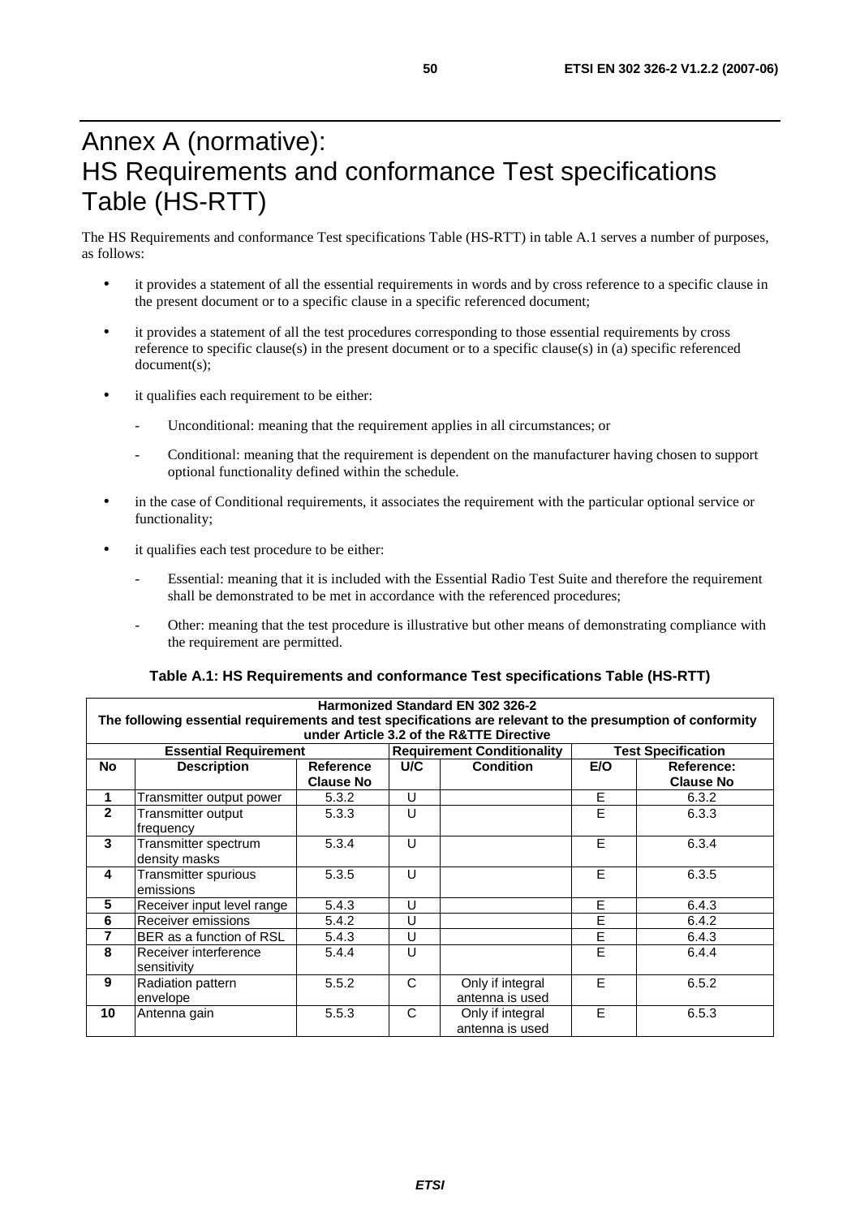# Annex A (normative): HS Requirements and conformance Test specifications Table (HS-RTT)

The HS Requirements and conformance Test specifications Table (HS-RTT) in table A.1 serves a number of purposes, as follows:

- it provides a statement of all the essential requirements in words and by cross reference to a specific clause in the present document or to a specific clause in a specific referenced document;
- it provides a statement of all the test procedures corresponding to those essential requirements by cross reference to specific clause(s) in the present document or to a specific clause(s) in (a) specific referenced document(s);
- it qualifies each requirement to be either:
  - Unconditional: meaning that the requirement applies in all circumstances; or
  - Conditional: meaning that the requirement is dependent on the manufacturer having chosen to support optional functionality defined within the schedule.
- in the case of Conditional requirements, it associates the requirement with the particular optional service or functionality;
- it qualifies each test procedure to be either:
  - Essential: meaning that it is included with the Essential Radio Test Suite and therefore the requirement shall be demonstrated to be met in accordance with the referenced procedures;
  - Other: meaning that the test procedure is illustrative but other means of demonstrating compliance with the requirement are permitted.

**Table A.1: HS Requirements and conformance Test specifications Table (HS-RTT)**

| **Harmonized Standard EN 302 326-2** The following essential requirements and test specifications are relevant to the presumption of conformity under Article 3.2 of the R&TTE Directive | | | | | | |
|---|---|---|---|---|---|---|
| **Essential Requirement** | | | **Requirement Conditionality** | | **Test Specification** | |
| **No** | **Description** | **Reference Clause No** | **U/C** | **Condition** | **E/O** | **Reference: Clause No** |
| **1** | Transmitter output power | 5.3.2 | U | | E | 6.3.2 |
| **2** | Transmitter output frequency | 5.3.3 | U | | E | 6.3.3 |
| **3** | Transmitter spectrum density masks | 5.3.4 | U | | E | 6.3.4 |
| **4** | Transmitter spurious emissions | 5.3.5 | U | | E | 6.3.5 |
| **5** | Receiver input level range | 5.4.3 | U | | E | 6.4.3 |
| **6** | Receiver emissions | 5.4.2 | U | | E | 6.4.2 |
| **7** | BER as a function of RSL | 5.4.3 | U | | E | 6.4.3 |
| **8** | Receiver interference sensitivity | 5.4.4 | U | | E | 6.4.4 |
| **9** | Radiation pattern envelope | 5.5.2 | C | Only if integral antenna is used | E | 6.5.2 |
| **10** | Antenna gain | 5.5.3 | C | Only if integral antenna is used | E | 6.5.3 |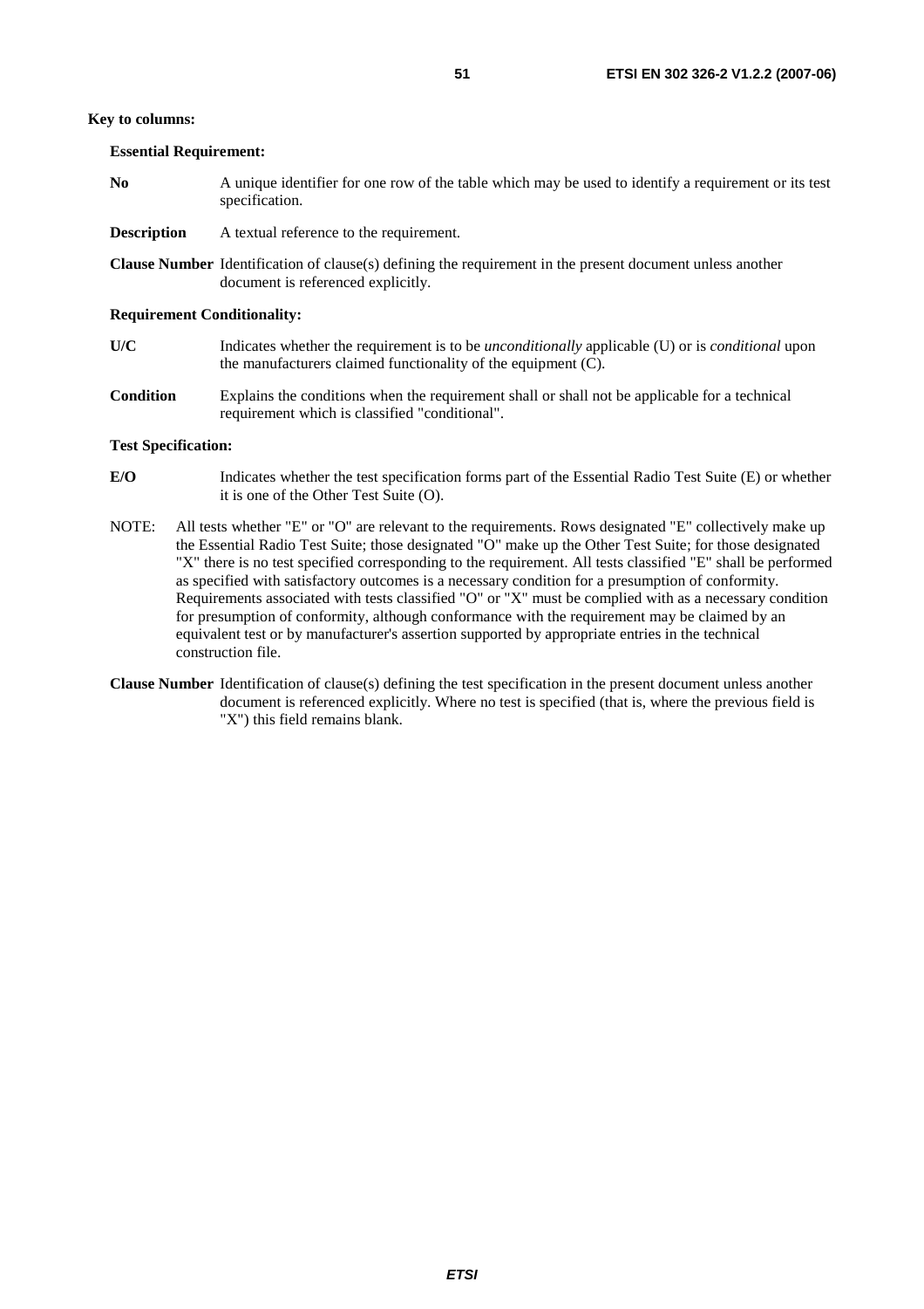**Key to columns:**

**Essential Requirement:**

**No** A unique identifier for one row of the table which may be used to identify a requirement or its test specification.

**Description** A textual reference to the requirement.

**Clause Number** Identification of clause(s) defining the requirement in the present document unless another document is referenced explicitly.

**Requirement Conditionality:**

**U/C** Indicates whether the requirement is to be *unconditionally* applicable (U) or is *conditional* upon the manufacturers claimed functionality of the equipment (C).

**Condition** Explains the conditions when the requirement shall or shall not be applicable for a technical requirement which is classified "conditional".

**Test Specification:**

**E/O** Indicates whether the test specification forms part of the Essential Radio Test Suite (E) or whether it is one of the Other Test Suite (O).

NOTE: All tests whether "E" or "O" are relevant to the requirements. Rows designated "E" collectively make up the Essential Radio Test Suite; those designated "O" make up the Other Test Suite; for those designated "X" there is no test specified corresponding to the requirement. All tests classified "E" shall be performed as specified with satisfactory outcomes is a necessary condition for a presumption of conformity. Requirements associated with tests classified "O" or "X" must be complied with as a necessary condition for presumption of conformity, although conformance with the requirement may be claimed by an equivalent test or by manufacturer's assertion supported by appropriate entries in the technical construction file.

**Clause Number** Identification of clause(s) defining the test specification in the present document unless another document is referenced explicitly. Where no test is specified (that is, where the previous field is "X") this field remains blank.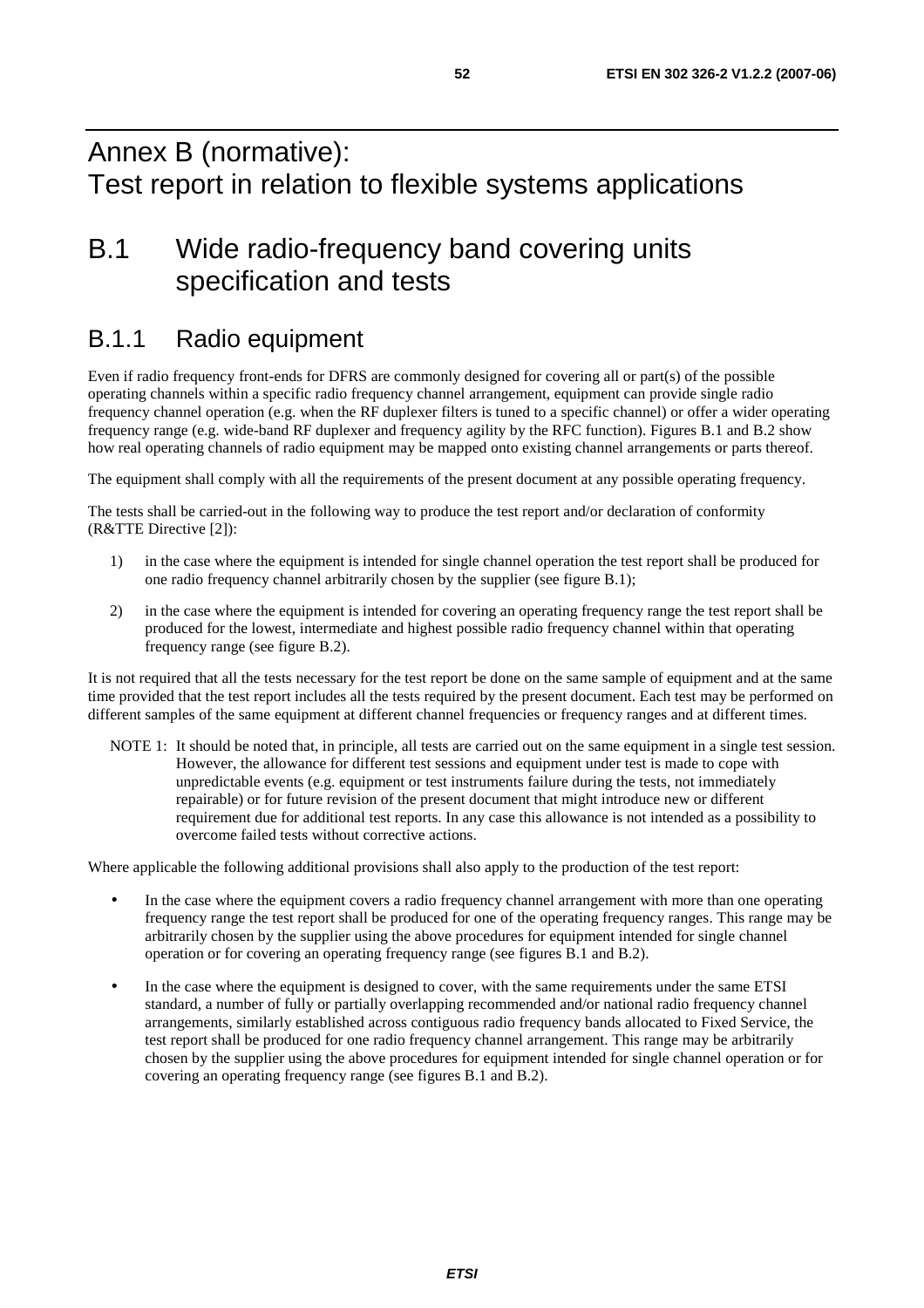# Annex B (normative): Test report in relation to flexible systems applications

## B.1 Wide radio-frequency band covering units specification and tests

### B.1.1 Radio equipment

Even if radio frequency front-ends for DFRS are commonly designed for covering all or part(s) of the possible operating channels within a specific radio frequency channel arrangement, equipment can provide single radio frequency channel operation (e.g. when the RF duplexer filters is tuned to a specific channel) or offer a wider operating frequency range (e.g. wide-band RF duplexer and frequency agility by the RFC function). Figures B.1 and B.2 show how real operating channels of radio equipment may be mapped onto existing channel arrangements or parts thereof.

The equipment shall comply with all the requirements of the present document at any possible operating frequency.

The tests shall be carried-out in the following way to produce the test report and/or declaration of conformity (R&TTE Directive [2]):

1) in the case where the equipment is intended for single channel operation the test report shall be produced for one radio frequency channel arbitrarily chosen by the supplier (see figure B.1);

2) in the case where the equipment is intended for covering an operating frequency range the test report shall be produced for the lowest, intermediate and highest possible radio frequency channel within that operating frequency range (see figure B.2).

It is not required that all the tests necessary for the test report be done on the same sample of equipment and at the same time provided that the test report includes all the tests required by the present document. Each test may be performed on different samples of the same equipment at different channel frequencies or frequency ranges and at different times.

NOTE 1: It should be noted that, in principle, all tests are carried out on the same equipment in a single test session. However, the allowance for different test sessions and equipment under test is made to cope with unpredictable events (e.g. equipment or test instruments failure during the tests, not immediately repairable) or for future revision of the present document that might introduce new or different requirement due for additional test reports. In any case this allowance is not intended as a possibility to overcome failed tests without corrective actions.

Where applicable the following additional provisions shall also apply to the production of the test report:

- In the case where the equipment covers a radio frequency channel arrangement with more than one operating frequency range the test report shall be produced for one of the operating frequency ranges. This range may be arbitrarily chosen by the supplier using the above procedures for equipment intended for single channel operation or for covering an operating frequency range (see figures B.1 and B.2).

- In the case where the equipment is designed to cover, with the same requirements under the same ETSI standard, a number of fully or partially overlapping recommended and/or national radio frequency channel arrangements, similarly established across contiguous radio frequency bands allocated to Fixed Service, the test report shall be produced for one radio frequency channel arrangement. This range may be arbitrarily chosen by the supplier using the above procedures for equipment intended for single channel operation or for covering an operating frequency range (see figures B.1 and B.2).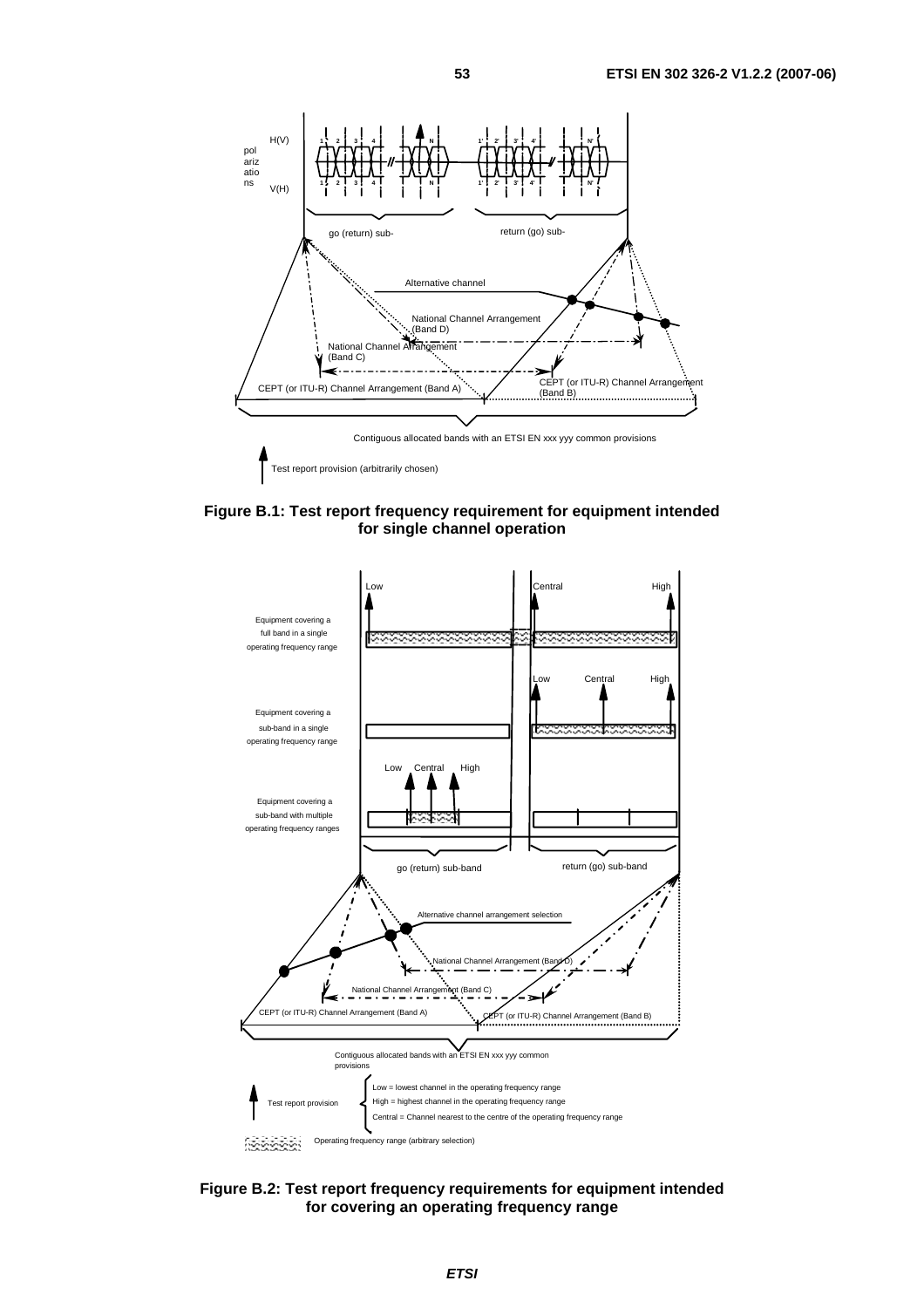Figure B.1: Test report frequency requirement for equipment intended for single channel operation

Figure B.2: Test report frequency requirements for equipment intended for covering an operating frequency range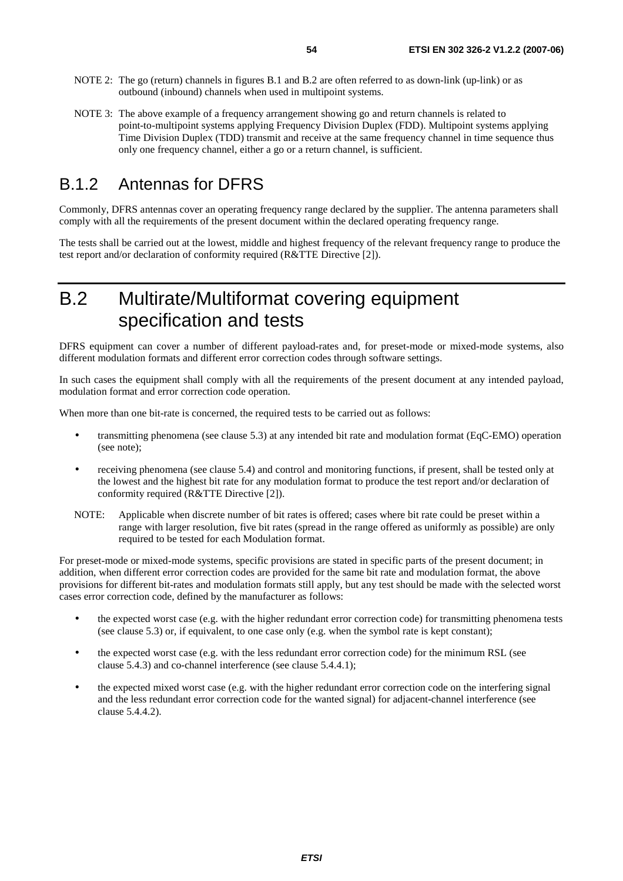NOTE 2: The go (return) channels in figures B.1 and B.2 are often referred to as down-link (up-link) or as outbound (inbound) channels when used in multipoint systems.

NOTE 3: The above example of a frequency arrangement showing go and return channels is related to point-to-multipoint systems applying Frequency Division Duplex (FDD). Multipoint systems applying Time Division Duplex (TDD) transmit and receive at the same frequency channel in time sequence thus only one frequency channel, either a go or a return channel, is sufficient.

### B.1.2 Antennas for DFRS

Commonly, DFRS antennas cover an operating frequency range declared by the supplier. The antenna parameters shall comply with all the requirements of the present document within the declared operating frequency range.

The tests shall be carried out at the lowest, middle and highest frequency of the relevant frequency range to produce the test report and/or declaration of conformity required (R&TTE Directive [2]).

## B.2 Multirate/Multiformat covering equipment specification and tests

DFRS equipment can cover a number of different payload-rates and, for preset-mode or mixed-mode systems, also different modulation formats and different error correction codes through software settings.

In such cases the equipment shall comply with all the requirements of the present document at any intended payload, modulation format and error correction code operation.

When more than one bit-rate is concerned, the required tests to be carried out as follows:

- transmitting phenomena (see clause 5.3) at any intended bit rate and modulation format (EqC-EMO) operation (see note);
- receiving phenomena (see clause 5.4) and control and monitoring functions, if present, shall be tested only at the lowest and the highest bit rate for any modulation format to produce the test report and/or declaration of conformity required (R&TTE Directive [2]).

NOTE: Applicable when discrete number of bit rates is offered; cases where bit rate could be preset within a range with larger resolution, five bit rates (spread in the range offered as uniformly as possible) are only required to be tested for each Modulation format.

For preset-mode or mixed-mode systems, specific provisions are stated in specific parts of the present document; in addition, when different error correction codes are provided for the same bit rate and modulation format, the above provisions for different bit-rates and modulation formats still apply, but any test should be made with the selected worst cases error correction code, defined by the manufacturer as follows:

- the expected worst case (e.g. with the higher redundant error correction code) for transmitting phenomena tests (see clause 5.3) or, if equivalent, to one case only (e.g. when the symbol rate is kept constant);
- the expected worst case (e.g. with the less redundant error correction code) for the minimum RSL (see clause 5.4.3) and co-channel interference (see clause 5.4.4.1);
- the expected mixed worst case (e.g. with the higher redundant error correction code on the interfering signal and the less redundant error correction code for the wanted signal) for adjacent-channel interference (see clause 5.4.4.2).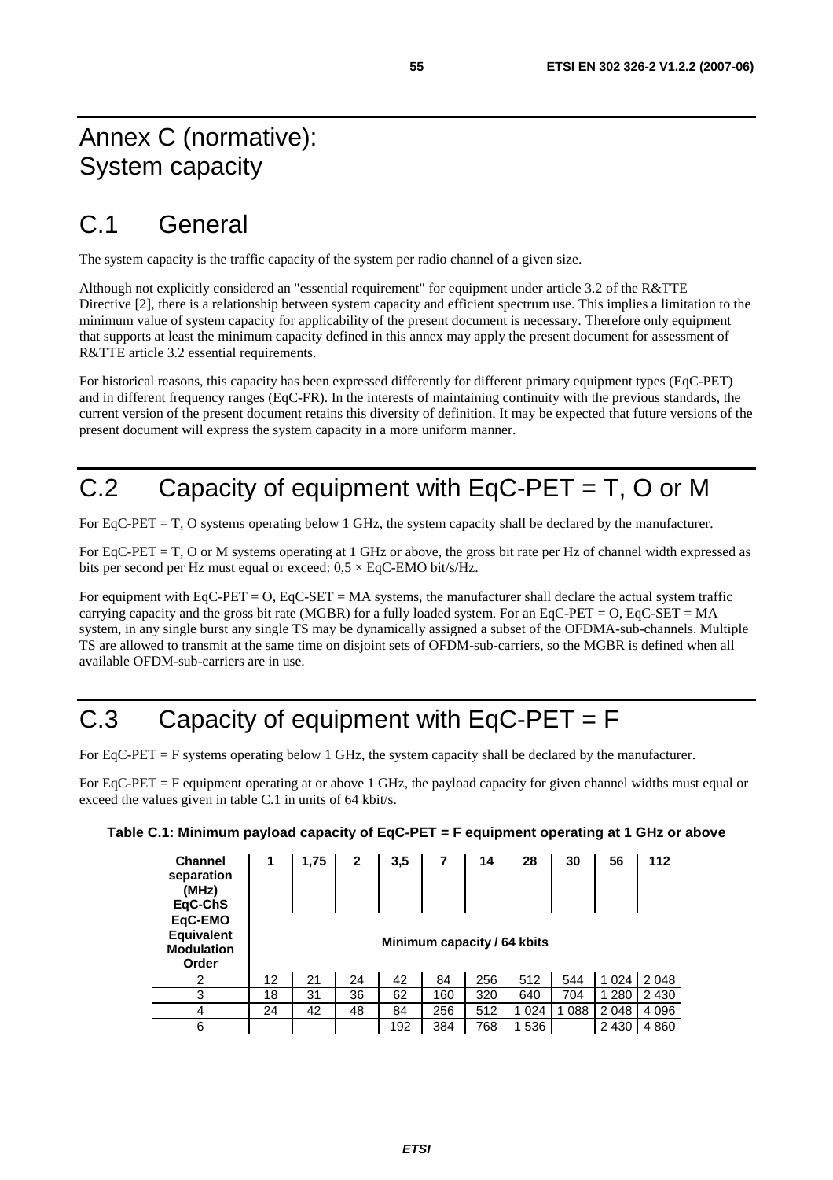# Annex C (normative): System capacity

# C.1 General

The system capacity is the traffic capacity of the system per radio channel of a given size.

Although not explicitly considered an "essential requirement" for equipment under article 3.2 of the R&TTE Directive [2], there is a relationship between system capacity and efficient spectrum use. This implies a limitation to the minimum value of system capacity for applicability of the present document is necessary. Therefore only equipment that supports at least the minimum capacity defined in this annex may apply the present document for assessment of R&TTE article 3.2 essential requirements.

For historical reasons, this capacity has been expressed differently for different primary equipment types (EqC-PET) and in different frequency ranges (EqC-FR). In the interests of maintaining continuity with the previous standards, the current version of the present document retains this diversity of definition. It may be expected that future versions of the present document will express the system capacity in a more uniform manner.

# C.2 Capacity of equipment with EqC-PET = T, O or M

For EqC-PET = T, O systems operating below 1 GHz, the system capacity shall be declared by the manufacturer.

For EqC-PET = T, O or M systems operating at 1 GHz or above, the gross bit rate per Hz of channel width expressed as bits per second per Hz must equal or exceed: $0,5 \times$ EqC-EMO bit/s/Hz.

For equipment with EqC-PET = O, EqC-SET = MA systems, the manufacturer shall declare the actual system traffic carrying capacity and the gross bit rate (MGBR) for a fully loaded system. For an EqC-PET = O, EqC-SET = MA system, in any single burst any single TS may be dynamically assigned a subset of the OFDMA-sub-channels. Multiple TS are allowed to transmit at the same time on disjoint sets of OFDM-sub-carriers, so the MGBR is defined when all available OFDM-sub-carriers are in use.

# C.3 Capacity of equipment with EqC-PET = F

For EqC-PET = F systems operating below 1 GHz, the system capacity shall be declared by the manufacturer.

For EqC-PET = F equipment operating at or above 1 GHz, the payload capacity for given channel widths must equal or exceed the values given in table C.1 in units of 64 kbit/s.

**Table C.1: Minimum payload capacity of EqC-PET = F equipment operating at 1 GHz or above**

| **Channel separation (MHz) EqC-ChS** | **1** | **1,75** | **2** | **3,5** | **7** | **14** | **28** | **30** | **56** | **112** |
|---|---|---|---|---|---|---|---|---|---|---|
| **EqC-EMO Equivalent Modulation Order** | **Minimum capacity / 64 kbits** | | | | | | | | | |
| 2 | 12 | 21 | 24 | 42 | 84 | 256 | 512 | 544 | 1 024 | 2 048 |
| 3 | 18 | 31 | 36 | 62 | 160 | 320 | 640 | 704 | 1 280 | 2 430 |
| 4 | 24 | 42 | 48 | 84 | 256 | 512 | 1 024 | 1 088 | 2 048 | 4 096 |
| 6 | | | | 192 | 384 | 768 | 1 536 | | 2 430 | 4 860 |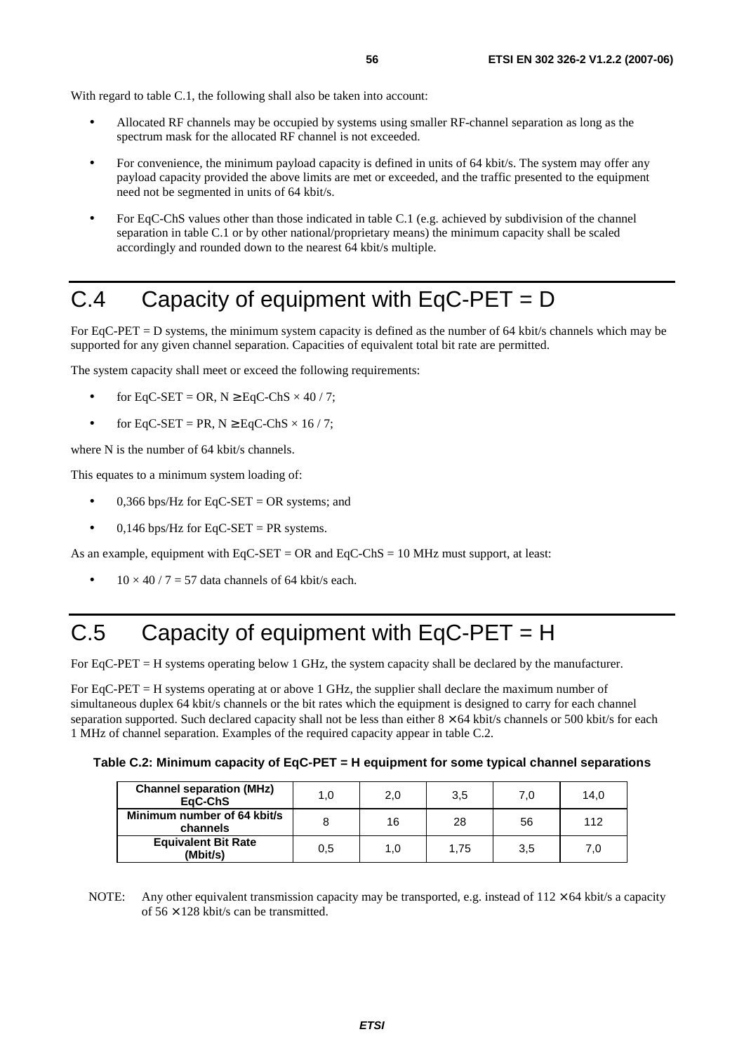With regard to table C.1, the following shall also be taken into account:

- Allocated RF channels may be occupied by systems using smaller RF-channel separation as long as the spectrum mask for the allocated RF channel is not exceeded.
- For convenience, the minimum payload capacity is defined in units of 64 kbit/s. The system may offer any payload capacity provided the above limits are met or exceeded, and the traffic presented to the equipment need not be segmented in units of 64 kbit/s.
- For EqC-ChS values other than those indicated in table C.1 (e.g. achieved by subdivision of the channel separation in table C.1 or by other national/proprietary means) the minimum capacity shall be scaled accordingly and rounded down to the nearest 64 kbit/s multiple.

# C.4 Capacity of equipment with EqC-PET = D

For EqC-PET = D systems, the minimum system capacity is defined as the number of 64 kbit/s channels which may be supported for any given channel separation. Capacities of equivalent total bit rate are permitted.

The system capacity shall meet or exceed the following requirements:

- for EqC-SET = OR, $N \geq \text{EqC-ChS} \times 40 / 7$;
- for EqC-SET = PR, $N \geq \text{EqC-ChS} \times 16 / 7$;

where N is the number of 64 kbit/s channels.

This equates to a minimum system loading of:

- 0,366 bps/Hz for EqC-SET = OR systems; and
- 0,146 bps/Hz for EqC-SET = PR systems.

As an example, equipment with EqC-SET = OR and EqC-ChS = 10 MHz must support, at least:

- $10 \times 40 / 7 = 57$ data channels of 64 kbit/s each.

# C.5 Capacity of equipment with EqC-PET = H

For EqC-PET = H systems operating below 1 GHz, the system capacity shall be declared by the manufacturer.

For EqC-PET = H systems operating at or above 1 GHz, the supplier shall declare the maximum number of simultaneous duplex 64 kbit/s channels or the bit rates which the equipment is designed to carry for each channel separation supported. Such declared capacity shall not be less than either 8 × 64 kbit/s channels or 500 kbit/s for each 1 MHz of channel separation. Examples of the required capacity appear in table C.2.

**Table C.2: Minimum capacity of EqC-PET = H equipment for some typical channel separations**

| Channel separation (MHz) EqC-ChS | 1,0 | 2,0 | 3,5 | 7,0 | 14,0 |
|---|---|---|---|---|---|
| Minimum number of 64 kbit/s channels | 8 | 16 | 28 | 56 | 112 |
| Equivalent Bit Rate (Mbit/s) | 0,5 | 1,0 | 1,75 | 3,5 | 7,0 |

NOTE: Any other equivalent transmission capacity may be transported, e.g. instead of 112 × 64 kbit/s a capacity of 56 × 128 kbit/s can be transmitted.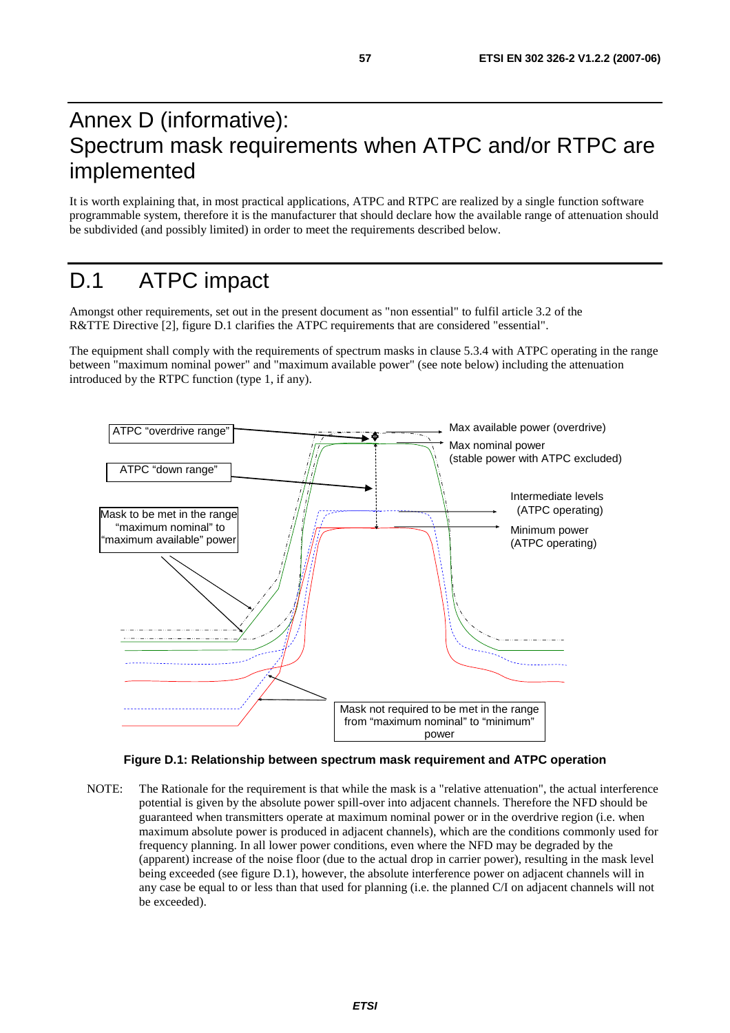# Annex D (informative): Spectrum mask requirements when ATPC and/or RTPC are implemented

It is worth explaining that, in most practical applications, ATPC and RTPC are realized by a single function software programmable system, therefore it is the manufacturer that should declare how the available range of attenuation should be subdivided (and possibly limited) in order to meet the requirements described below.

# D.1 ATPC impact

Amongst other requirements, set out in the present document as "non essential" to fulfil article 3.2 of the R&TTE Directive [2], figure D.1 clarifies the ATPC requirements that are considered "essential".

The equipment shall comply with the requirements of spectrum masks in clause 5.3.4 with ATPC operating in the range between "maximum nominal power" and "maximum available power" (see note below) including the attenuation introduced by the RTPC function (type 1, if any).

ATPC "overdrive range"

ATPC "down range"

Mask to be met in the range "maximum nominal" to "maximum available" power

Max available power (overdrive)

Max nominal power (stable power with ATPC excluded)

Intermediate levels (ATPC operating)

Minimum power (ATPC operating)

Mask not required to be met in the range from "maximum nominal" to "minimum" power

**Figure D.1: Relationship between spectrum mask requirement and ATPC operation**

NOTE: The Rationale for the requirement is that while the mask is a "relative attenuation", the actual interference potential is given by the absolute power spill-over into adjacent channels. Therefore the NFD should be guaranteed when transmitters operate at maximum nominal power or in the overdrive region (i.e. when maximum absolute power is produced in adjacent channels), which are the conditions commonly used for frequency planning. In all lower power conditions, even where the NFD may be degraded by the (apparent) increase of the noise floor (due to the actual drop in carrier power), resulting in the mask level being exceeded (see figure D.1), however, the absolute interference power on adjacent channels will in any case be equal to or less than that used for planning (i.e. the planned C/I on adjacent channels will not be exceeded).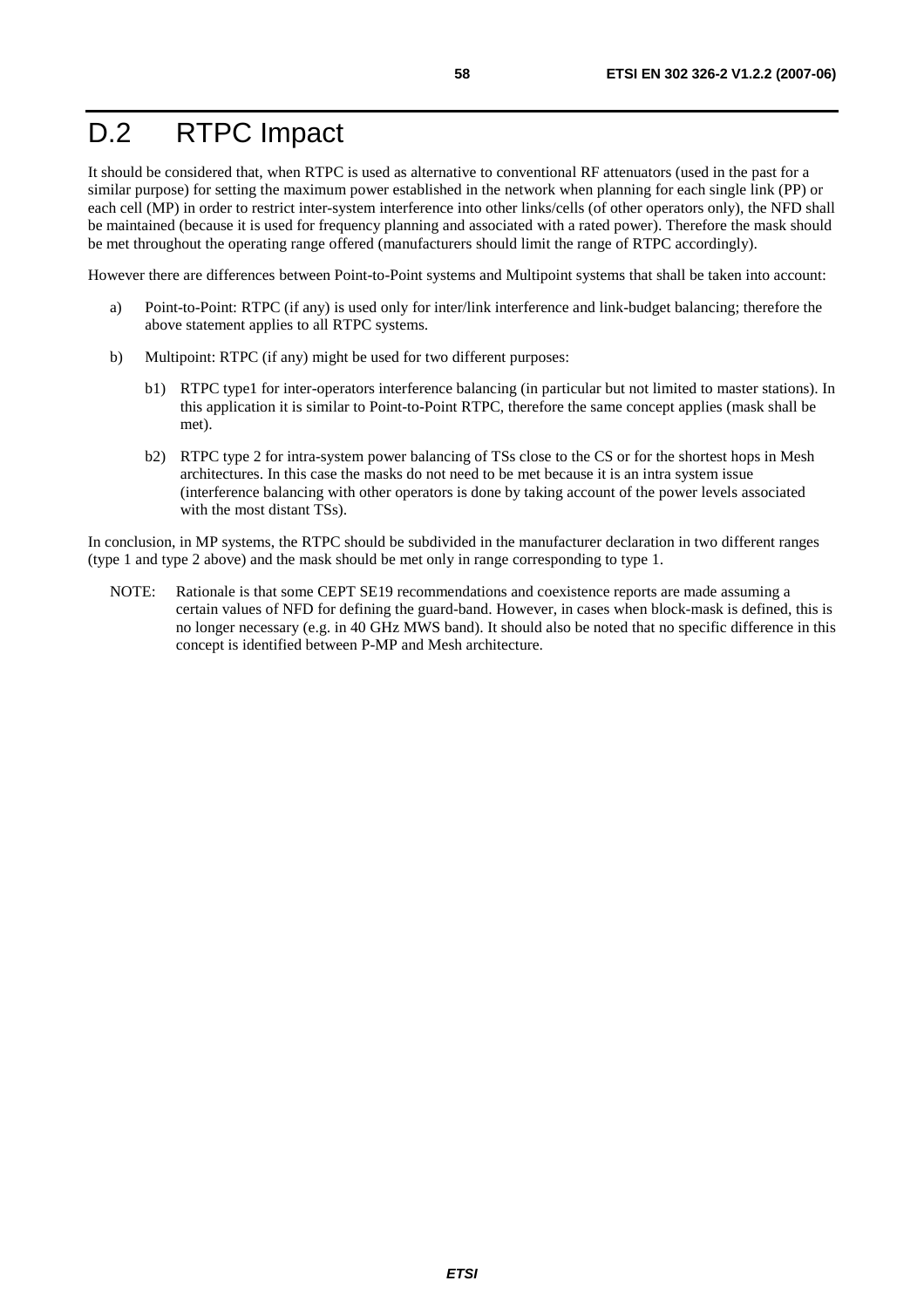# D.2 RTPC Impact

It should be considered that, when RTPC is used as alternative to conventional RF attenuators (used in the past for a similar purpose) for setting the maximum power established in the network when planning for each single link (PP) or each cell (MP) in order to restrict inter-system interference into other links/cells (of other operators only), the NFD shall be maintained (because it is used for frequency planning and associated with a rated power). Therefore the mask should be met throughout the operating range offered (manufacturers should limit the range of RTPC accordingly).

However there are differences between Point-to-Point systems and Multipoint systems that shall be taken into account:

a) Point-to-Point: RTPC (if any) is used only for inter/link interference and link-budget balancing; therefore the above statement applies to all RTPC systems.

b) Multipoint: RTPC (if any) might be used for two different purposes:

   b1) RTPC type1 for inter-operators interference balancing (in particular but not limited to master stations). In this application it is similar to Point-to-Point RTPC, therefore the same concept applies (mask shall be met).

   b2) RTPC type 2 for intra-system power balancing of TSs close to the CS or for the shortest hops in Mesh architectures. In this case the masks do not need to be met because it is an intra system issue (interference balancing with other operators is done by taking account of the power levels associated with the most distant TSs).

In conclusion, in MP systems, the RTPC should be subdivided in the manufacturer declaration in two different ranges (type 1 and type 2 above) and the mask should be met only in range corresponding to type 1.

NOTE: Rationale is that some CEPT SE19 recommendations and coexistence reports are made assuming a certain values of NFD for defining the guard-band. However, in cases when block-mask is defined, this is no longer necessary (e.g. in 40 GHz MWS band). It should also be noted that no specific difference in this concept is identified between P-MP and Mesh architecture.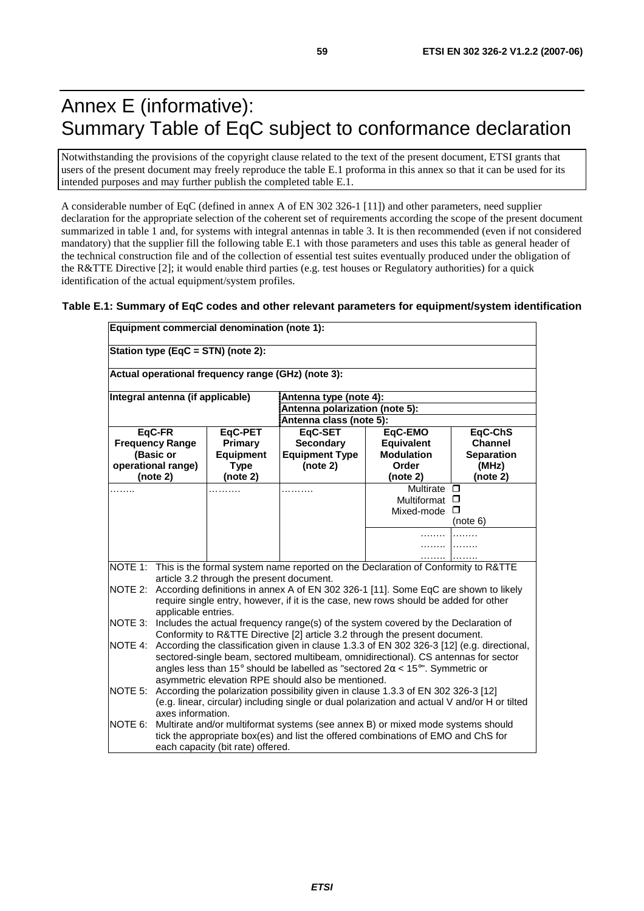# Annex E (informative): Summary Table of EqC subject to conformance declaration

Notwithstanding the provisions of the copyright clause related to the text of the present document, ETSI grants that users of the present document may freely reproduce the table E.1 proforma in this annex so that it can be used for its intended purposes and may further publish the completed table E.1.

A considerable number of EqC (defined in annex A of EN 302 326-1 [11]) and other parameters, need supplier declaration for the appropriate selection of the coherent set of requirements according the scope of the present document summarized in table 1 and, for systems with integral antennas in table 3. It is then recommended (even if not considered mandatory) that the supplier fill the following table E.1 with those parameters and uses this table as general header of the technical construction file and of the collection of essential test suites eventually produced under the obligation of the R&TTE Directive [2]; it would enable third parties (e.g. test houses or Regulatory authorities) for a quick identification of the actual equipment/system profiles.

**Table E.1: Summary of EqC codes and other relevant parameters for equipment/system identification**

| **Equipment commercial denomination (note 1):** | | | | |
|---|---|---|---|---|
| **Station type (EqC = STN) (note 2):** | | | | |
| **Actual operational frequency range (GHz) (note 3):** | | | | |
| **Integral antenna (if applicable)** | | **Antenna type (note 4):** | | |
| | | **Antenna polarization (note 5):** | | |
| | | **Antenna class (note 5):** | | |
| **EqC-FR Frequency Range (Basic or operational range) (note 2)** | **EqC-PET Primary Equipment Type (note 2)** | **EqC-SET Secondary Equipment Type (note 2)** | **EqC-EMO Equivalent Modulation Order (note 2)** | **EqC-ChS Channel Separation (MHz) (note 2)** |
| …….. | ………. | ………. | Multirate ❐ Multiformat ❐ Mixed-mode ❐ | (note 6) |
| | | | ……. | ……. |
| | | | ……. | ……. |
| | | | ……. | ……. |

NOTE 1: This is the formal system name reported on the Declaration of Conformity to R&TTE article 3.2 through the present document.

NOTE 2: According definitions in annex A of EN 302 326-1 [11]. Some EqC are shown to likely require single entry, however, if it is the case, new rows should be added for other applicable entries.

NOTE 3: Includes the actual frequency range(s) of the system covered by the Declaration of Conformity to R&TTE Directive [2] article 3.2 through the present document.

NOTE 4: According the classification given in clause 1.3.3 of EN 302 326-3 [12] (e.g. directional, sectored-single beam, sectored multibeam, omnidirectional). CS antennas for sector angles less than 15° should be labelled as "sectored 2α < 15°". Symmetric or asymmetric elevation RPE should also be mentioned.

NOTE 5: According the polarization possibility given in clause 1.3.3 of EN 302 326-3 [12] (e.g. linear, circular) including single or dual polarization and actual V and/or H or tilted axes information.

NOTE 6: Multirate and/or multiformat systems (see annex B) or mixed mode systems should tick the appropriate box(es) and list the offered combinations of EMO and ChS for each capacity (bit rate) offered.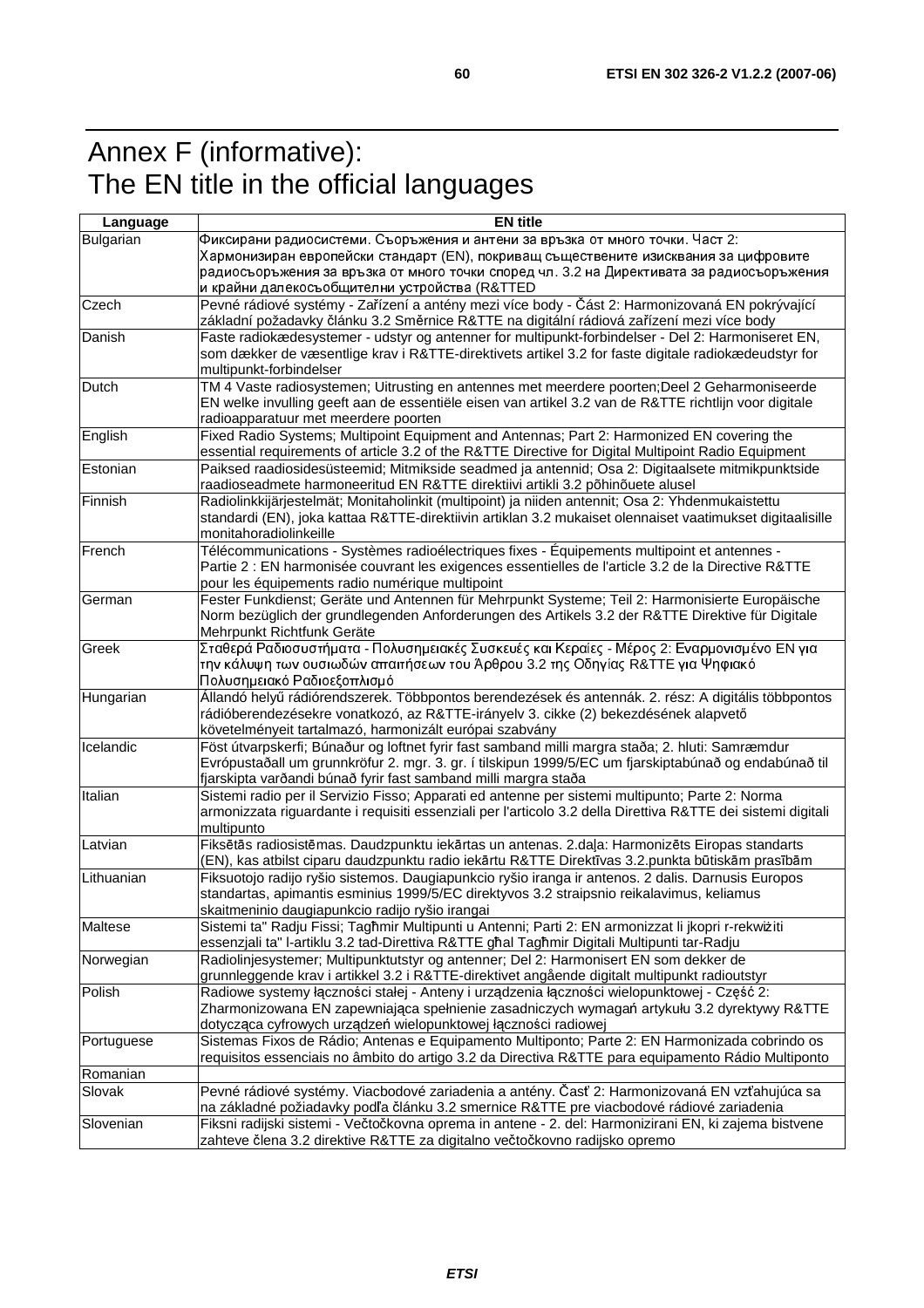# Annex F (informative):
# The EN title in the official languages

| Language | EN title |
|---|---|
| Bulgarian | Фиксирани радиосистеми. Съоръжения и антени за връзка от много точки. Част 2: Хармонизиран европейски стандарт (EN), покриващ съществените изисквания за цифровите радиосъоръжения за връзка от много точки според чл. 3.2 на Директивата за радиосъоръжения и крайни далекосъобщителни устройства (R&TTED |
| Czech | Pevné rádiové systémy - Zařízení a antény mezi více body - Část 2: Harmonizovaná EN pokrývající základní požadavky článku 3.2 Směrnice R&TTE na digitální rádiová zařízení mezi více body |
| Danish | Faste radiokædesystemer - udstyr og antenner for multipunkt-forbindelser - Del 2: Harmoniseret EN, som dækker de væsentlige krav i R&TTE-direktivets artikel 3.2 for faste digitale radiokædeudstyr for multipunkt-forbindelser |
| Dutch | TM 4 Vaste radiosystemen; Uitrusting en antennes met meerdere poorten;Deel 2 Geharmoniseerde EN welke invulling geeft aan de essentiële eisen van artikel 3.2 van de R&TTE richtlijn voor digitale radioapparatuur met meerdere poorten |
| English | Fixed Radio Systems; Multipoint Equipment and Antennas; Part 2: Harmonized EN covering the essential requirements of article 3.2 of the R&TTE Directive for Digital Multipoint Radio Equipment |
| Estonian | Paiksed raadiosidesüsteemid; Mitmikside seadmed ja antennid; Osa 2: Digitaalsete mitmikpunktside raadioseadmete harmoneeritud EN R&TTE direktiivi artikli 3.2 põhinõuete alusel |
| Finnish | Radiolinkkijärjestelmät; Monitaholinkit (multipoint) ja niiden antennit; Osa 2: Yhdenmukaistettu standardi (EN), joka kattaa R&TTE-direktiivin artiklan 3.2 mukaiset olennaiset vaatimukset digitaalisille monitahoradiolinkeille |
| French | Télécommunications - Systèmes radioélectriques fixes - Équipements multipoint et antennes - Partie 2 : EN harmonisée couvrant les exigences essentielles de l'article 3.2 de la Directive R&TTE pour les équipements radio numérique multipoint |
| German | Fester Funkdienst; Geräte und Antennen für Mehrpunkt Systeme; Teil 2: Harmonisierte Europäische Norm bezüglich der grundlegenden Anforderungen des Artikels 3.2 der R&TTE Direktive für Digitale Mehrpunkt Richtfunk Geräte |
| Greek | Σταθερά Ραδιοσυστήματα - Πολυσημειακές Συσκευές και Κεραίες - Μέρος 2: Εναρμονισμένο EN για την κάλυψη των ουσιωδών απαιτήσεων του Άρθρου 3.2 της Οδηγίας R&TTE για Ψηφιακό Πολυσημειακό Ραδιοεξοπλισμό |
| Hungarian | Állandó helyű rádiórendszerek. Többpontos berendezések és antennák. 2. rész: A digitális többpontos rádióberendezésekre vonatkozó, az R&TTE-irányelv 3. cikke (2) bekezdésének alapvető követelményeit tartalmazó, harmonizált európai szabvány |
| Icelandic | Föst útvarpskerfi; Búnaður og loftnet fyrir fast samband milli margra staða; 2. hluti: Samræmdur Evrópustaðall um grunnkröfur 2. mgr. 3. gr. í tilskipun 1999/5/EC um fjarskiptabúnað og endabúnað til fjarskipta varðandi búnað fyrir fast samband milli margra staða |
| Italian | Sistemi radio per il Servizio Fisso; Apparati ed antenne per sistemi multipunto; Parte 2: Norma armonizzata riguardante i requisiti essenziali per l'articolo 3.2 della Direttiva R&TTE dei sistemi digitali multipunto |
| Latvian | Fiksētās radiosistēmas. Daudzpunktu iekārtas un antenas. 2.daļa: Harmonizēts Eiropas standarts (EN), kas atbilst ciparu daudzpunktu radio iekārtu R&TTE Direktīvas 3.2.punkta būtiskām prasībām |
| Lithuanian | Fiksuotojo radijo ryšio sistemos. Daugiapunkcio ryšio iranga ir antenos. 2 dalis. Darnusis Europos standartas, apimantis esminius 1999/5/EC direktyvos 3.2 straipsnio reikalavimus, keliamus skaitmeninio daugiapunkcio radijo ryšio irangai |
| Maltese | Sistemi ta" Radju Fissi; Tagħmir Multipunti u Antenni; Parti 2: EN armonizzat li jkopri r-rekwiżiti essenzjali ta" l-artiklu 3.2 tad-Direttiva R&TTE għal Tagħmir Digitali Multipunti tar-Radju |
| Norwegian | Radiolinjesystemer; Multipunktutstyr og antenner; Del 2: Harmonisert EN som dekker de grunnleggende krav i artikkel 3.2 i R&TTE-direktivet angående digitalt multipunkt radioutstyr |
| Polish | Radiowe systemy łączności stałej - Anteny i urządzenia łączności wielopunktowej - Część 2: Zharmonizowana EN zapewniająca spełnienie zasadniczych wymagań artykułu 3.2 dyrektywy R&TTE dotycząca cyfrowych urządzeń wielopunktowej łączności radiowej |
| Portuguese | Sistemas Fixos de Rádio; Antenas e Equipamento Multiponto; Parte 2: EN Harmonizada cobrindo os requisitos essenciais no âmbito do artigo 3.2 da Directiva R&TTE para equipamento Rádio Multiponto |
| Romanian | |
| Slovak | Pevné rádiové systémy. Viacbodové zariadenia a antény. Časť 2: Harmonizovaná EN vzťahujúca sa na základné požiadavky podľa článku 3.2 smernice R&TTE pre viacbodové rádiové zariadenia |
| Slovenian | Fiksni radijski sistemi - Večtočkovna oprema in antene - 2. del: Harmonizirani EN, ki zajema bistvene zahteve člena 3.2 direktive R&TTE za digitalno večtočkovno radijsko opremo |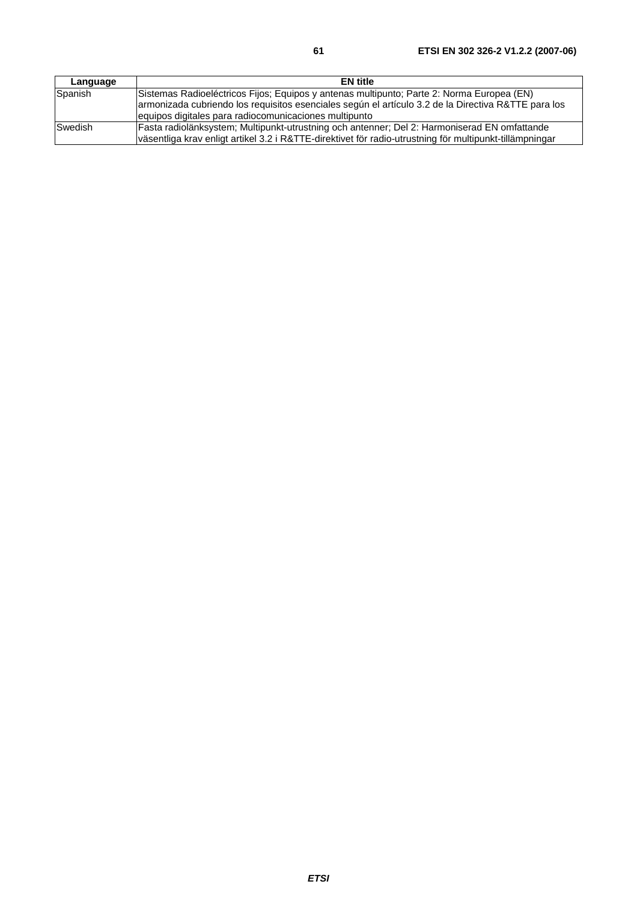| Language | EN title |
| --- | --- |
| Spanish | Sistemas Radioeléctricos Fijos; Equipos y antenas multipunto; Parte 2: Norma Europea (EN) armonizada cubriendo los requisitos esenciales según el artículo 3.2 de la Directiva R&TTE para los equipos digitales para radiocomunicaciones multipunto |
| Swedish | Fasta radiolänksystem; Multipunkt-utrustning och antenner; Del 2: Harmoniserad EN omfattande väsentliga krav enligt artikel 3.2 i R&TTE-direktivet för radio-utrustning för multipunkt-tillämpningar |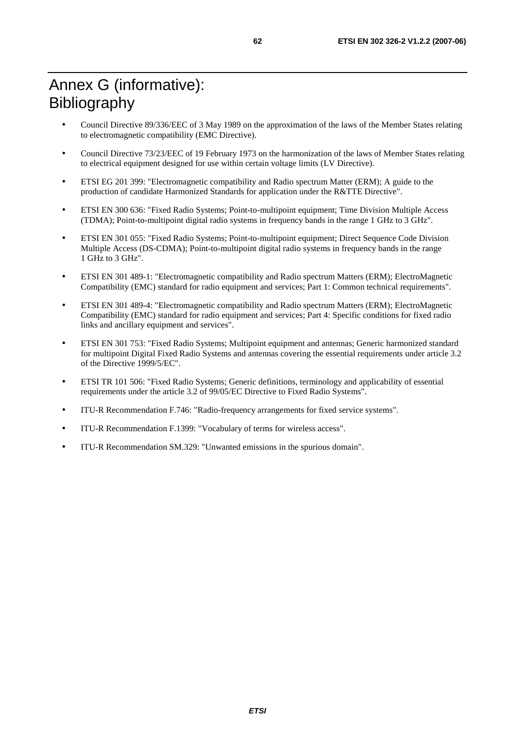# Annex G (informative): Bibliography

- Council Directive 89/336/EEC of 3 May 1989 on the approximation of the laws of the Member States relating to electromagnetic compatibility (EMC Directive).
- Council Directive 73/23/EEC of 19 February 1973 on the harmonization of the laws of Member States relating to electrical equipment designed for use within certain voltage limits (LV Directive).
- ETSI EG 201 399: "Electromagnetic compatibility and Radio spectrum Matter (ERM); A guide to the production of candidate Harmonized Standards for application under the R&TTE Directive".
- ETSI EN 300 636: "Fixed Radio Systems; Point-to-multipoint equipment; Time Division Multiple Access (TDMA); Point-to-multipoint digital radio systems in frequency bands in the range 1 GHz to 3 GHz".
- ETSI EN 301 055: "Fixed Radio Systems; Point-to-multipoint equipment; Direct Sequence Code Division Multiple Access (DS-CDMA); Point-to-multipoint digital radio systems in frequency bands in the range 1 GHz to 3 GHz".
- ETSI EN 301 489-1: "Electromagnetic compatibility and Radio spectrum Matters (ERM); ElectroMagnetic Compatibility (EMC) standard for radio equipment and services; Part 1: Common technical requirements".
- ETSI EN 301 489-4: "Electromagnetic compatibility and Radio spectrum Matters (ERM); ElectroMagnetic Compatibility (EMC) standard for radio equipment and services; Part 4: Specific conditions for fixed radio links and ancillary equipment and services".
- ETSI EN 301 753: "Fixed Radio Systems; Multipoint equipment and antennas; Generic harmonized standard for multipoint Digital Fixed Radio Systems and antennas covering the essential requirements under article 3.2 of the Directive 1999/5/EC".
- ETSI TR 101 506: "Fixed Radio Systems; Generic definitions, terminology and applicability of essential requirements under the article 3.2 of 99/05/EC Directive to Fixed Radio Systems".
- ITU-R Recommendation F.746: "Radio-frequency arrangements for fixed service systems".
- ITU-R Recommendation F.1399: "Vocabulary of terms for wireless access".
- ITU-R Recommendation SM.329: "Unwanted emissions in the spurious domain".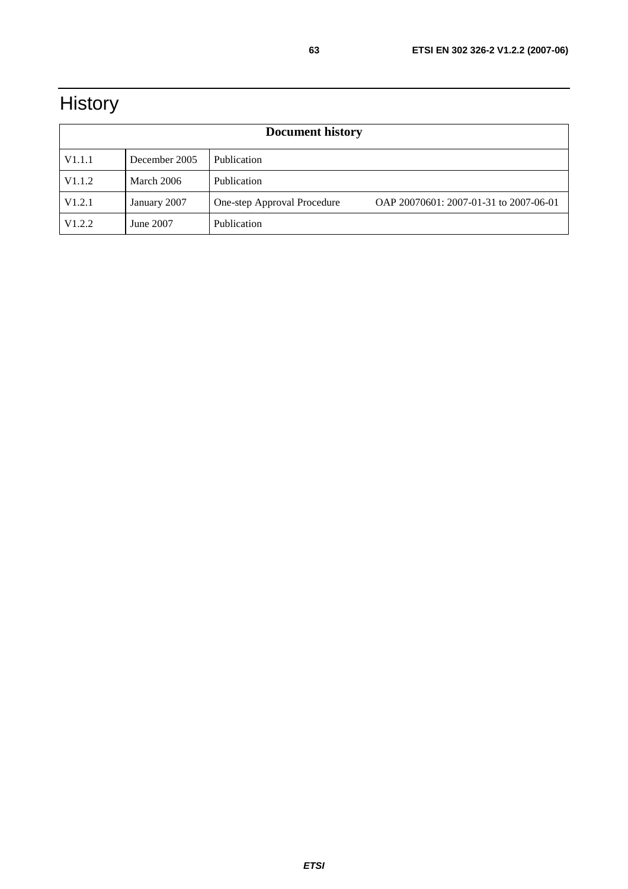# History

| Document history | | | |
|---|---|---|---|
| V1.1.1 | December 2005 | Publication | |
| V1.1.2 | March 2006 | Publication | |
| V1.2.1 | January 2007 | One-step Approval Procedure | OAP 20070601: 2007-01-31 to 2007-06-01 |
| V1.2.2 | June 2007 | Publication | |